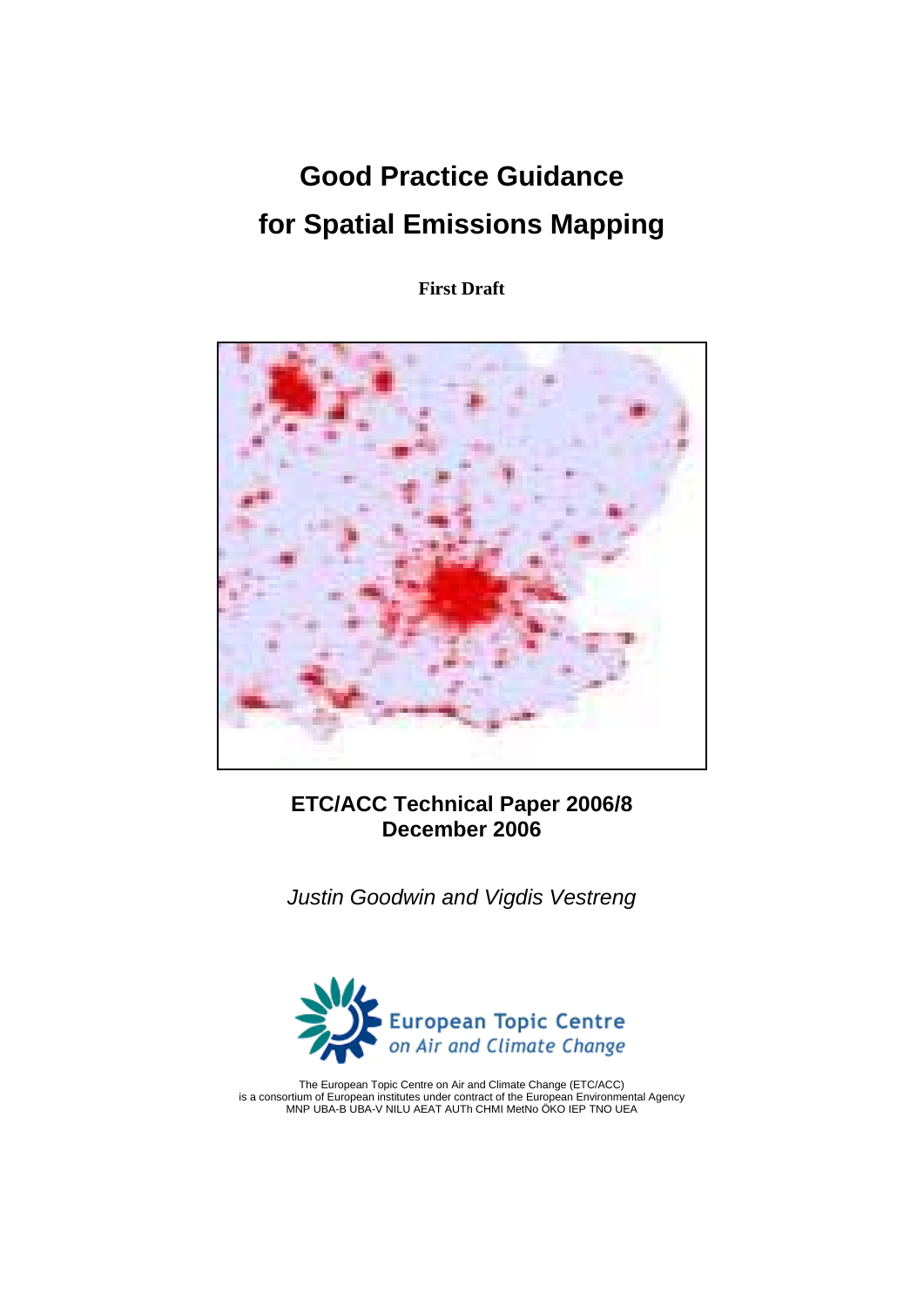# Good Practice Guidance for Spatial Emissions Mapping

**First Draft**

**ETC/ACC Technical Paper 2006/8**
**December 2006**

*Justin Goodwin and Vigdis Vestreng*

European Topic Centre
*on Air and Climate Change*

The European Topic Centre on Air and Climate Change (ETC/ACC)
is a consortium of European institutes under contract of the European Environmental Agency
MNP UBA-B UBA-V NILU AEAT AUTh CHMI MetNo ÖKO IEP TNO UEA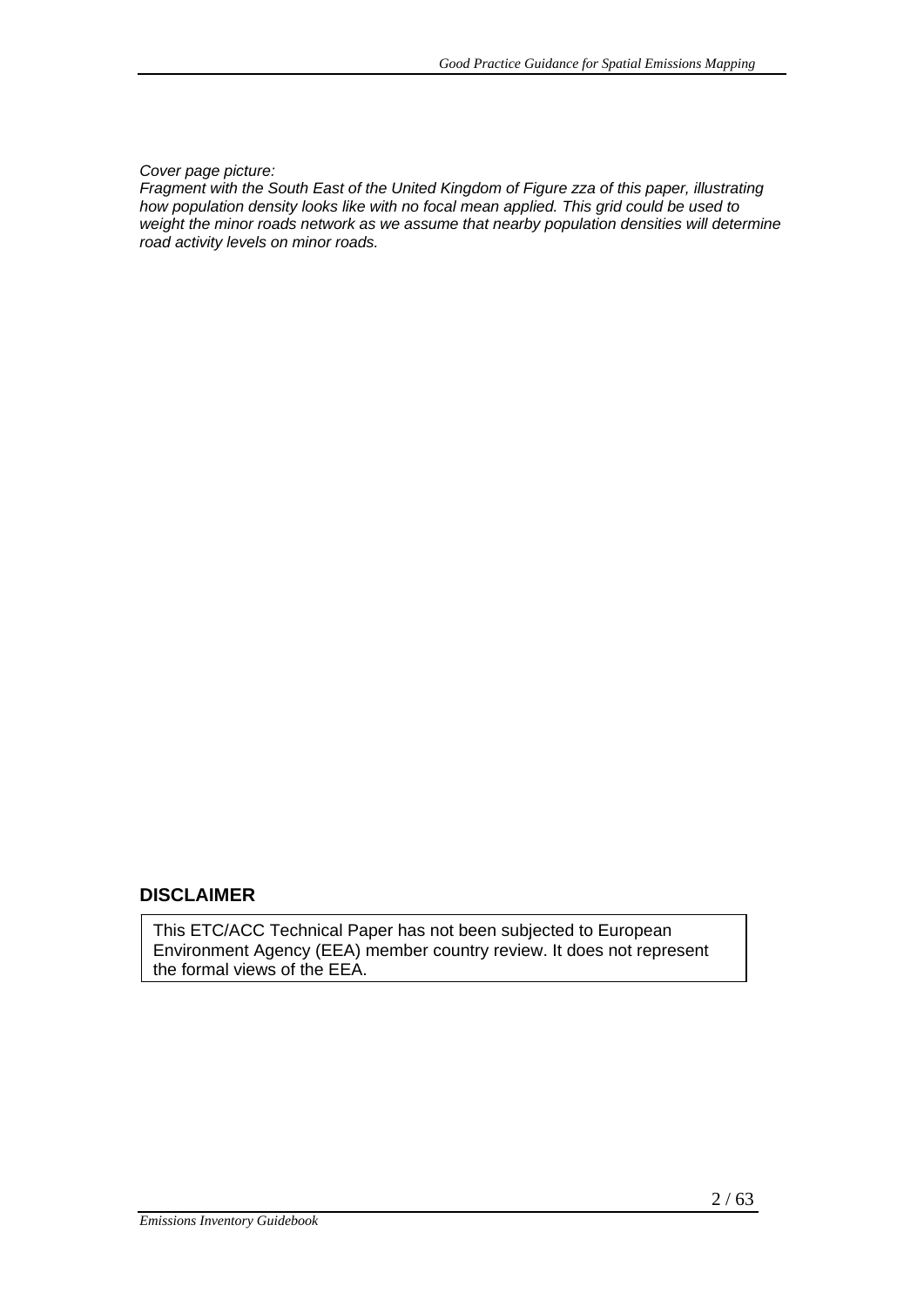*Cover page picture:*
*Fragment with the South East of the United Kingdom of Figure zza of this paper, illustrating how population density looks like with no focal mean applied. This grid could be used to weight the minor roads network as we assume that nearby population densities will determine road activity levels on minor roads.*

## DISCLAIMER

This ETC/ACC Technical Paper has not been subjected to European Environment Agency (EEA) member country review. It does not represent the formal views of the EEA.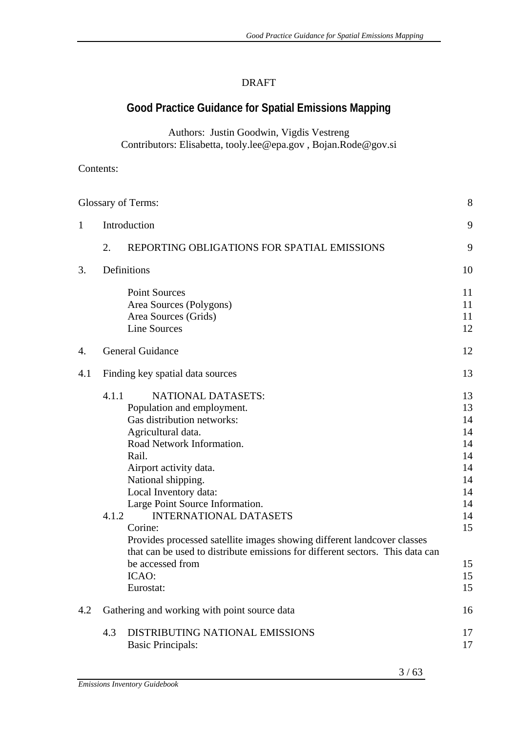DRAFT

# Good Practice Guidance for Spatial Emissions Mapping

Authors: Justin Goodwin, Vigdis Vestreng
Contributors: Elisabetta, tooly.lee@epa.gov , Bojan.Rode@gov.si

Contents:

| | | |
|---|---|---|
| Glossary of Terms: | | 8 |
| 1 | Introduction | 9 |
| | 2. REPORTING OBLIGATIONS FOR SPATIAL EMISSIONS | 9 |
| 3. | Definitions | 10 |
| | Point Sources | 11 |
| | Area Sources (Polygons) | 11 |
| | Area Sources (Grids) | 11 |
| | Line Sources | 12 |
| 4. | General Guidance | 12 |
| 4.1 | Finding key spatial data sources | 13 |
| | 4.1.1 NATIONAL DATASETS: | 13 |
| | Population and employment. | 13 |
| | Gas distribution networks: | 14 |
| | Agricultural data. | 14 |
| | Road Network Information. | 14 |
| | Rail. | 14 |
| | Airport activity data. | 14 |
| | National shipping. | 14 |
| | Local Inventory data: | 14 |
| | Large Point Source Information. | 14 |
| | 4.1.2 INTERNATIONAL DATASETS | 14 |
| | Corine: | 15 |
| | Provides processed satellite images showing different landcover classes that can be used to distribute emissions for different sectors. This data can be accessed from | 15 |
| | ICAO: | 15 |
| | Eurostat: | 15 |
| 4.2 | Gathering and working with point source data | 16 |
| | 4.3 DISTRIBUTING NATIONAL EMISSIONS | 17 |
| | Basic Principals: | 17 |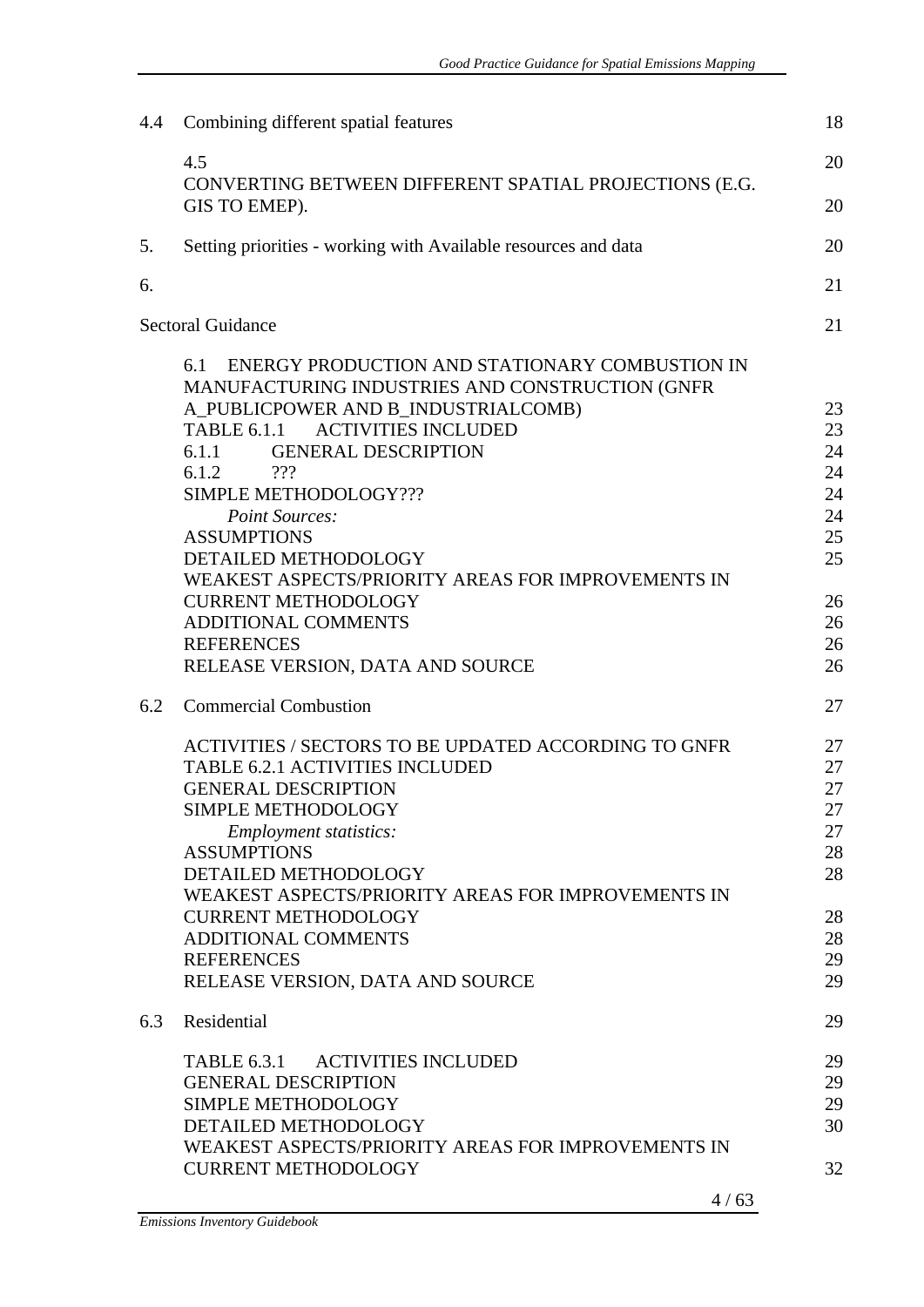| | | |
|---|---|---|
| 4.4 | Combining different spatial features | 18 |
| | 4.5 | 20 |
| | CONVERTING BETWEEN DIFFERENT SPATIAL PROJECTIONS (E.G. GIS TO EMEP). | 20 |
| 5. | Setting priorities - working with Available resources and data | 20 |
| 6. | | 21 |
| | Sectoral Guidance | 21 |
| | 6.1 ENERGY PRODUCTION AND STATIONARY COMBUSTION IN MANUFACTURING INDUSTRIES AND CONSTRUCTION (GNFR A_PUBLICPOWER AND B_INDUSTRIALCOMB) | 23 |
| | TABLE 6.1.1 ACTIVITIES INCLUDED | 23 |
| | 6.1.1 GENERAL DESCRIPTION | 24 |
| | 6.1.2 ??? | 24 |
| | SIMPLE METHODOLOGY??? | 24 |
| | *Point Sources:* | 24 |
| | ASSUMPTIONS | 25 |
| | DETAILED METHODOLOGY | 25 |
| | WEAKEST ASPECTS/PRIORITY AREAS FOR IMPROVEMENTS IN CURRENT METHODOLOGY | 26 |
| | ADDITIONAL COMMENTS | 26 |
| | REFERENCES | 26 |
| | RELEASE VERSION, DATA AND SOURCE | 26 |
| 6.2 | Commercial Combustion | 27 |
| | ACTIVITIES / SECTORS TO BE UPDATED ACCORDING TO GNFR | 27 |
| | TABLE 6.2.1 ACTIVITIES INCLUDED | 27 |
| | GENERAL DESCRIPTION | 27 |
| | SIMPLE METHODOLOGY | 27 |
| | *Employment statistics:* | 27 |
| | ASSUMPTIONS | 28 |
| | DETAILED METHODOLOGY | 28 |
| | WEAKEST ASPECTS/PRIORITY AREAS FOR IMPROVEMENTS IN CURRENT METHODOLOGY | 28 |
| | ADDITIONAL COMMENTS | 28 |
| | REFERENCES | 29 |
| | RELEASE VERSION, DATA AND SOURCE | 29 |
| 6.3 | Residential | 29 |
| | TABLE 6.3.1 ACTIVITIES INCLUDED | 29 |
| | GENERAL DESCRIPTION | 29 |
| | SIMPLE METHODOLOGY | 29 |
| | DETAILED METHODOLOGY | 30 |
| | WEAKEST ASPECTS/PRIORITY AREAS FOR IMPROVEMENTS IN CURRENT METHODOLOGY | 32 |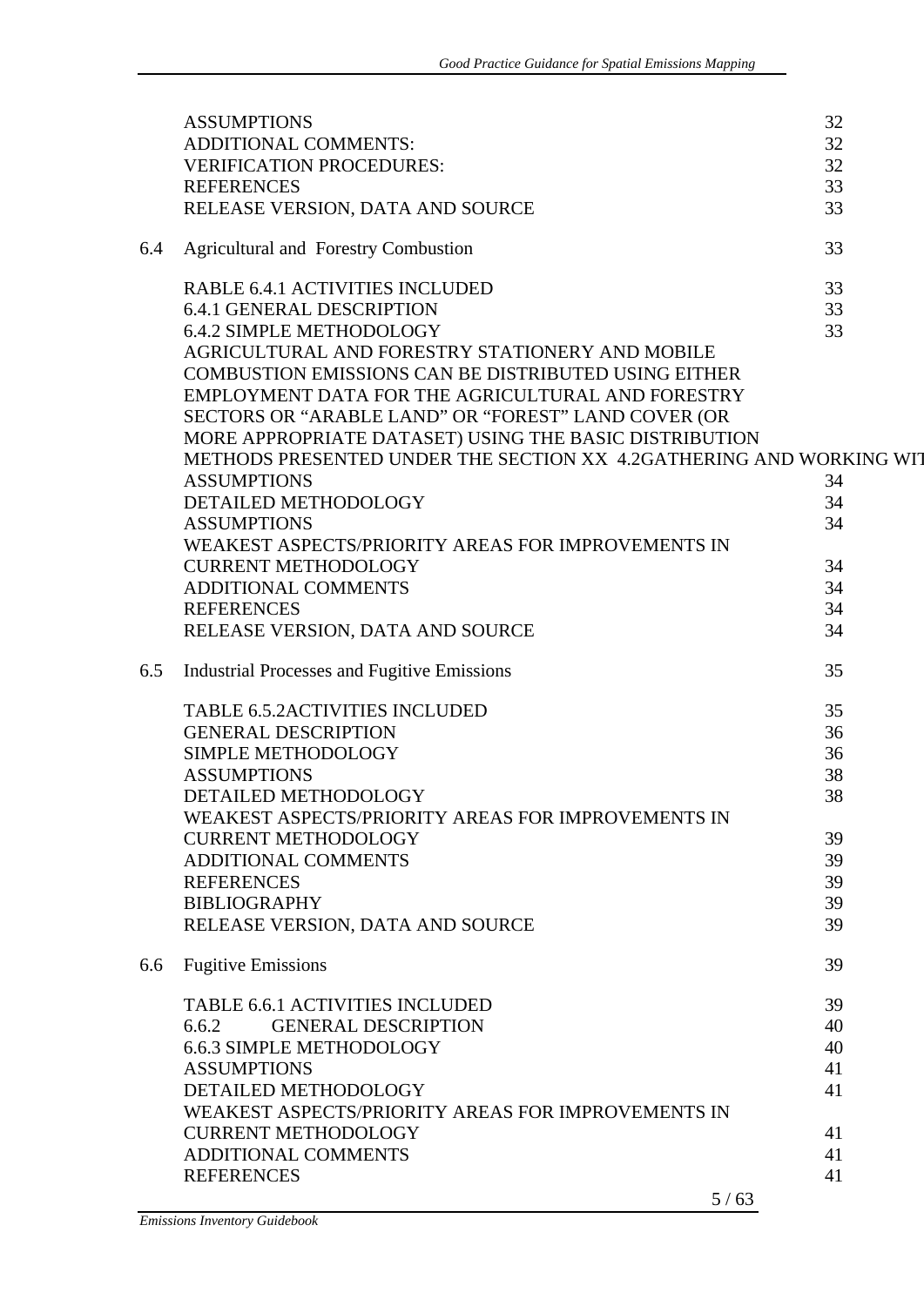| | | |
|---|---|---|
| | ASSUMPTIONS | 32 |
| | ADDITIONAL COMMENTS: | 32 |
| | VERIFICATION PROCEDURES: | 32 |
| | REFERENCES | 33 |
| | RELEASE VERSION, DATA AND SOURCE | 33 |
| 6.4 | Agricultural and Forestry Combustion | 33 |
| | RABLE 6.4.1 ACTIVITIES INCLUDED | 33 |
| | 6.4.1 GENERAL DESCRIPTION | 33 |
| | 6.4.2 SIMPLE METHODOLOGY | 33 |
| | AGRICULTURAL AND FORESTRY STATIONERY AND MOBILE COMBUSTION EMISSIONS CAN BE DISTRIBUTED USING EITHER EMPLOYMENT DATA FOR THE AGRICULTURAL AND FORESTRY SECTORS OR “ARABLE LAND” OR “FOREST” LAND COVER (OR MORE APPROPRIATE DATASET) USING THE BASIC DISTRIBUTION METHODS PRESENTED UNDER THE SECTION XX 4.2GATHERING AND WORKING WIT | |
| | ASSUMPTIONS | 34 |
| | DETAILED METHODOLOGY | 34 |
| | ASSUMPTIONS | 34 |
| | WEAKEST ASPECTS/PRIORITY AREAS FOR IMPROVEMENTS IN CURRENT METHODOLOGY | 34 |
| | ADDITIONAL COMMENTS | 34 |
| | REFERENCES | 34 |
| | RELEASE VERSION, DATA AND SOURCE | 34 |
| 6.5 | Industrial Processes and Fugitive Emissions | 35 |
| | TABLE 6.5.2ACTIVITIES INCLUDED | 35 |
| | GENERAL DESCRIPTION | 36 |
| | SIMPLE METHODOLOGY | 36 |
| | ASSUMPTIONS | 38 |
| | DETAILED METHODOLOGY | 38 |
| | WEAKEST ASPECTS/PRIORITY AREAS FOR IMPROVEMENTS IN CURRENT METHODOLOGY | 39 |
| | ADDITIONAL COMMENTS | 39 |
| | REFERENCES | 39 |
| | BIBLIOGRAPHY | 39 |
| | RELEASE VERSION, DATA AND SOURCE | 39 |
| 6.6 | Fugitive Emissions | 39 |
| | TABLE 6.6.1 ACTIVITIES INCLUDED | 39 |
| | 6.6.2 GENERAL DESCRIPTION | 40 |
| | 6.6.3 SIMPLE METHODOLOGY | 40 |
| | ASSUMPTIONS | 41 |
| | DETAILED METHODOLOGY | 41 |
| | WEAKEST ASPECTS/PRIORITY AREAS FOR IMPROVEMENTS IN CURRENT METHODOLOGY | 41 |
| | ADDITIONAL COMMENTS | 41 |
| | REFERENCES | 41 |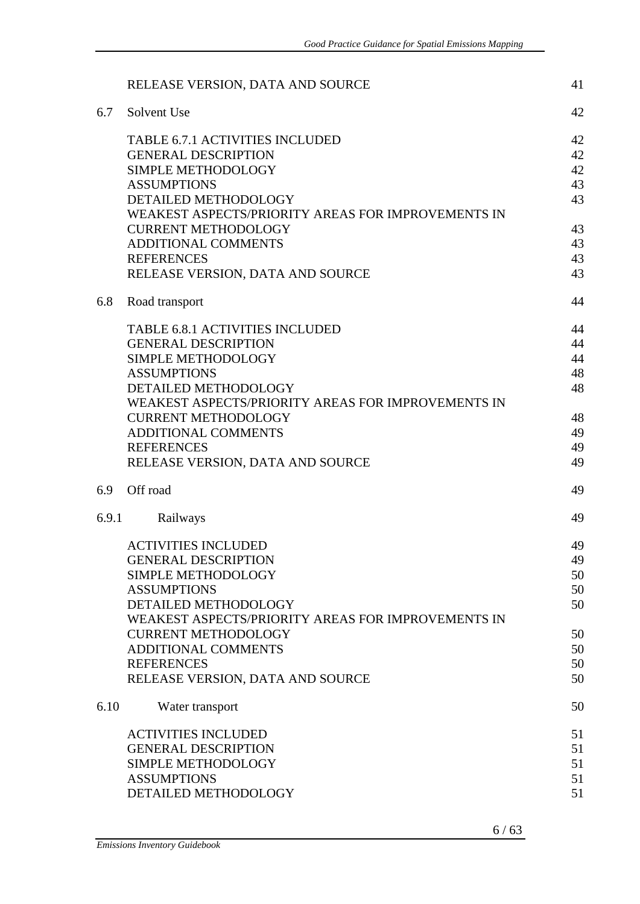RELEASE VERSION, DATA AND SOURCE 41

6.7 Solvent Use 42

TABLE 6.7.1 ACTIVITIES INCLUDED 42
GENERAL DESCRIPTION 42
SIMPLE METHODOLOGY 42
ASSUMPTIONS 43
DETAILED METHODOLOGY 43
WEAKEST ASPECTS/PRIORITY AREAS FOR IMPROVEMENTS IN CURRENT METHODOLOGY 43
ADDITIONAL COMMENTS 43
REFERENCES 43
RELEASE VERSION, DATA AND SOURCE 43

6.8 Road transport 44

TABLE 6.8.1 ACTIVITIES INCLUDED 44
GENERAL DESCRIPTION 44
SIMPLE METHODOLOGY 44
ASSUMPTIONS 48
DETAILED METHODOLOGY 48
WEAKEST ASPECTS/PRIORITY AREAS FOR IMPROVEMENTS IN CURRENT METHODOLOGY 48
ADDITIONAL COMMENTS 49
REFERENCES 49
RELEASE VERSION, DATA AND SOURCE 49

6.9 Off road 49

6.9.1 Railways 49

ACTIVITIES INCLUDED 49
GENERAL DESCRIPTION 49
SIMPLE METHODOLOGY 50
ASSUMPTIONS 50
DETAILED METHODOLOGY 50
WEAKEST ASPECTS/PRIORITY AREAS FOR IMPROVEMENTS IN CURRENT METHODOLOGY 50
ADDITIONAL COMMENTS 50
REFERENCES 50
RELEASE VERSION, DATA AND SOURCE 50

6.10 Water transport 50

ACTIVITIES INCLUDED 51
GENERAL DESCRIPTION 51
SIMPLE METHODOLOGY 51
ASSUMPTIONS 51
DETAILED METHODOLOGY 51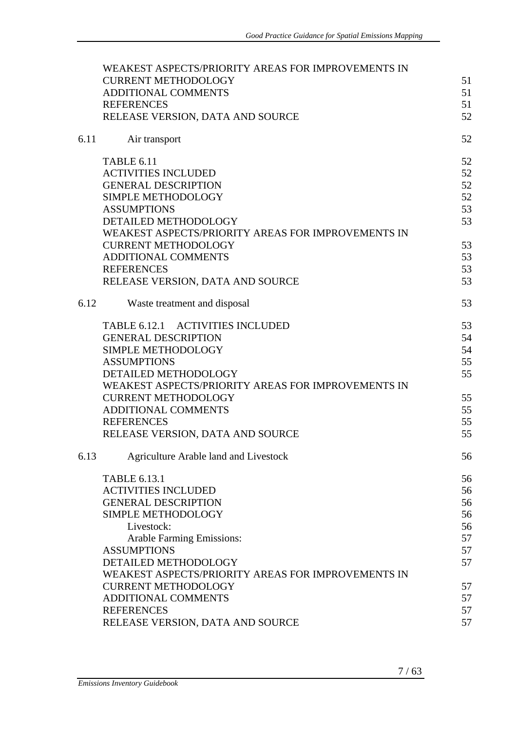| | | |
|---|---|---|
| | WEAKEST ASPECTS/PRIORITY AREAS FOR IMPROVEMENTS IN CURRENT METHODOLOGY | 51 |
| | ADDITIONAL COMMENTS | 51 |
| | REFERENCES | 51 |
| | RELEASE VERSION, DATA AND SOURCE | 52 |
| 6.11 | Air transport | 52 |
| | TABLE 6.11 | 52 |
| | ACTIVITIES INCLUDED | 52 |
| | GENERAL DESCRIPTION | 52 |
| | SIMPLE METHODOLOGY | 52 |
| | ASSUMPTIONS | 53 |
| | DETAILED METHODOLOGY | 53 |
| | WEAKEST ASPECTS/PRIORITY AREAS FOR IMPROVEMENTS IN CURRENT METHODOLOGY | 53 |
| | ADDITIONAL COMMENTS | 53 |
| | REFERENCES | 53 |
| | RELEASE VERSION, DATA AND SOURCE | 53 |
| 6.12 | Waste treatment and disposal | 53 |
| | TABLE 6.12.1 ACTIVITIES INCLUDED | 53 |
| | GENERAL DESCRIPTION | 54 |
| | SIMPLE METHODOLOGY | 54 |
| | ASSUMPTIONS | 55 |
| | DETAILED METHODOLOGY | 55 |
| | WEAKEST ASPECTS/PRIORITY AREAS FOR IMPROVEMENTS IN CURRENT METHODOLOGY | 55 |
| | ADDITIONAL COMMENTS | 55 |
| | REFERENCES | 55 |
| | RELEASE VERSION, DATA AND SOURCE | 55 |
| 6.13 | Agriculture Arable land and Livestock | 56 |
| | TABLE 6.13.1 | 56 |
| | ACTIVITIES INCLUDED | 56 |
| | GENERAL DESCRIPTION | 56 |
| | SIMPLE METHODOLOGY | 56 |
| | Livestock: | 56 |
| | Arable Farming Emissions: | 57 |
| | ASSUMPTIONS | 57 |
| | DETAILED METHODOLOGY | 57 |
| | WEAKEST ASPECTS/PRIORITY AREAS FOR IMPROVEMENTS IN CURRENT METHODOLOGY | 57 |
| | ADDITIONAL COMMENTS | 57 |
| | REFERENCES | 57 |
| | RELEASE VERSION, DATA AND SOURCE | 57 |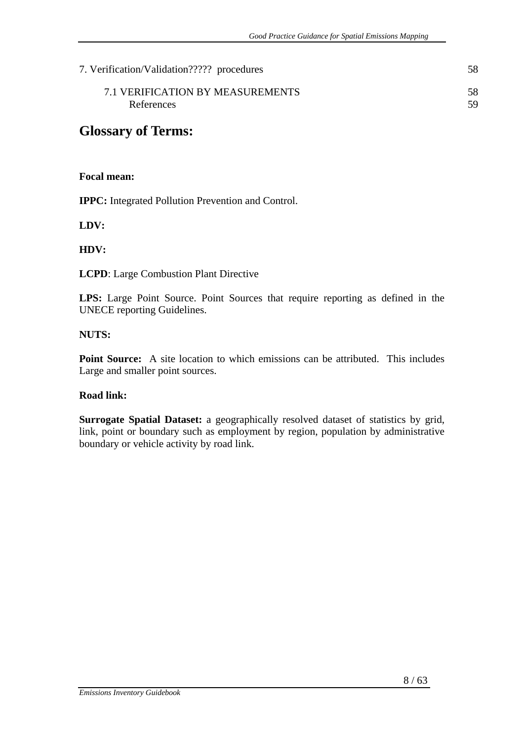7. Verification/Validation????? procedures 58

7.1 VERIFICATION BY MEASUREMENTS 58

References 59

## Glossary of Terms:

**Focal mean:**

**IPPC:** Integrated Pollution Prevention and Control.

**LDV:**

**HDV:**

**LCPD**: Large Combustion Plant Directive

**LPS:** Large Point Source. Point Sources that require reporting as defined in the UNECE reporting Guidelines.

**NUTS:**

**Point Source:** A site location to which emissions can be attributed. This includes Large and smaller point sources.

**Road link:**

**Surrogate Spatial Dataset:** a geographically resolved dataset of statistics by grid, link, point or boundary such as employment by region, population by administrative boundary or vehicle activity by road link.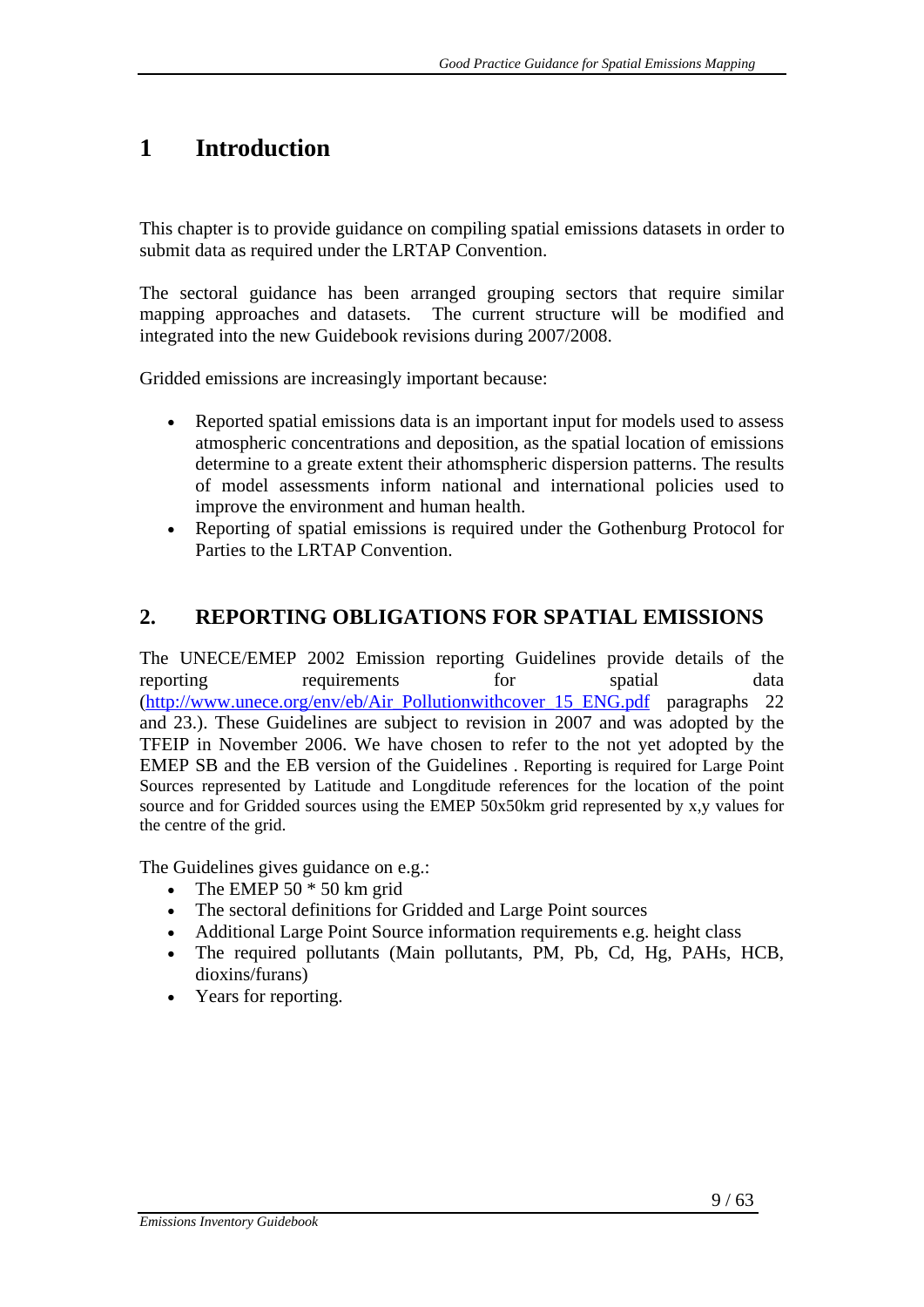# 1 Introduction

This chapter is to provide guidance on compiling spatial emissions datasets in order to submit data as required under the LRTAP Convention.

The sectoral guidance has been arranged grouping sectors that require similar mapping approaches and datasets. The current structure will be modified and integrated into the new Guidebook revisions during 2007/2008.

Gridded emissions are increasingly important because:

- Reported spatial emissions data is an important input for models used to assess atmospheric concentrations and deposition, as the spatial location of emissions determine to a greate extent their athomspheric dispersion patterns. The results of model assessments inform national and international policies used to improve the environment and human health.
- Reporting of spatial emissions is required under the Gothenburg Protocol for Parties to the LRTAP Convention.

## 2. REPORTING OBLIGATIONS FOR SPATIAL EMISSIONS

The UNECE/EMEP 2002 Emission reporting Guidelines provide details of the reporting requirements for spatial data (http://www.unece.org/env/eb/Air_Pollutionwithcover_15_ENG.pdf paragraphs 22 and 23.). These Guidelines are subject to revision in 2007 and was adopted by the TFEIP in November 2006. We have chosen to refer to the not yet adopted by the EMEP SB and the EB version of the Guidelines . Reporting is required for Large Point Sources represented by Latitude and Longditude references for the location of the point source and for Gridded sources using the EMEP 50x50km grid represented by x,y values for the centre of the grid.

The Guidelines gives guidance on e.g.:

- The EMEP 50 * 50 km grid
- The sectoral definitions for Gridded and Large Point sources
- Additional Large Point Source information requirements e.g. height class
- The required pollutants (Main pollutants, PM, Pb, Cd, Hg, PAHs, HCB, dioxins/furans)
- Years for reporting.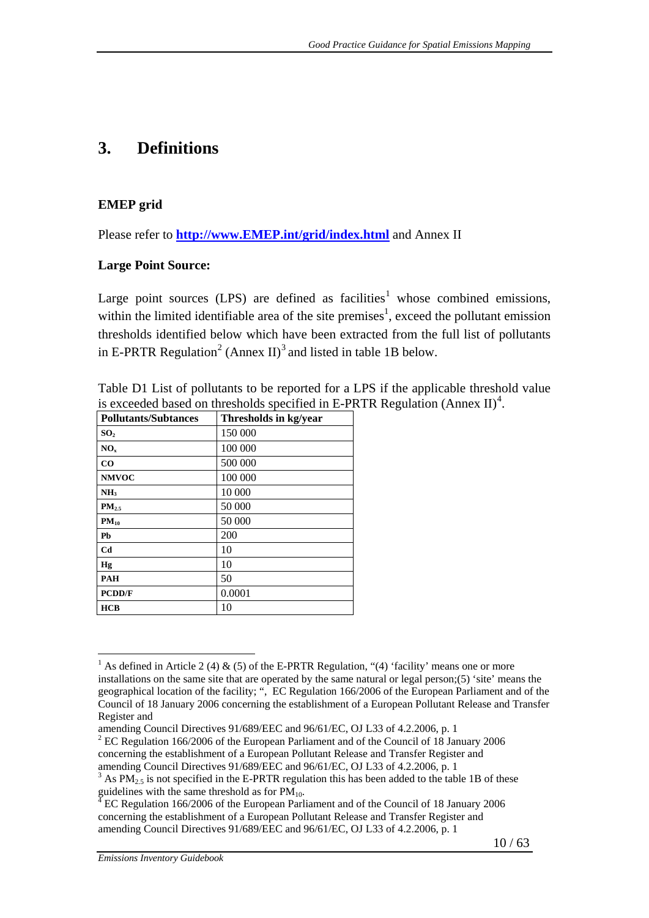# 3. Definitions

**EMEP grid**

Please refer to **[http://www.EMEP.int/grid/index.html](http://www.EMEP.int/grid/index.html)** and Annex II

**Large Point Source:**

Large point sources (LPS) are defined as facilities[1] whose combined emissions, within the limited identifiable area of the site premises[1], exceed the pollutant emission thresholds identified below which have been extracted from the full list of pollutants in E-PRTR Regulation[2] (Annex II)[3] and listed in table 1B below.

Table D1 List of pollutants to be reported for a LPS if the applicable threshold value is exceeded based on thresholds specified in E-PRTR Regulation (Annex II)[4].

| Pollutants/Subtances | Thresholds in kg/year |
|---|---|
| $SO_2$ | 150 000 |
| $NO_x$ | 100 000 |
| CO | 500 000 |
| NMVOC | 100 000 |
| $NH_3$ | 10 000 |
| $PM_{2.5}$ | 50 000 |
| $PM_{10}$ | 50 000 |
| Pb | 200 |
| Cd | 10 |
| Hg | 10 |
| PAH | 50 |
| PCDD/F | 0.0001 |
| HCB | 10 |

---

[1] As defined in Article 2 (4) & (5) of the E-PRTR Regulation, "(4) 'facility' means one or more installations on the same site that are operated by the same natural or legal person;(5) 'site' means the geographical location of the facility; ", EC Regulation 166/2006 of the European Parliament and of the Council of 18 January 2006 concerning the establishment of a European Pollutant Release and Transfer Register and amending Council Directives 91/689/EEC and 96/61/EC, OJ L33 of 4.2.2006, p. 1

[2] EC Regulation 166/2006 of the European Parliament and of the Council of 18 January 2006 concerning the establishment of a European Pollutant Release and Transfer Register and amending Council Directives 91/689/EEC and 96/61/EC, OJ L33 of 4.2.2006, p. 1

[3] As $PM_{2.5}$ is not specified in the E-PRTR regulation this has been added to the table 1B of these guidelines with the same threshold as for $PM_{10}$.

[4] EC Regulation 166/2006 of the European Parliament and of the Council of 18 January 2006 concerning the establishment of a European Pollutant Release and Transfer Register and amending Council Directives 91/689/EEC and 96/61/EC, OJ L33 of 4.2.2006, p. 1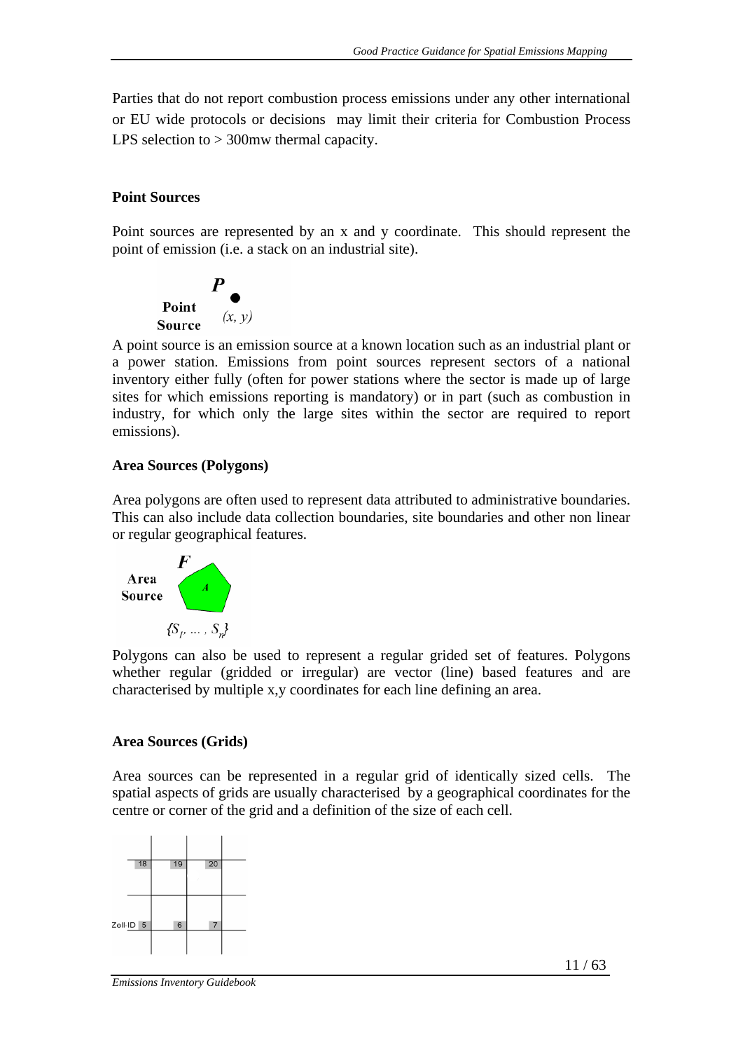Parties that do not report combustion process emissions under any other international or EU wide protocols or decisions may limit their criteria for Combustion Process LPS selection to > 300mw thermal capacity.

**Point Sources**

Point sources are represented by an x and y coordinate. This should represent the point of emission (i.e. a stack on an industrial site).

A point source is an emission source at a known location such as an industrial plant or a power station. Emissions from point sources represent sectors of a national inventory either fully (often for power stations where the sector is made up of large sites for which emissions reporting is mandatory) or in part (such as combustion in industry, for which only the large sites within the sector are required to report emissions).

**Area Sources (Polygons)**

Area polygons are often used to represent data attributed to administrative boundaries. This can also include data collection boundaries, site boundaries and other non linear or regular geographical features.

Polygons can also be used to represent a regular grided set of features. Polygons whether regular (gridded or irregular) are vector (line) based features and are characterised by multiple x,y coordinates for each line defining an area.

**Area Sources (Grids)**

Area sources can be represented in a regular grid of identically sized cells. The spatial aspects of grids are usually characterised by a geographical coordinates for the centre or corner of the grid and a definition of the size of each cell.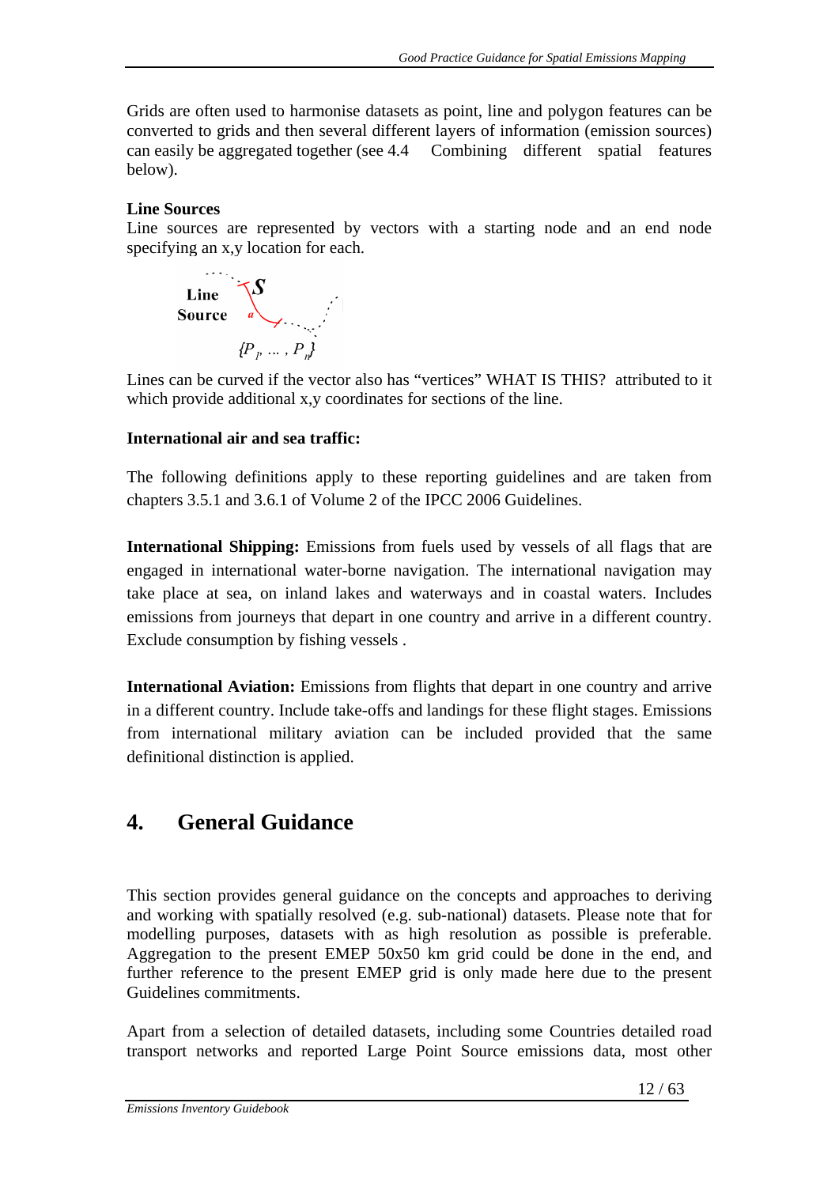Grids are often used to harmonise datasets as point, line and polygon features can be converted to grids and then several different layers of information (emission sources) can easily be aggregated together (see 4.4 Combining different spatial features below).

**Line Sources**

Line sources are represented by vectors with a starting node and an end node specifying an x,y location for each.

Lines can be curved if the vector also has "vertices" WHAT IS THIS? attributed to it which provide additional x,y coordinates for sections of the line.

**International air and sea traffic:**

The following definitions apply to these reporting guidelines and are taken from chapters 3.5.1 and 3.6.1 of Volume 2 of the IPCC 2006 Guidelines.

**International Shipping:** Emissions from fuels used by vessels of all flags that are engaged in international water-borne navigation. The international navigation may take place at sea, on inland lakes and waterways and in coastal waters. Includes emissions from journeys that depart in one country and arrive in a different country. Exclude consumption by fishing vessels .

**International Aviation:** Emissions from flights that depart in one country and arrive in a different country. Include take-offs and landings for these flight stages. Emissions from international military aviation can be included provided that the same definitional distinction is applied.

# 4. General Guidance

This section provides general guidance on the concepts and approaches to deriving and working with spatially resolved (e.g. sub-national) datasets. Please note that for modelling purposes, datasets with as high resolution as possible is preferable. Aggregation to the present EMEP 50x50 km grid could be done in the end, and further reference to the present EMEP grid is only made here due to the present Guidelines commitments.

Apart from a selection of detailed datasets, including some Countries detailed road transport networks and reported Large Point Source emissions data, most other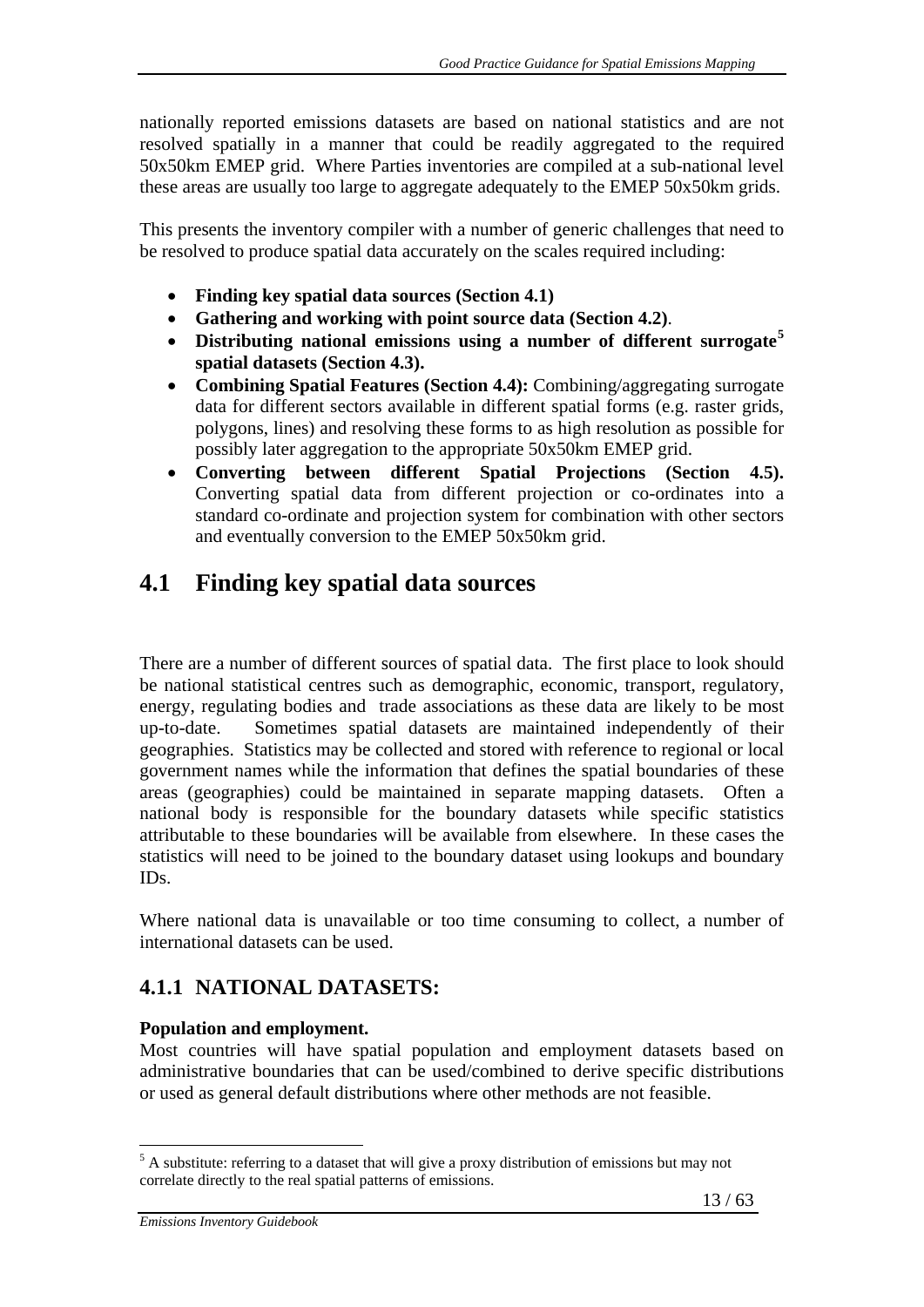nationally reported emissions datasets are based on national statistics and are not resolved spatially in a manner that could be readily aggregated to the required 50x50km EMEP grid. Where Parties inventories are compiled at a sub-national level these areas are usually too large to aggregate adequately to the EMEP 50x50km grids.

This presents the inventory compiler with a number of generic challenges that need to be resolved to produce spatial data accurately on the scales required including:

- **Finding key spatial data sources (Section 4.1)**
- **Gathering and working with point source data (Section 4.2)**.
- **Distributing national emissions using a number of different surrogate[5] spatial datasets (Section 4.3).**
- **Combining Spatial Features (Section 4.4):** Combining/aggregating surrogate data for different sectors available in different spatial forms (e.g. raster grids, polygons, lines) and resolving these forms to as high resolution as possible for possibly later aggregation to the appropriate 50x50km EMEP grid.
- **Converting between different Spatial Projections (Section 4.5).** Converting spatial data from different projection or co-ordinates into a standard co-ordinate and projection system for combination with other sectors and eventually conversion to the EMEP 50x50km grid.

## 4.1 Finding key spatial data sources

There are a number of different sources of spatial data. The first place to look should be national statistical centres such as demographic, economic, transport, regulatory, energy, regulating bodies and trade associations as these data are likely to be most up-to-date. Sometimes spatial datasets are maintained independently of their geographies. Statistics may be collected and stored with reference to regional or local government names while the information that defines the spatial boundaries of these areas (geographies) could be maintained in separate mapping datasets. Often a national body is responsible for the boundary datasets while specific statistics attributable to these boundaries will be available from elsewhere. In these cases the statistics will need to be joined to the boundary dataset using lookups and boundary IDs.

Where national data is unavailable or too time consuming to collect, a number of international datasets can be used.

### 4.1.1 NATIONAL DATASETS:

**Population and employment.**

Most countries will have spatial population and employment datasets based on administrative boundaries that can be used/combined to derive specific distributions or used as general default distributions where other methods are not feasible.

[5] A substitute: referring to a dataset that will give a proxy distribution of emissions but may not correlate directly to the real spatial patterns of emissions.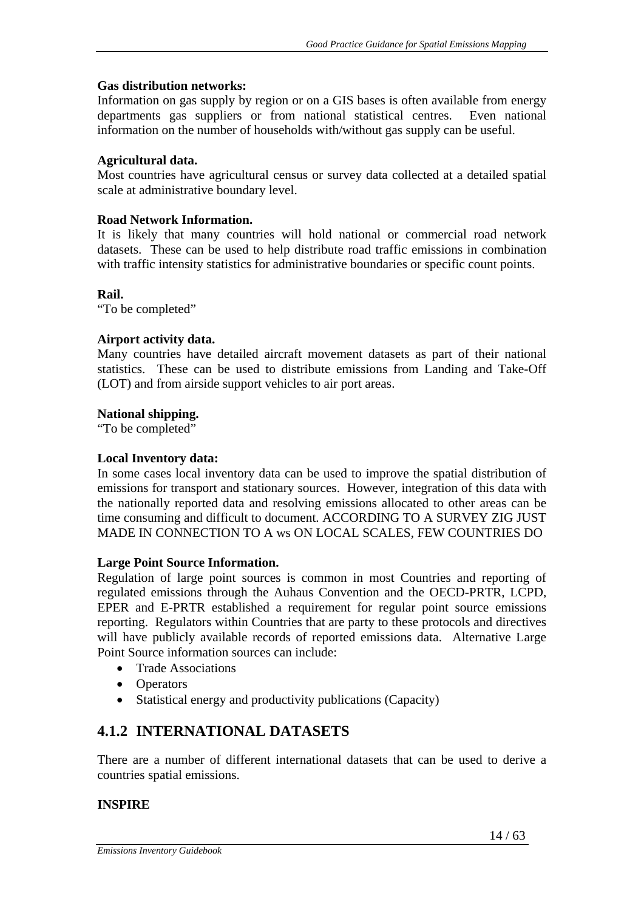**Gas distribution networks:**
Information on gas supply by region or on a GIS bases is often available from energy departments gas suppliers or from national statistical centres. Even national information on the number of households with/without gas supply can be useful.

**Agricultural data.**
Most countries have agricultural census or survey data collected at a detailed spatial scale at administrative boundary level.

**Road Network Information.**
It is likely that many countries will hold national or commercial road network datasets. These can be used to help distribute road traffic emissions in combination with traffic intensity statistics for administrative boundaries or specific count points.

**Rail.**
"To be completed"

**Airport activity data.**
Many countries have detailed aircraft movement datasets as part of their national statistics. These can be used to distribute emissions from Landing and Take-Off (LOT) and from airside support vehicles to air port areas.

**National shipping.**
"To be completed"

**Local Inventory data:**
In some cases local inventory data can be used to improve the spatial distribution of emissions for transport and stationary sources. However, integration of this data with the nationally reported data and resolving emissions allocated to other areas can be time consuming and difficult to document. ACCORDING TO A SURVEY ZIG JUST MADE IN CONNECTION TO A ws ON LOCAL SCALES, FEW COUNTRIES DO

**Large Point Source Information.**
Regulation of large point sources is common in most Countries and reporting of regulated emissions through the Auhaus Convention and the OECD-PRTR, LCPD, EPER and E-PRTR established a requirement for regular point source emissions reporting. Regulators within Countries that are party to these protocols and directives will have publicly available records of reported emissions data. Alternative Large Point Source information sources can include:

- Trade Associations
- Operators
- Statistical energy and productivity publications (Capacity)

## 4.1.2 INTERNATIONAL DATASETS

There are a number of different international datasets that can be used to derive a countries spatial emissions.

**INSPIRE**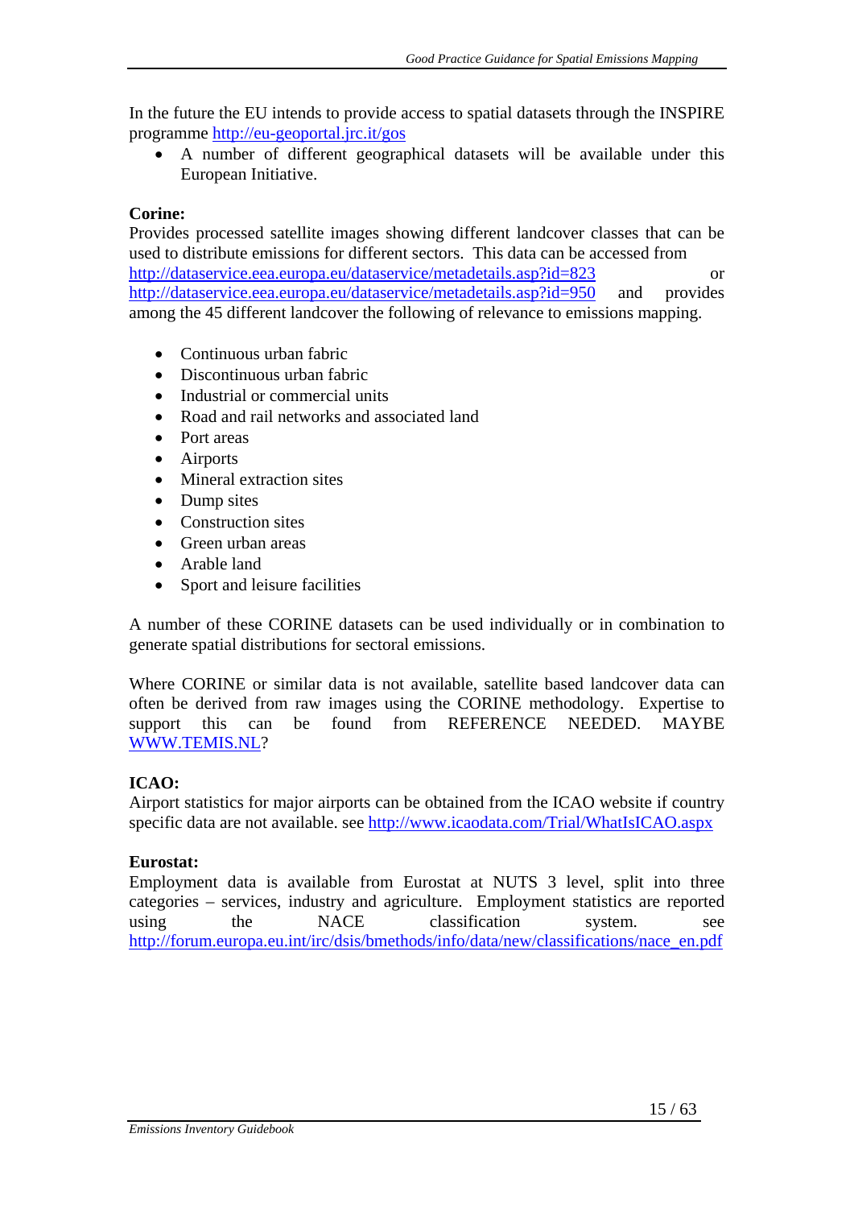In the future the EU intends to provide access to spatial datasets through the INSPIRE programme http://eu-geoportal.jrc.it/gos

- A number of different geographical datasets will be available under this European Initiative.

**Corine:**
Provides processed satellite images showing different landcover classes that can be used to distribute emissions for different sectors. This data can be accessed from http://dataservice.eea.europa.eu/dataservice/metadetails.asp?id=823 or http://dataservice.eea.europa.eu/dataservice/metadetails.asp?id=950 and provides among the 45 different landcover the following of relevance to emissions mapping.

- Continuous urban fabric
- Discontinuous urban fabric
- Industrial or commercial units
- Road and rail networks and associated land
- Port areas
- Airports
- Mineral extraction sites
- Dump sites
- Construction sites
- Green urban areas
- Arable land
- Sport and leisure facilities

A number of these CORINE datasets can be used individually or in combination to generate spatial distributions for sectoral emissions.

Where CORINE or similar data is not available, satellite based landcover data can often be derived from raw images using the CORINE methodology. Expertise to support this can be found from REFERENCE NEEDED. MAYBE WWW.TEMIS.NL?

**ICAO:**
Airport statistics for major airports can be obtained from the ICAO website if country specific data are not available. see http://www.icaodata.com/Trial/WhatIsICAO.aspx

**Eurostat:**
Employment data is available from Eurostat at NUTS 3 level, split into three categories – services, industry and agriculture. Employment statistics are reported using the NACE classification system. see http://forum.europa.eu.int/irc/dsis/bmethods/info/data/new/classifications/nace_en.pdf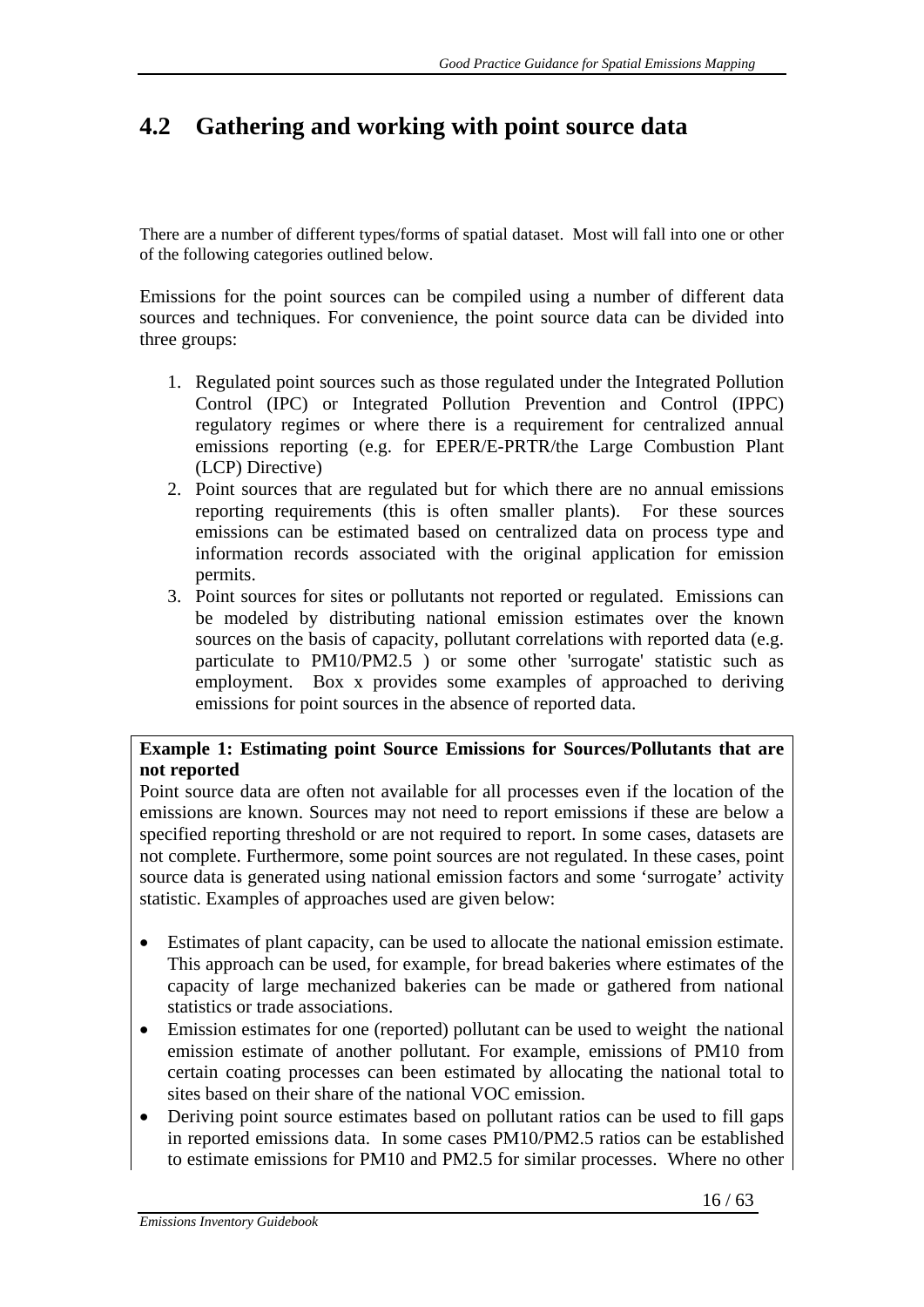## 4.2 Gathering and working with point source data

There are a number of different types/forms of spatial dataset. Most will fall into one or other of the following categories outlined below.

Emissions for the point sources can be compiled using a number of different data sources and techniques. For convenience, the point source data can be divided into three groups:

1. Regulated point sources such as those regulated under the Integrated Pollution Control (IPC) or Integrated Pollution Prevention and Control (IPPC) regulatory regimes or where there is a requirement for centralized annual emissions reporting (e.g. for EPER/E-PRTR/the Large Combustion Plant (LCP) Directive)
2. Point sources that are regulated but for which there are no annual emissions reporting requirements (this is often smaller plants). For these sources emissions can be estimated based on centralized data on process type and information records associated with the original application for emission permits.
3. Point sources for sites or pollutants not reported or regulated. Emissions can be modeled by distributing national emission estimates over the known sources on the basis of capacity, pollutant correlations with reported data (e.g. particulate to PM10/PM2.5 ) or some other 'surrogate' statistic such as employment. Box x provides some examples of approached to deriving emissions for point sources in the absence of reported data.

**Example 1: Estimating point Source Emissions for Sources/Pollutants that are not reported**

Point source data are often not available for all processes even if the location of the emissions are known. Sources may not need to report emissions if these are below a specified reporting threshold or are not required to report. In some cases, datasets are not complete. Furthermore, some point sources are not regulated. In these cases, point source data is generated using national emission factors and some 'surrogate' activity statistic. Examples of approaches used are given below:

- Estimates of plant capacity, can be used to allocate the national emission estimate. This approach can be used, for example, for bread bakeries where estimates of the capacity of large mechanized bakeries can be made or gathered from national statistics or trade associations.
- Emission estimates for one (reported) pollutant can be used to weight the national emission estimate of another pollutant. For example, emissions of PM10 from certain coating processes can been estimated by allocating the national total to sites based on their share of the national VOC emission.
- Deriving point source estimates based on pollutant ratios can be used to fill gaps in reported emissions data. In some cases PM10/PM2.5 ratios can be established to estimate emissions for PM10 and PM2.5 for similar processes. Where no other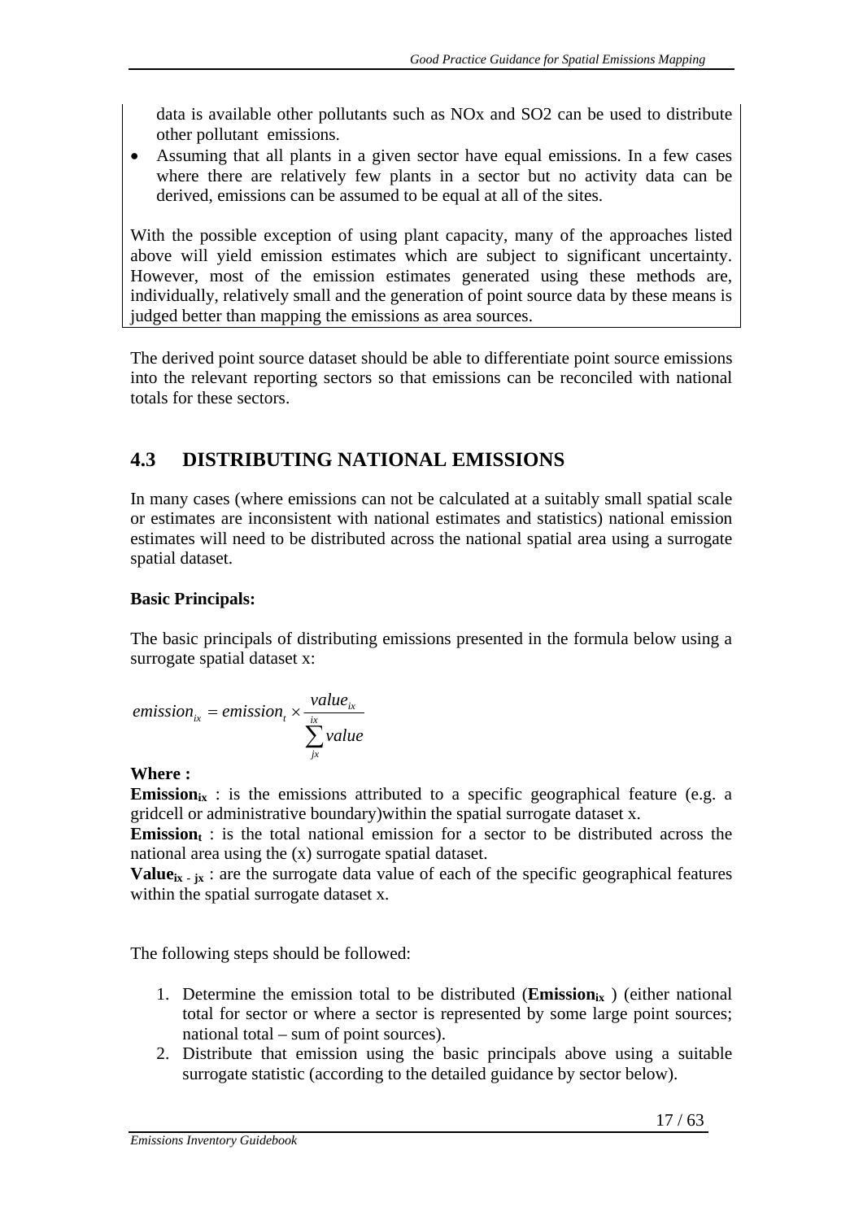data is available other pollutants such as NOx and SO2 can be used to distribute other pollutant emissions.

- Assuming that all plants in a given sector have equal emissions. In a few cases where there are relatively few plants in a sector but no activity data can be derived, emissions can be assumed to be equal at all of the sites.

With the possible exception of using plant capacity, many of the approaches listed above will yield emission estimates which are subject to significant uncertainty. However, most of the emission estimates generated using these methods are, individually, relatively small and the generation of point source data by these means is judged better than mapping the emissions as area sources.

The derived point source dataset should be able to differentiate point source emissions into the relevant reporting sectors so that emissions can be reconciled with national totals for these sectors.

## 4.3 DISTRIBUTING NATIONAL EMISSIONS

In many cases (where emissions can not be calculated at a suitably small spatial scale or estimates are inconsistent with national estimates and statistics) national emission estimates will need to be distributed across the national spatial area using a surrogate spatial dataset.

**Basic Principals:**

The basic principals of distributing emissions presented in the formula below using a surrogate spatial dataset x:

$$emission_{ix} = emission_t \times \frac{value_{ix}}{\sum_{jx}^{ix} value}$$

**Where :**

**Emission$_{ix}$** : is the emissions attributed to a specific geographical feature (e.g. a gridcell or administrative boundary)within the spatial surrogate dataset x.

**Emission$_t$** : is the total national emission for a sector to be distributed across the national area using the (x) surrogate spatial dataset.

**Value$_{ix-jx}$** : are the surrogate data value of each of the specific geographical features within the spatial surrogate dataset x.

The following steps should be followed:

1. Determine the emission total to be distributed (**Emission$_{ix}$** ) (either national total for sector or where a sector is represented by some large point sources; national total – sum of point sources).
2. Distribute that emission using the basic principals above using a suitable surrogate statistic (according to the detailed guidance by sector below).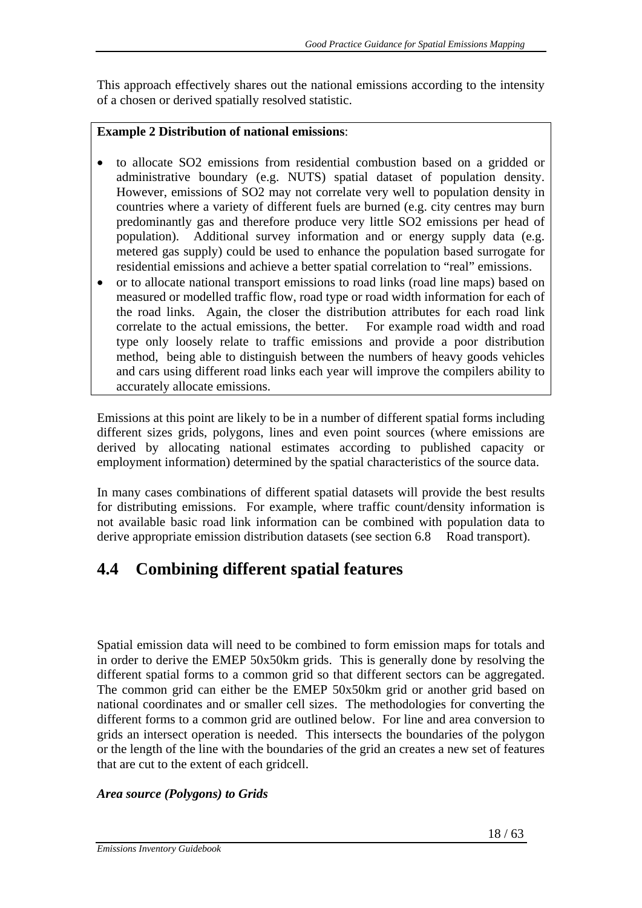This approach effectively shares out the national emissions according to the intensity of a chosen or derived spatially resolved statistic.

**Example 2 Distribution of national emissions**:

- to allocate SO2 emissions from residential combustion based on a gridded or administrative boundary (e.g. NUTS) spatial dataset of population density. However, emissions of SO2 may not correlate very well to population density in countries where a variety of different fuels are burned (e.g. city centres may burn predominantly gas and therefore produce very little SO2 emissions per head of population). Additional survey information and or energy supply data (e.g. metered gas supply) could be used to enhance the population based surrogate for residential emissions and achieve a better spatial correlation to "real" emissions.
- or to allocate national transport emissions to road links (road line maps) based on measured or modelled traffic flow, road type or road width information for each of the road links. Again, the closer the distribution attributes for each road link correlate to the actual emissions, the better. For example road width and road type only loosely relate to traffic emissions and provide a poor distribution method, being able to distinguish between the numbers of heavy goods vehicles and cars using different road links each year will improve the compilers ability to accurately allocate emissions.

Emissions at this point are likely to be in a number of different spatial forms including different sizes grids, polygons, lines and even point sources (where emissions are derived by allocating national estimates according to published capacity or employment information) determined by the spatial characteristics of the source data.

In many cases combinations of different spatial datasets will provide the best results for distributing emissions. For example, where traffic count/density information is not available basic road link information can be combined with population data to derive appropriate emission distribution datasets (see section 6.8 Road transport).

## 4.4 Combining different spatial features

Spatial emission data will need to be combined to form emission maps for totals and in order to derive the EMEP 50x50km grids. This is generally done by resolving the different spatial forms to a common grid so that different sectors can be aggregated. The common grid can either be the EMEP 50x50km grid or another grid based on national coordinates and or smaller cell sizes. The methodologies for converting the different forms to a common grid are outlined below. For line and area conversion to grids an intersect operation is needed. This intersects the boundaries of the polygon or the length of the line with the boundaries of the grid an creates a new set of features that are cut to the extent of each gridcell.

***Area source (Polygons) to Grids***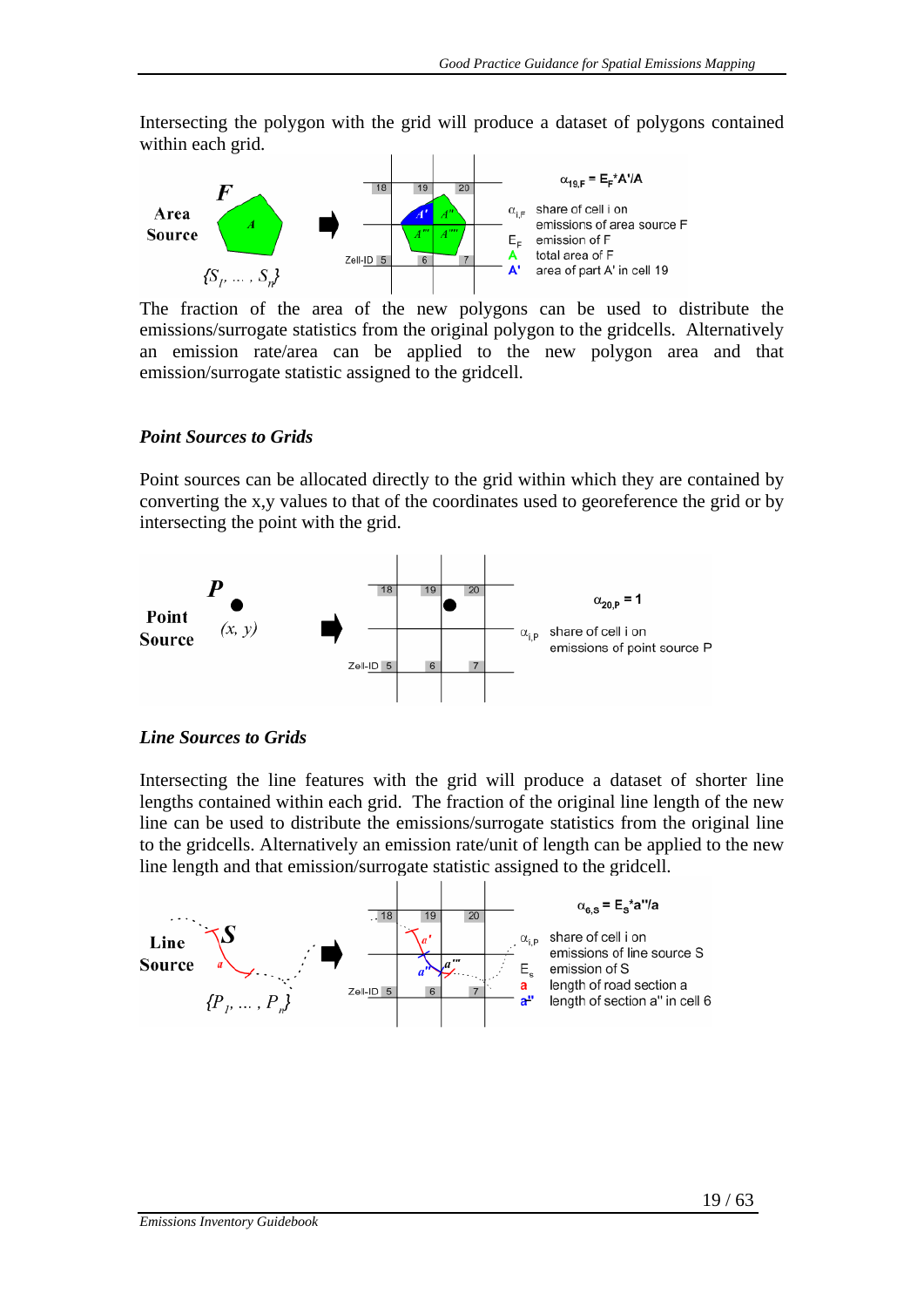Intersecting the polygon with the grid will produce a dataset of polygons contained within each grid.

The fraction of the area of the new polygons can be used to distribute the emissions/surrogate statistics from the original polygon to the gridcells. Alternatively an emission rate/area can be applied to the new polygon area and that emission/surrogate statistic assigned to the gridcell.

### *Point Sources to Grids*

Point sources can be allocated directly to the grid within which they are contained by converting the x,y values to that of the coordinates used to georeference the grid or by intersecting the point with the grid.

### *Line Sources to Grids*

Intersecting the line features with the grid will produce a dataset of shorter line lengths contained within each grid. The fraction of the original line length of the new line can be used to distribute the emissions/surrogate statistics from the original line to the gridcells. Alternatively an emission rate/unit of length can be applied to the new line length and that emission/surrogate statistic assigned to the gridcell.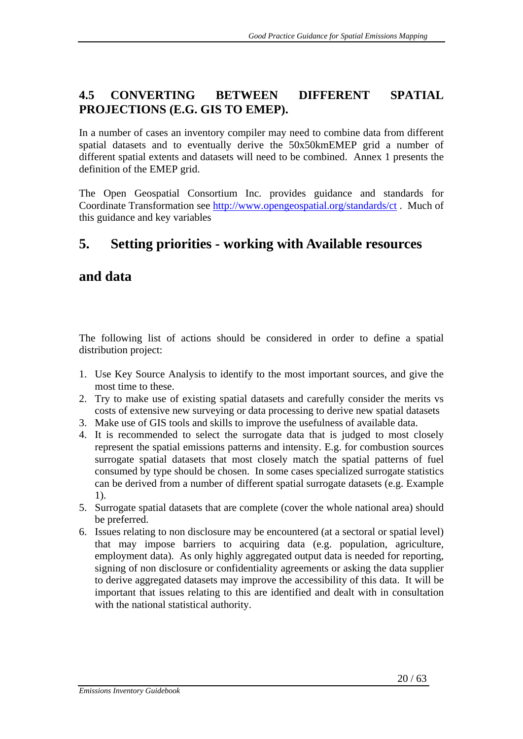### 4.5 CONVERTING BETWEEN DIFFERENT SPATIAL PROJECTIONS (E.G. GIS TO EMEP).

In a number of cases an inventory compiler may need to combine data from different spatial datasets and to eventually derive the 50x50kmEMEP grid a number of different spatial extents and datasets will need to be combined. Annex 1 presents the definition of the EMEP grid.

The Open Geospatial Consortium Inc. provides guidance and standards for Coordinate Transformation see [http://www.opengeospatial.org/standards/ct](http://www.opengeospatial.org/standards/ct) . Much of this guidance and key variables

## 5. Setting priorities - working with Available resources and data

The following list of actions should be considered in order to define a spatial distribution project:

1. Use Key Source Analysis to identify to the most important sources, and give the most time to these.
2. Try to make use of existing spatial datasets and carefully consider the merits vs costs of extensive new surveying or data processing to derive new spatial datasets
3. Make use of GIS tools and skills to improve the usefulness of available data.
4. It is recommended to select the surrogate data that is judged to most closely represent the spatial emissions patterns and intensity. E.g. for combustion sources surrogate spatial datasets that most closely match the spatial patterns of fuel consumed by type should be chosen. In some cases specialized surrogate statistics can be derived from a number of different spatial surrogate datasets (e.g. Example 1).
5. Surrogate spatial datasets that are complete (cover the whole national area) should be preferred.
6. Issues relating to non disclosure may be encountered (at a sectoral or spatial level) that may impose barriers to acquiring data (e.g. population, agriculture, employment data). As only highly aggregated output data is needed for reporting, signing of non disclosure or confidentiality agreements or asking the data supplier to derive aggregated datasets may improve the accessibility of this data. It will be important that issues relating to this are identified and dealt with in consultation with the national statistical authority.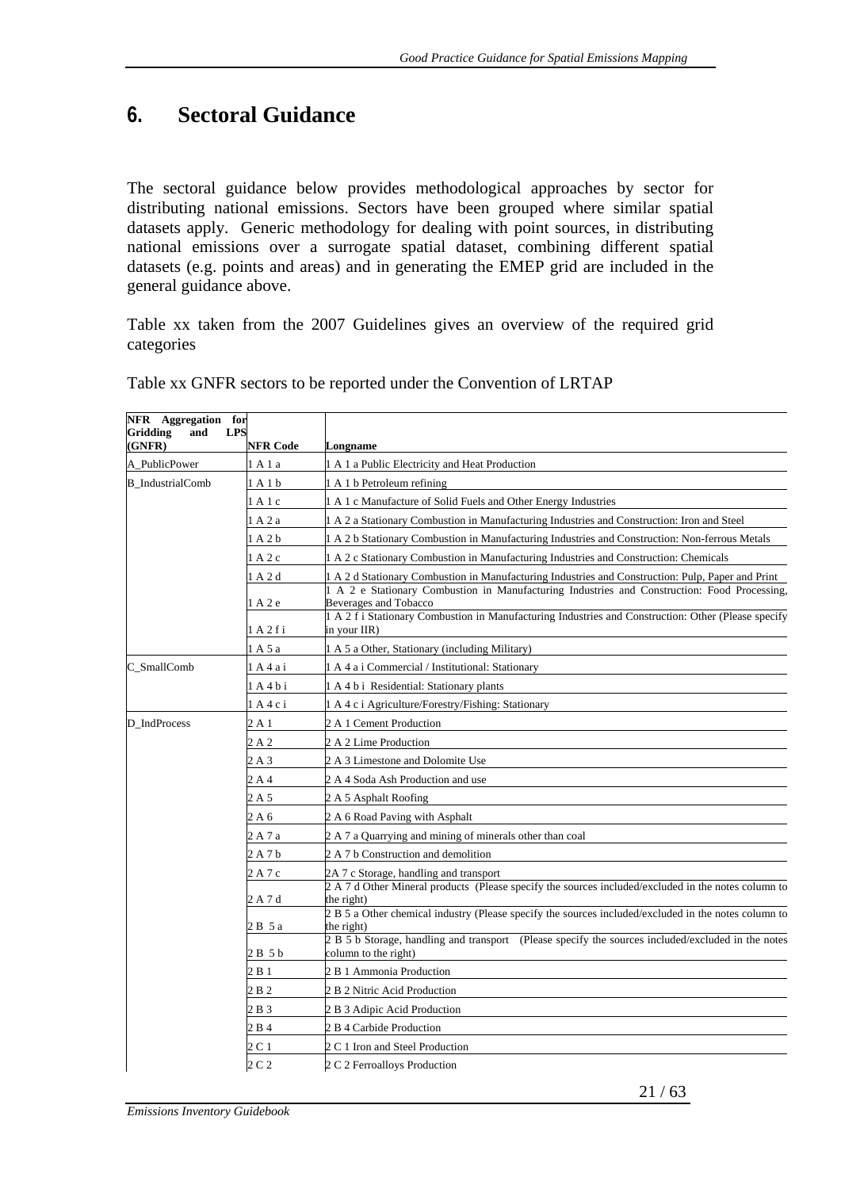# 6. Sectoral Guidance

The sectoral guidance below provides methodological approaches by sector for distributing national emissions. Sectors have been grouped where similar spatial datasets apply. Generic methodology for dealing with point sources, in distributing national emissions over a surrogate spatial dataset, combining different spatial datasets (e.g. points and areas) and in generating the EMEP grid are included in the general guidance above.

Table xx taken from the 2007 Guidelines gives an overview of the required grid categories

Table xx GNFR sectors to be reported under the Convention of LRTAP

| NFR Aggregation for Gridding and LPS (GNFR) | NFR Code | Longname |
|---|---|---|
| A_PublicPower | 1 A 1 a | 1 A 1 a Public Electricity and Heat Production |
| B_IndustrialComb | 1 A 1 b | 1 A 1 b Petroleum refining |
| | 1 A 1 c | 1 A 1 c Manufacture of Solid Fuels and Other Energy Industries |
| | 1 A 2 a | 1 A 2 a Stationary Combustion in Manufacturing Industries and Construction: Iron and Steel |
| | 1 A 2 b | 1 A 2 b Stationary Combustion in Manufacturing Industries and Construction: Non-ferrous Metals |
| | 1 A 2 c | 1 A 2 c Stationary Combustion in Manufacturing Industries and Construction: Chemicals |
| | 1 A 2 d | 1 A 2 d Stationary Combustion in Manufacturing Industries and Construction: Pulp, Paper and Print |
| | 1 A 2 e | 1 A 2 e Stationary Combustion in Manufacturing Industries and Construction: Food Processing, Beverages and Tobacco |
| | 1 A 2 f i | 1 A 2 f i Stationary Combustion in Manufacturing Industries and Construction: Other (Please specify in your IIR) |
| | 1 A 5 a | 1 A 5 a Other, Stationary (including Military) |
| C_SmallComb | 1 A 4 a i | 1 A 4 a i Commercial / Institutional: Stationary |
| | 1 A 4 b i | 1 A 4 b i Residential: Stationary plants |
| | 1 A 4 c i | 1 A 4 c i Agriculture/Forestry/Fishing: Stationary |
| D_IndProcess | 2 A 1 | 2 A 1 Cement Production |
| | 2 A 2 | 2 A 2 Lime Production |
| | 2 A 3 | 2 A 3 Limestone and Dolomite Use |
| | 2 A 4 | 2 A 4 Soda Ash Production and use |
| | 2 A 5 | 2 A 5 Asphalt Roofing |
| | 2 A 6 | 2 A 6 Road Paving with Asphalt |
| | 2 A 7 a | 2 A 7 a Quarrying and mining of minerals other than coal |
| | 2 A 7 b | 2 A 7 b Construction and demolition |
| | 2 A 7 c | 2A 7 c Storage, handling and transport |
| | 2 A 7 d | 2 A 7 d Other Mineral products (Please specify the sources included/excluded in the notes column to the right) |
| | 2 B 5 a | 2 B 5 a Other chemical industry (Please specify the sources included/excluded in the notes column to the right) |
| | 2 B 5 b | 2 B 5 b Storage, handling and transport (Please specify the sources included/excluded in the notes column to the right) |
| | 2 B 1 | 2 B 1 Ammonia Production |
| | 2 B 2 | 2 B 2 Nitric Acid Production |
| | 2 B 3 | 2 B 3 Adipic Acid Production |
| | 2 B 4 | 2 B 4 Carbide Production |
| | 2 C 1 | 2 C 1 Iron and Steel Production |
| | 2 C 2 | 2 C 2 Ferroalloys Production |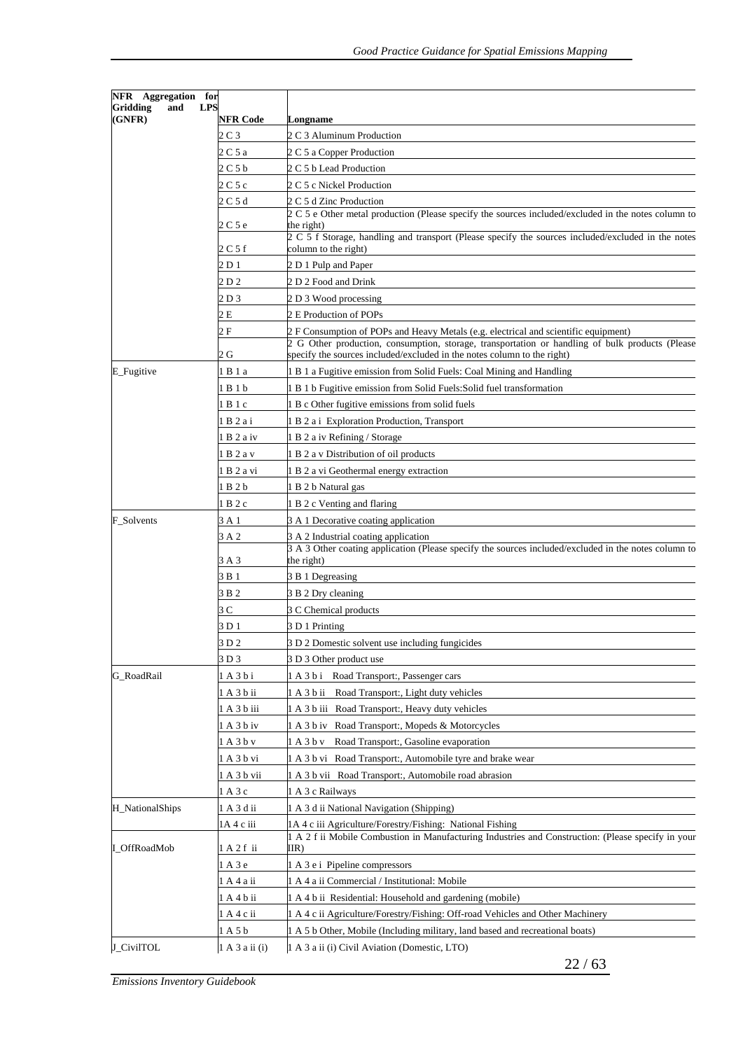| NFR Aggregation for Gridding and LPS (GNFR) | NFR Code | Longname |
|---|---|---|
| | 2 C 3 | 2 C 3 Aluminum Production |
| | 2 C 5 a | 2 C 5 a Copper Production |
| | 2 C 5 b | 2 C 5 b Lead Production |
| | 2 C 5 c | 2 C 5 c Nickel Production |
| | 2 C 5 d | 2 C 5 d Zinc Production |
| | 2 C 5 e | 2 C 5 e Other metal production (Please specify the sources included/excluded in the notes column to the right) |
| | 2 C 5 f | 2 C 5 f Storage, handling and transport (Please specify the sources included/excluded in the notes column to the right) |
| | 2 D 1 | 2 D 1 Pulp and Paper |
| | 2 D 2 | 2 D 2 Food and Drink |
| | 2 D 3 | 2 D 3 Wood processing |
| | 2 E | 2 E Production of POPs |
| | 2 F | 2 F Consumption of POPs and Heavy Metals (e.g. electrical and scientific equipment) |
| | 2 G | 2 G Other production, consumption, storage, transportation or handling of bulk products (Please specify the sources included/excluded in the notes column to the right) |
| E_Fugitive | 1 B 1 a | 1 B 1 a Fugitive emission from Solid Fuels: Coal Mining and Handling |
| | 1 B 1 b | 1 B 1 b Fugitive emission from Solid Fuels:Solid fuel transformation |
| | 1 B 1 c | 1 B c Other fugitive emissions from solid fuels |
| | 1 B 2 a i | 1 B 2 a i Exploration Production, Transport |
| | 1 B 2 a iv | 1 B 2 a iv Refining / Storage |
| | 1 B 2 a v | 1 B 2 a v Distribution of oil products |
| | 1 B 2 a vi | 1 B 2 a vi Geothermal energy extraction |
| | 1 B 2 b | 1 B 2 b Natural gas |
| | 1 B 2 c | 1 B 2 c Venting and flaring |
| F_Solvents | 3 A 1 | 3 A 1 Decorative coating application |
| | 3 A 2 | 3 A 2 Industrial coating application |
| | 3 A 3 | 3 A 3 Other coating application (Please specify the sources included/excluded in the notes column to the right) |
| | 3 B 1 | 3 B 1 Degreasing |
| | 3 B 2 | 3 B 2 Dry cleaning |
| | 3 C | 3 C Chemical products |
| | 3 D 1 | 3 D 1 Printing |
| | 3 D 2 | 3 D 2 Domestic solvent use including fungicides |
| | 3 D 3 | 3 D 3 Other product use |
| G_RoadRail | 1 A 3 b i | 1 A 3 b i Road Transport:, Passenger cars |
| | 1 A 3 b ii | 1 A 3 b ii Road Transport:, Light duty vehicles |
| | 1 A 3 b iii | 1 A 3 b iii Road Transport:, Heavy duty vehicles |
| | 1 A 3 b iv | 1 A 3 b iv Road Transport:, Mopeds & Motorcycles |
| | 1 A 3 b v | 1 A 3 b v Road Transport:, Gasoline evaporation |
| | 1 A 3 b vi | 1 A 3 b vi Road Transport:, Automobile tyre and brake wear |
| | 1 A 3 b vii | 1 A 3 b vii Road Transport:, Automobile road abrasion |
| | 1 A 3 c | 1 A 3 c Railways |
| H_NationalShips | 1 A 3 d ii | 1 A 3 d ii National Navigation (Shipping) |
| | 1A 4 c iii | 1A 4 c iii Agriculture/Forestry/Fishing: National Fishing |
| I_OffRoadMob | 1 A 2 f ii | 1 A 2 f ii Mobile Combustion in Manufacturing Industries and Construction: (Please specify in your IIR) |
| | 1 A 3 e | 1 A 3 e i Pipeline compressors |
| | 1 A 4 a ii | 1 A 4 a ii Commercial / Institutional: Mobile |
| | 1 A 4 b ii | 1 A 4 b ii Residential: Household and gardening (mobile) |
| | 1 A 4 c ii | 1 A 4 c ii Agriculture/Forestry/Fishing: Off-road Vehicles and Other Machinery |
| | 1 A 5 b | 1 A 5 b Other, Mobile (Including military, land based and recreational boats) |
| J_CivilTOL | 1 A 3 a ii (i) | 1 A 3 a ii (i) Civil Aviation (Domestic, LTO) |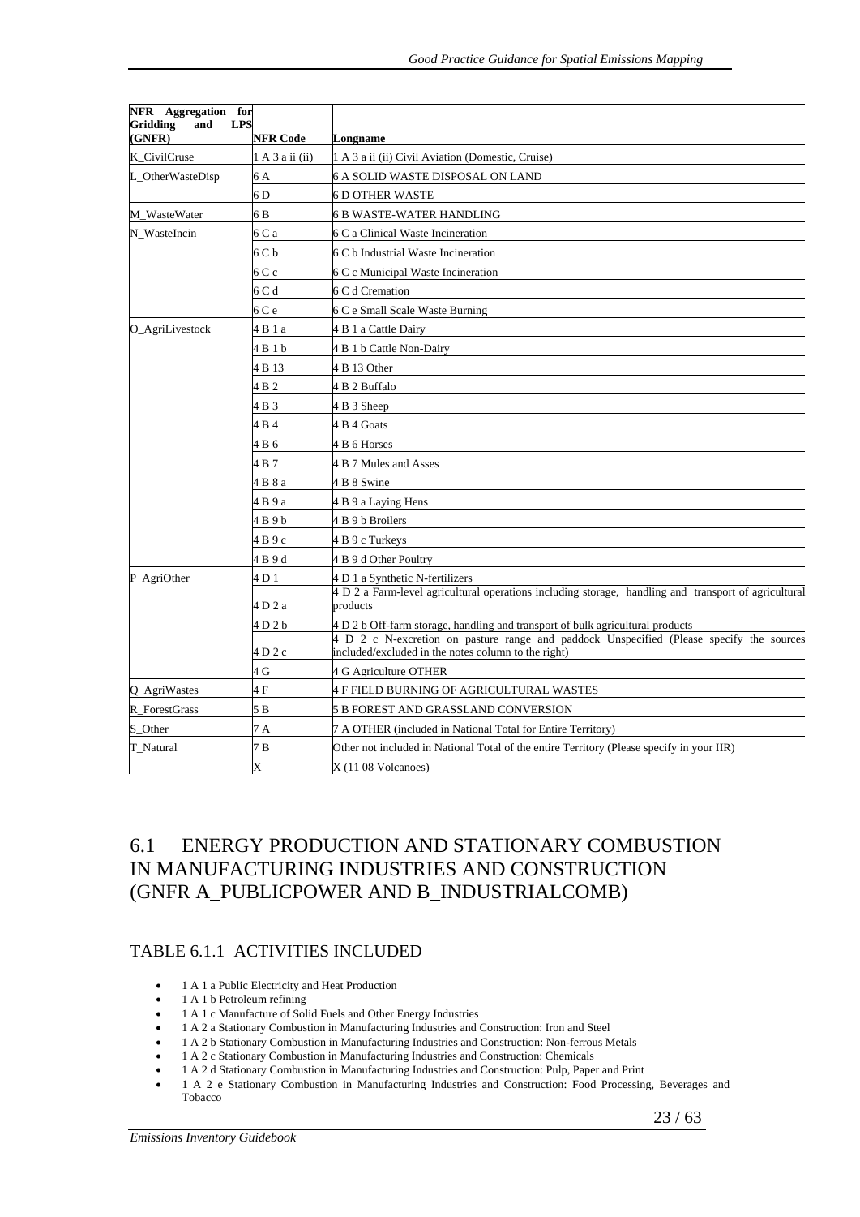| NFR Aggregation for Gridding and LPS (GNFR) | NFR Code | Longname |
|---|---|---|
| K_CivilCruse | 1 A 3 a ii (ii) | 1 A 3 a ii (ii) Civil Aviation (Domestic, Cruise) |
| L_OtherWasteDisp | 6 A | 6 A SOLID WASTE DISPOSAL ON LAND |
| | 6 D | 6 D OTHER WASTE |
| M_WasteWater | 6 B | 6 B WASTE-WATER HANDLING |
| N_WasteIncin | 6 C a | 6 C a Clinical Waste Incineration |
| | 6 C b | 6 C b Industrial Waste Incineration |
| | 6 C c | 6 C c Municipal Waste Incineration |
| | 6 C d | 6 C d Cremation |
| | 6 C e | 6 C e Small Scale Waste Burning |
| O_AgriLivestock | 4 B 1 a | 4 B 1 a Cattle Dairy |
| | 4 B 1 b | 4 B 1 b Cattle Non-Dairy |
| | 4 B 13 | 4 B 13 Other |
| | 4 B 2 | 4 B 2 Buffalo |
| | 4 B 3 | 4 B 3 Sheep |
| | 4 B 4 | 4 B 4 Goats |
| | 4 B 6 | 4 B 6 Horses |
| | 4 B 7 | 4 B 7 Mules and Asses |
| | 4 B 8 a | 4 B 8 Swine |
| | 4 B 9 a | 4 B 9 a Laying Hens |
| | 4 B 9 b | 4 B 9 b Broilers |
| | 4 B 9 c | 4 B 9 c Turkeys |
| | 4 B 9 d | 4 B 9 d Other Poultry |
| P_AgriOther | 4 D 1 | 4 D 1 a Synthetic N-fertilizers |
| | 4 D 2 a | 4 D 2 a Farm-level agricultural operations including storage, handling and transport of agricultural products |
| | 4 D 2 b | 4 D 2 b Off-farm storage, handling and transport of bulk agricultural products |
| | 4 D 2 c | 4 D 2 c N-excretion on pasture range and paddock Unspecified (Please specify the sources included/excluded in the notes column to the right) |
| | 4 G | 4 G Agriculture OTHER |
| Q_AgriWastes | 4 F | 4 F FIELD BURNING OF AGRICULTURAL WASTES |
| R_ForestGrass | 5 B | 5 B FOREST AND GRASSLAND CONVERSION |
| S_Other | 7 A | 7 A OTHER (included in National Total for Entire Territory) |
| T_Natural | 7 B | Other not included in National Total of the entire Territory (Please specify in your IIR) |
| | X | X (11 08 Volcanoes) |

## 6.1 ENERGY PRODUCTION AND STATIONARY COMBUSTION IN MANUFACTURING INDUSTRIES AND CONSTRUCTION (GNFR A_PUBLICPOWER AND B_INDUSTRIALCOMB)

### TABLE 6.1.1 ACTIVITIES INCLUDED

- 1 A 1 a Public Electricity and Heat Production
- 1 A 1 b Petroleum refining
- 1 A 1 c Manufacture of Solid Fuels and Other Energy Industries
- 1 A 2 a Stationary Combustion in Manufacturing Industries and Construction: Iron and Steel
- 1 A 2 b Stationary Combustion in Manufacturing Industries and Construction: Non-ferrous Metals
- 1 A 2 c Stationary Combustion in Manufacturing Industries and Construction: Chemicals
- 1 A 2 d Stationary Combustion in Manufacturing Industries and Construction: Pulp, Paper and Print
- 1 A 2 e Stationary Combustion in Manufacturing Industries and Construction: Food Processing, Beverages and Tobacco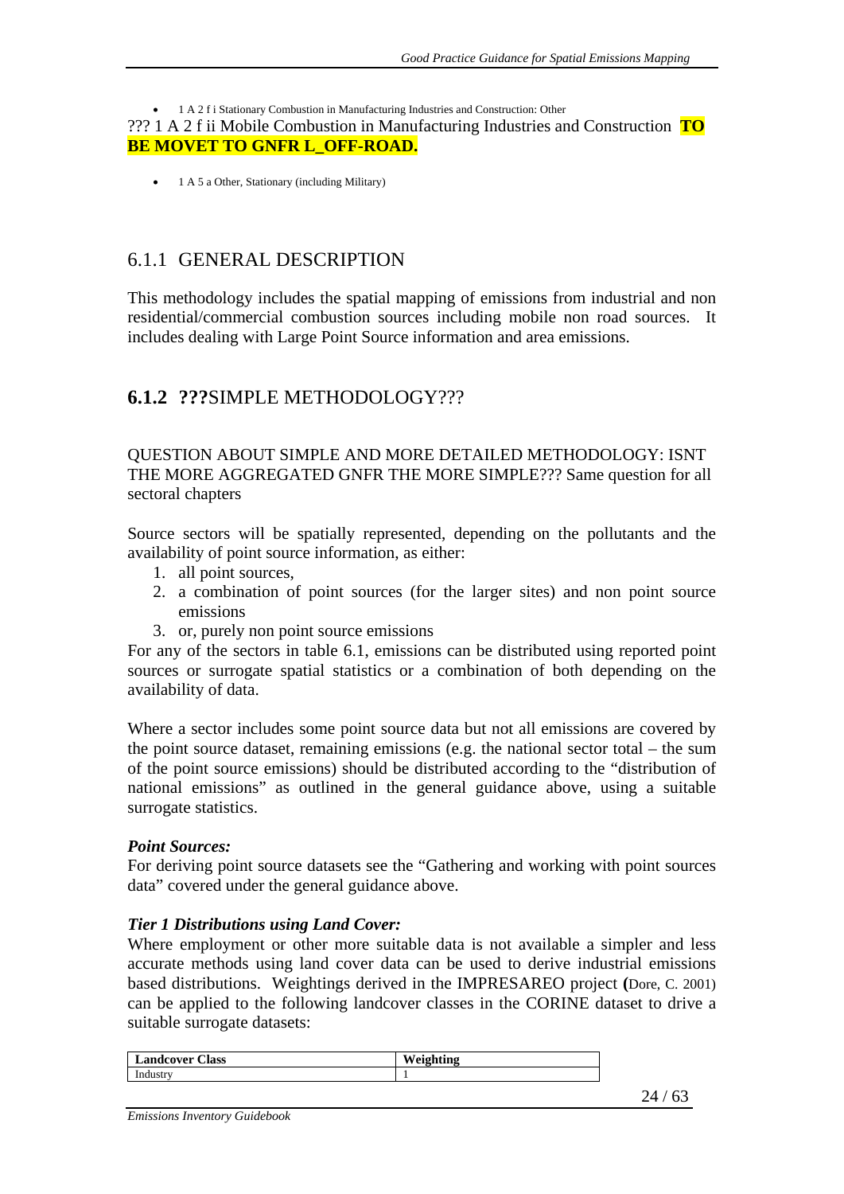- 1 A 2 f i Stationary Combustion in Manufacturing Industries and Construction: Other

??? 1 A 2 f ii Mobile Combustion in Manufacturing Industries and Construction **TO BE MOVET TO GNFR L_OFF-ROAD.**

- 1 A 5 a Other, Stationary (including Military)

### 6.1.1 GENERAL DESCRIPTION

This methodology includes the spatial mapping of emissions from industrial and non residential/commercial combustion sources including mobile non road sources. It includes dealing with Large Point Source information and area emissions.

### 6.1.2 ???SIMPLE METHODOLOGY???

QUESTION ABOUT SIMPLE AND MORE DETAILED METHODOLOGY: ISNT THE MORE AGGREGATED GNFR THE MORE SIMPLE??? Same question for all sectoral chapters

Source sectors will be spatially represented, depending on the pollutants and the availability of point source information, as either:

1. all point sources,
2. a combination of point sources (for the larger sites) and non point source emissions
3. or, purely non point source emissions

For any of the sectors in table 6.1, emissions can be distributed using reported point sources or surrogate spatial statistics or a combination of both depending on the availability of data.

Where a sector includes some point source data but not all emissions are covered by the point source dataset, remaining emissions (e.g. the national sector total – the sum of the point source emissions) should be distributed according to the “distribution of national emissions” as outlined in the general guidance above, using a suitable surrogate statistics.

***Point Sources:***

For deriving point source datasets see the “Gathering and working with point sources data” covered under the general guidance above.

***Tier 1 Distributions using Land Cover:***

Where employment or other more suitable data is not available a simpler and less accurate methods using land cover data can be used to derive industrial emissions based distributions. Weightings derived in the IMPRESAREO project (Dore, C. 2001) can be applied to the following landcover classes in the CORINE dataset to drive a suitable surrogate datasets:

| Landcover Class | Weighting |
|---|---|
| Industry | 1 |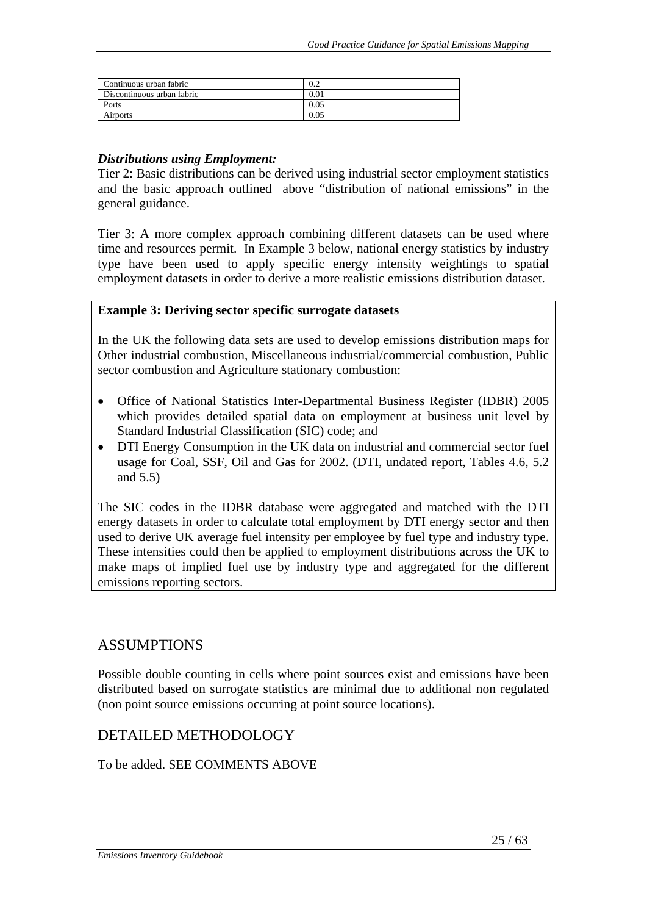| Continuous urban fabric | 0.2 |
| --- | --- |
| Discontinuous urban fabric | 0.01 |
| Ports | 0.05 |
| Airports | 0.05 |

***Distributions using Employment:***

Tier 2: Basic distributions can be derived using industrial sector employment statistics and the basic approach outlined above "distribution of national emissions" in the general guidance.

Tier 3: A more complex approach combining different datasets can be used where time and resources permit. In Example 3 below, national energy statistics by industry type have been used to apply specific energy intensity weightings to spatial employment datasets in order to derive a more realistic emissions distribution dataset.

**Example 3: Deriving sector specific surrogate datasets**

In the UK the following data sets are used to develop emissions distribution maps for Other industrial combustion, Miscellaneous industrial/commercial combustion, Public sector combustion and Agriculture stationary combustion:

- Office of National Statistics Inter-Departmental Business Register (IDBR) 2005 which provides detailed spatial data on employment at business unit level by Standard Industrial Classification (SIC) code; and
- DTI Energy Consumption in the UK data on industrial and commercial sector fuel usage for Coal, SSF, Oil and Gas for 2002. (DTI, undated report, Tables 4.6, 5.2 and 5.5)

The SIC codes in the IDBR database were aggregated and matched with the DTI energy datasets in order to calculate total employment by DTI energy sector and then used to derive UK average fuel intensity per employee by fuel type and industry type. These intensities could then be applied to employment distributions across the UK to make maps of implied fuel use by industry type and aggregated for the different emissions reporting sectors.

## ASSUMPTIONS

Possible double counting in cells where point sources exist and emissions have been distributed based on surrogate statistics are minimal due to additional non regulated (non point source emissions occurring at point source locations).

## DETAILED METHODOLOGY

To be added. SEE COMMENTS ABOVE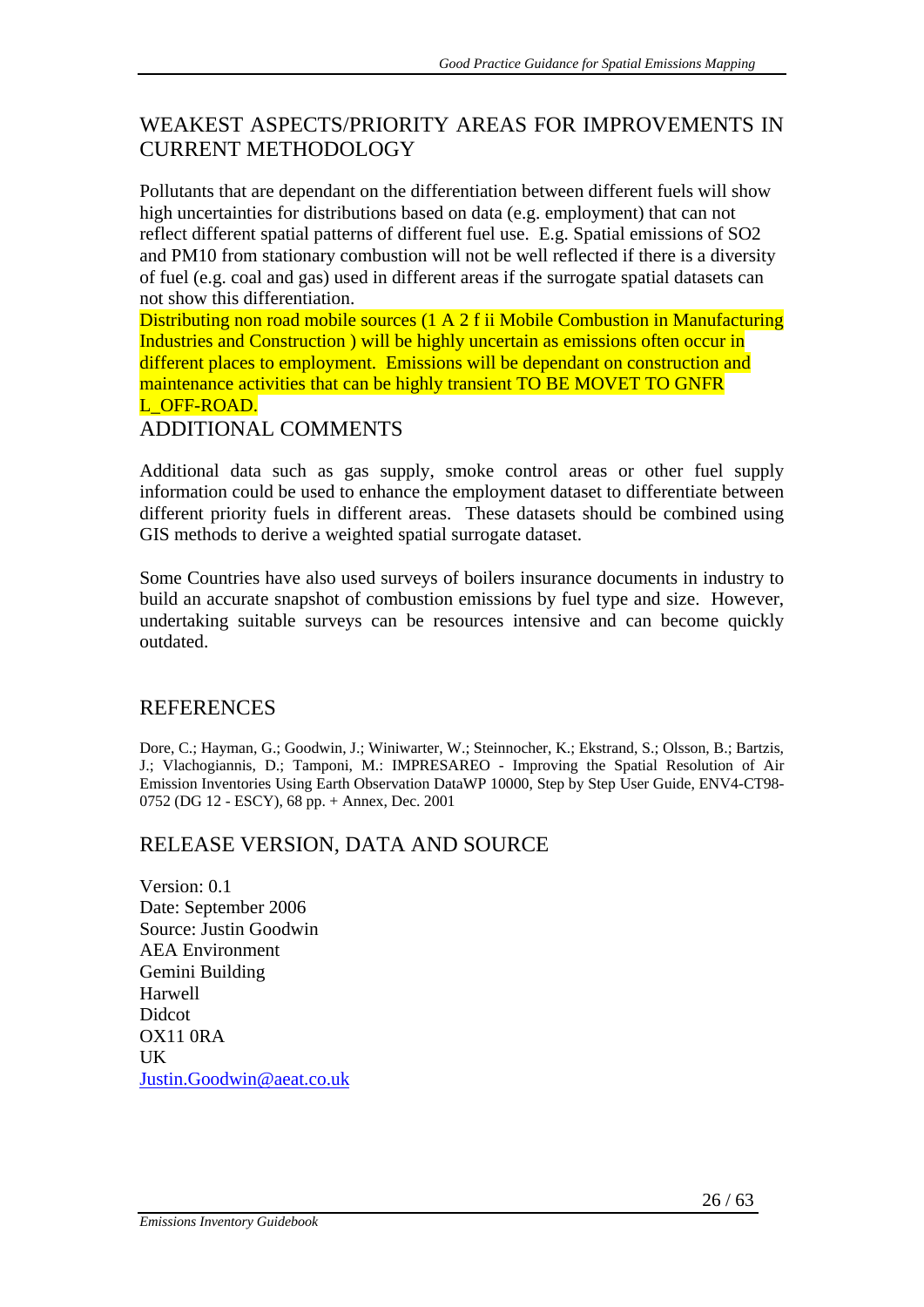## WEAKEST ASPECTS/PRIORITY AREAS FOR IMPROVEMENTS IN CURRENT METHODOLOGY

Pollutants that are dependant on the differentiation between different fuels will show high uncertainties for distributions based on data (e.g. employment) that can not reflect different spatial patterns of different fuel use. E.g. Spatial emissions of SO2 and PM10 from stationary combustion will not be well reflected if there is a diversity of fuel (e.g. coal and gas) used in different areas if the surrogate spatial datasets can not show this differentiation.

Distributing non road mobile sources (1 A 2 f ii Mobile Combustion in Manufacturing Industries and Construction ) will be highly uncertain as emissions often occur in different places to employment. Emissions will be dependant on construction and maintenance activities that can be highly transient TO BE MOVET TO GNFR L_OFF-ROAD.

## ADDITIONAL COMMENTS

Additional data such as gas supply, smoke control areas or other fuel supply information could be used to enhance the employment dataset to differentiate between different priority fuels in different areas. These datasets should be combined using GIS methods to derive a weighted spatial surrogate dataset.

Some Countries have also used surveys of boilers insurance documents in industry to build an accurate snapshot of combustion emissions by fuel type and size. However, undertaking suitable surveys can be resources intensive and can become quickly outdated.

## REFERENCES

Dore, C.; Hayman, G.; Goodwin, J.; Winiwarter, W.; Steinnocher, K.; Ekstrand, S.; Olsson, B.; Bartzis, J.; Vlachogiannis, D.; Tamponi, M.: IMPRESAREO - Improving the Spatial Resolution of Air Emission Inventories Using Earth Observation DataWP 10000, Step by Step User Guide, ENV4-CT98-0752 (DG 12 - ESCY), 68 pp. + Annex, Dec. 2001

## RELEASE VERSION, DATA AND SOURCE

Version: 0.1
Date: September 2006
Source: Justin Goodwin
AEA Environment
Gemini Building
Harwell
Didcot
OX11 0RA
UK
Justin.Goodwin@aeat.co.uk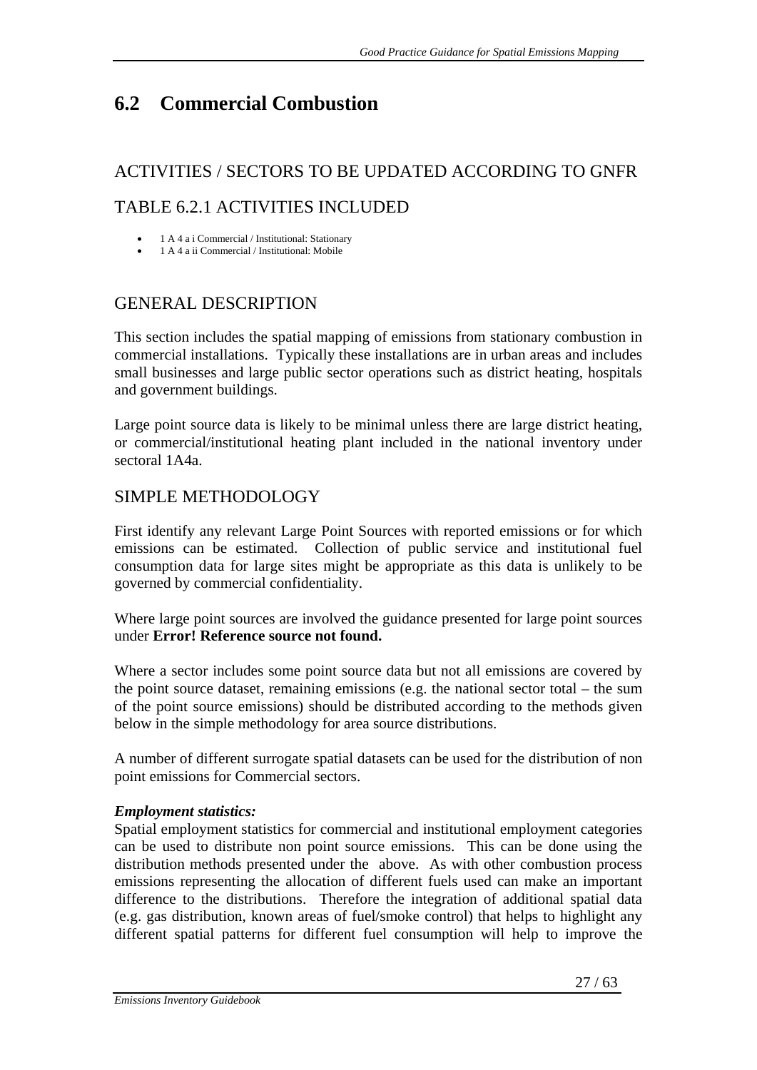# 6.2 Commercial Combustion

## ACTIVITIES / SECTORS TO BE UPDATED ACCORDING TO GNFR

## TABLE 6.2.1 ACTIVITIES INCLUDED

- 1 A 4 a i Commercial / Institutional: Stationary
- 1 A 4 a ii Commercial / Institutional: Mobile

## GENERAL DESCRIPTION

This section includes the spatial mapping of emissions from stationary combustion in commercial installations. Typically these installations are in urban areas and includes small businesses and large public sector operations such as district heating, hospitals and government buildings.

Large point source data is likely to be minimal unless there are large district heating, or commercial/institutional heating plant included in the national inventory under sectoral 1A4a.

## SIMPLE METHODOLOGY

First identify any relevant Large Point Sources with reported emissions or for which emissions can be estimated. Collection of public service and institutional fuel consumption data for large sites might be appropriate as this data is unlikely to be governed by commercial confidentiality.

Where large point sources are involved the guidance presented for large point sources under **Error! Reference source not found.**

Where a sector includes some point source data but not all emissions are covered by the point source dataset, remaining emissions (e.g. the national sector total – the sum of the point source emissions) should be distributed according to the methods given below in the simple methodology for area source distributions.

A number of different surrogate spatial datasets can be used for the distribution of non point emissions for Commercial sectors.

***Employment statistics:***

Spatial employment statistics for commercial and institutional employment categories can be used to distribute non point source emissions. This can be done using the distribution methods presented under the above. As with other combustion process emissions representing the allocation of different fuels used can make an important difference to the distributions. Therefore the integration of additional spatial data (e.g. gas distribution, known areas of fuel/smoke control) that helps to highlight any different spatial patterns for different fuel consumption will help to improve the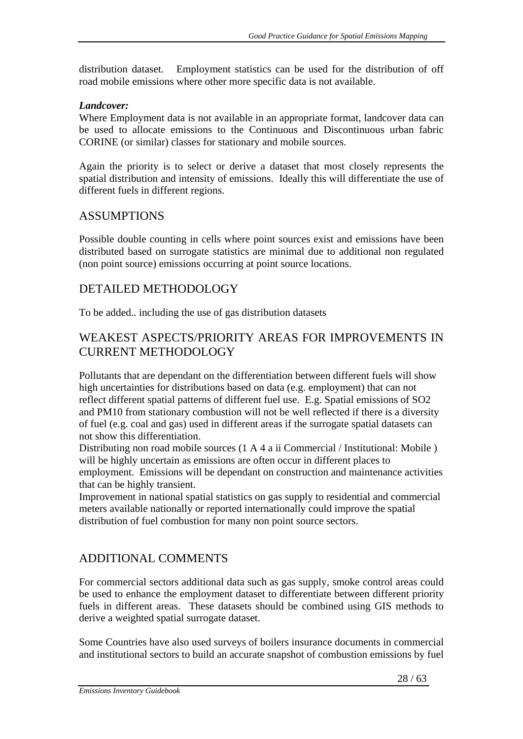distribution dataset. Employment statistics can be used for the distribution of off road mobile emissions where other more specific data is not available.

***Landcover:***

Where Employment data is not available in an appropriate format, landcover data can be used to allocate emissions to the Continuous and Discontinuous urban fabric CORINE (or similar) classes for stationary and mobile sources.

Again the priority is to select or derive a dataset that most closely represents the spatial distribution and intensity of emissions. Ideally this will differentiate the use of different fuels in different regions.

## ASSUMPTIONS

Possible double counting in cells where point sources exist and emissions have been distributed based on surrogate statistics are minimal due to additional non regulated (non point source) emissions occurring at point source locations.

## DETAILED METHODOLOGY

To be added.. including the use of gas distribution datasets

## WEAKEST ASPECTS/PRIORITY AREAS FOR IMPROVEMENTS IN CURRENT METHODOLOGY

Pollutants that are dependant on the differentiation between different fuels will show high uncertainties for distributions based on data (e.g. employment) that can not reflect different spatial patterns of different fuel use. E.g. Spatial emissions of $SO_2$ and PM10 from stationary combustion will not be well reflected if there is a diversity of fuel (e.g. coal and gas) used in different areas if the surrogate spatial datasets can not show this differentiation.
Distributing non road mobile sources (1 A 4 a ii Commercial / Institutional: Mobile ) will be highly uncertain as emissions are often occur in different places to employment. Emissions will be dependant on construction and maintenance activities that can be highly transient.
Improvement in national spatial statistics on gas supply to residential and commercial meters available nationally or reported internationally could improve the spatial distribution of fuel combustion for many non point source sectors.

## ADDITIONAL COMMENTS

For commercial sectors additional data such as gas supply, smoke control areas could be used to enhance the employment dataset to differentiate between different priority fuels in different areas. These datasets should be combined using GIS methods to derive a weighted spatial surrogate dataset.

Some Countries have also used surveys of boilers insurance documents in commercial and institutional sectors to build an accurate snapshot of combustion emissions by fuel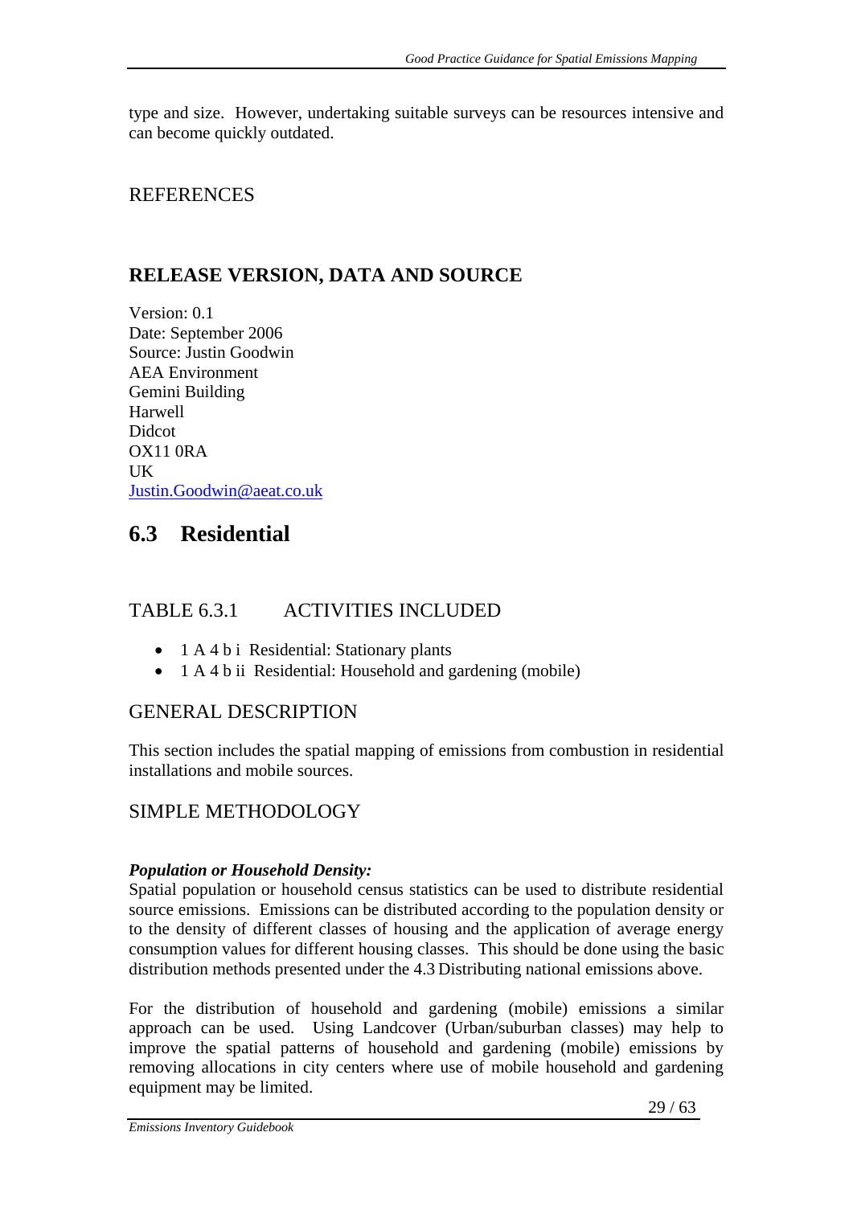type and size. However, undertaking suitable surveys can be resources intensive and can become quickly outdated.

## REFERENCES

## RELEASE VERSION, DATA AND SOURCE

Version: 0.1
Date: September 2006
Source: Justin Goodwin
AEA Environment
Gemini Building
Harwell
Didcot
OX11 0RA
UK
Justin.Goodwin@aeat.co.uk

# 6.3 Residential

## TABLE 6.3.1 ACTIVITIES INCLUDED

- 1 A 4 b i Residential: Stationary plants
- 1 A 4 b ii Residential: Household and gardening (mobile)

## GENERAL DESCRIPTION

This section includes the spatial mapping of emissions from combustion in residential installations and mobile sources.

## SIMPLE METHODOLOGY

***Population or Household Density:***
Spatial population or household census statistics can be used to distribute residential source emissions. Emissions can be distributed according to the population density or to the density of different classes of housing and the application of average energy consumption values for different housing classes. This should be done using the basic distribution methods presented under the 4.3 Distributing national emissions above.

For the distribution of household and gardening (mobile) emissions a similar approach can be used. Using Landcover (Urban/suburban classes) may help to improve the spatial patterns of household and gardening (mobile) emissions by removing allocations in city centers where use of mobile household and gardening equipment may be limited.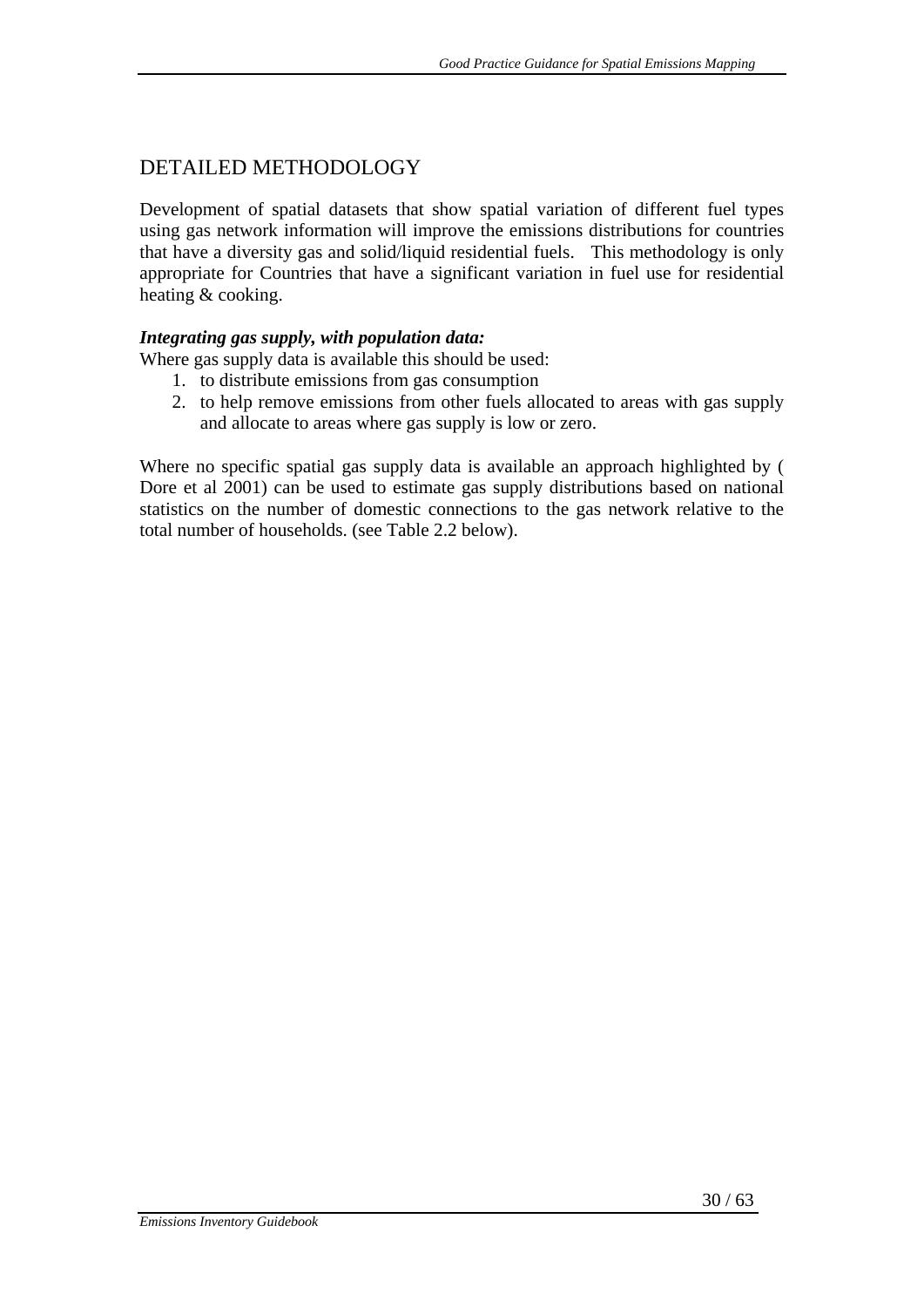# DETAILED METHODOLOGY

Development of spatial datasets that show spatial variation of different fuel types using gas network information will improve the emissions distributions for countries that have a diversity gas and solid/liquid residential fuels. This methodology is only appropriate for Countries that have a significant variation in fuel use for residential heating & cooking.

***Integrating gas supply, with population data:***

Where gas supply data is available this should be used:

1. to distribute emissions from gas consumption
2. to help remove emissions from other fuels allocated to areas with gas supply and allocate to areas where gas supply is low or zero.

Where no specific spatial gas supply data is available an approach highlighted by ( Dore et al 2001) can be used to estimate gas supply distributions based on national statistics on the number of domestic connections to the gas network relative to the total number of households. (see Table 2.2 below).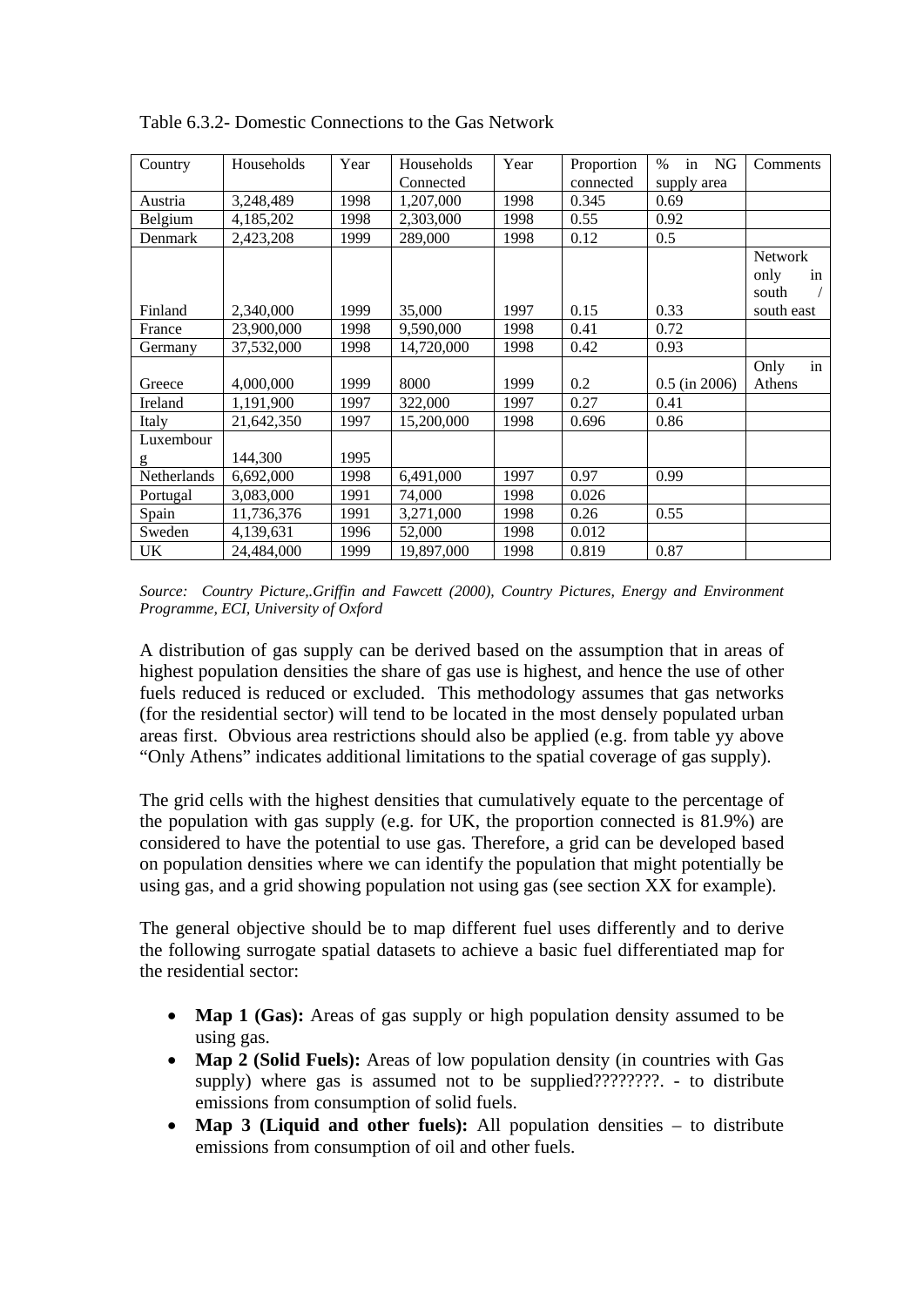Table 6.3.2- Domestic Connections to the Gas Network

| Country | Households | Year | Households Connected | Year | Proportion connected | % in NG supply area | Comments |
|---|---|---|---|---|---|---|---|
| Austria | 3,248,489 | 1998 | 1,207,000 | 1998 | 0.345 | 0.69 | |
| Belgium | 4,185,202 | 1998 | 2,303,000 | 1998 | 0.55 | 0.92 | |
| Denmark | 2,423,208 | 1999 | 289,000 | 1998 | 0.12 | 0.5 | |
| Finland | 2,340,000 | 1999 | 35,000 | 1997 | 0.15 | 0.33 | Network only in south / south east |
| France | 23,900,000 | 1998 | 9,590,000 | 1998 | 0.41 | 0.72 | |
| Germany | 37,532,000 | 1998 | 14,720,000 | 1998 | 0.42 | 0.93 | |
| Greece | 4,000,000 | 1999 | 8000 | 1999 | 0.2 | 0.5 (in 2006) | Only in Athens |
| Ireland | 1,191,900 | 1997 | 322,000 | 1997 | 0.27 | 0.41 | |
| Italy | 21,642,350 | 1997 | 15,200,000 | 1998 | 0.696 | 0.86 | |
| Luxembourg | 144,300 | 1995 | | | | | |
| Netherlands | 6,692,000 | 1998 | 6,491,000 | 1997 | 0.97 | 0.99 | |
| Portugal | 3,083,000 | 1991 | 74,000 | 1998 | 0.026 | | |
| Spain | 11,736,376 | 1991 | 3,271,000 | 1998 | 0.26 | 0.55 | |
| Sweden | 4,139,631 | 1996 | 52,000 | 1998 | 0.012 | | |
| UK | 24,484,000 | 1999 | 19,897,000 | 1998 | 0.819 | 0.87 | |

*Source: Country Picture,.Griffin and Fawcett (2000), Country Pictures, Energy and Environment Programme, ECI, University of Oxford*

A distribution of gas supply can be derived based on the assumption that in areas of highest population densities the share of gas use is highest, and hence the use of other fuels reduced is reduced or excluded. This methodology assumes that gas networks (for the residential sector) will tend to be located in the most densely populated urban areas first. Obvious area restrictions should also be applied (e.g. from table yy above "Only Athens" indicates additional limitations to the spatial coverage of gas supply).

The grid cells with the highest densities that cumulatively equate to the percentage of the population with gas supply (e.g. for UK, the proportion connected is 81.9%) are considered to have the potential to use gas. Therefore, a grid can be developed based on population densities where we can identify the population that might potentially be using gas, and a grid showing population not using gas (see section XX for example).

The general objective should be to map different fuel uses differently and to derive the following surrogate spatial datasets to achieve a basic fuel differentiated map for the residential sector:

- **Map 1 (Gas):** Areas of gas supply or high population density assumed to be using gas.
- **Map 2 (Solid Fuels):** Areas of low population density (in countries with Gas supply) where gas is assumed not to be supplied????????. - to distribute emissions from consumption of solid fuels.
- **Map 3 (Liquid and other fuels):** All population densities – to distribute emissions from consumption of oil and other fuels.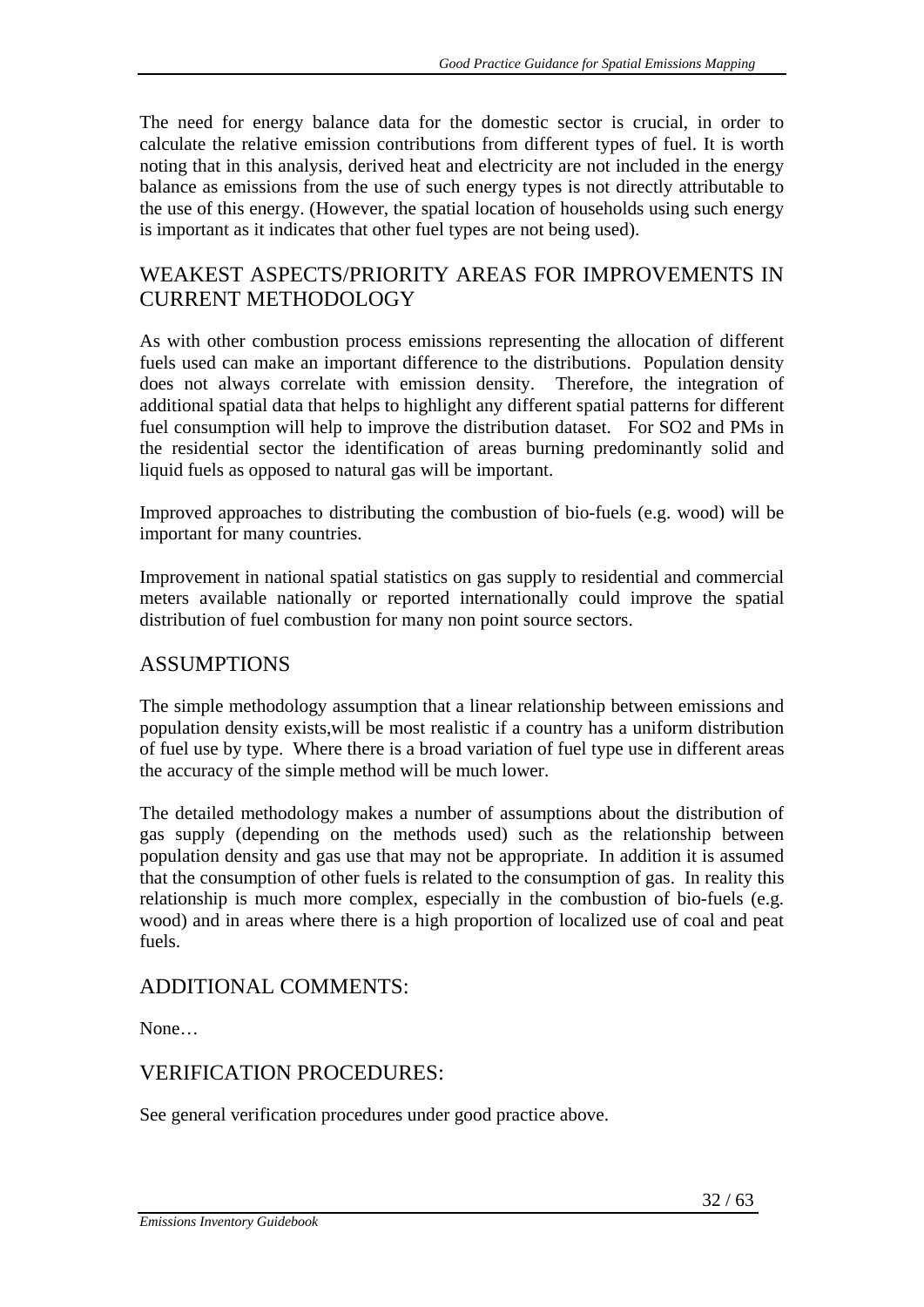The need for energy balance data for the domestic sector is crucial, in order to calculate the relative emission contributions from different types of fuel. It is worth noting that in this analysis, derived heat and electricity are not included in the energy balance as emissions from the use of such energy types is not directly attributable to the use of this energy. (However, the spatial location of households using such energy is important as it indicates that other fuel types are not being used).

## WEAKEST ASPECTS/PRIORITY AREAS FOR IMPROVEMENTS IN CURRENT METHODOLOGY

As with other combustion process emissions representing the allocation of different fuels used can make an important difference to the distributions. Population density does not always correlate with emission density. Therefore, the integration of additional spatial data that helps to highlight any different spatial patterns for different fuel consumption will help to improve the distribution dataset. For SO2 and PMs in the residential sector the identification of areas burning predominantly solid and liquid fuels as opposed to natural gas will be important.

Improved approaches to distributing the combustion of bio-fuels (e.g. wood) will be important for many countries.

Improvement in national spatial statistics on gas supply to residential and commercial meters available nationally or reported internationally could improve the spatial distribution of fuel combustion for many non point source sectors.

## ASSUMPTIONS

The simple methodology assumption that a linear relationship between emissions and population density exists,will be most realistic if a country has a uniform distribution of fuel use by type. Where there is a broad variation of fuel type use in different areas the accuracy of the simple method will be much lower.

The detailed methodology makes a number of assumptions about the distribution of gas supply (depending on the methods used) such as the relationship between population density and gas use that may not be appropriate. In addition it is assumed that the consumption of other fuels is related to the consumption of gas. In reality this relationship is much more complex, especially in the combustion of bio-fuels (e.g. wood) and in areas where there is a high proportion of localized use of coal and peat fuels.

## ADDITIONAL COMMENTS:

None…

## VERIFICATION PROCEDURES:

See general verification procedures under good practice above.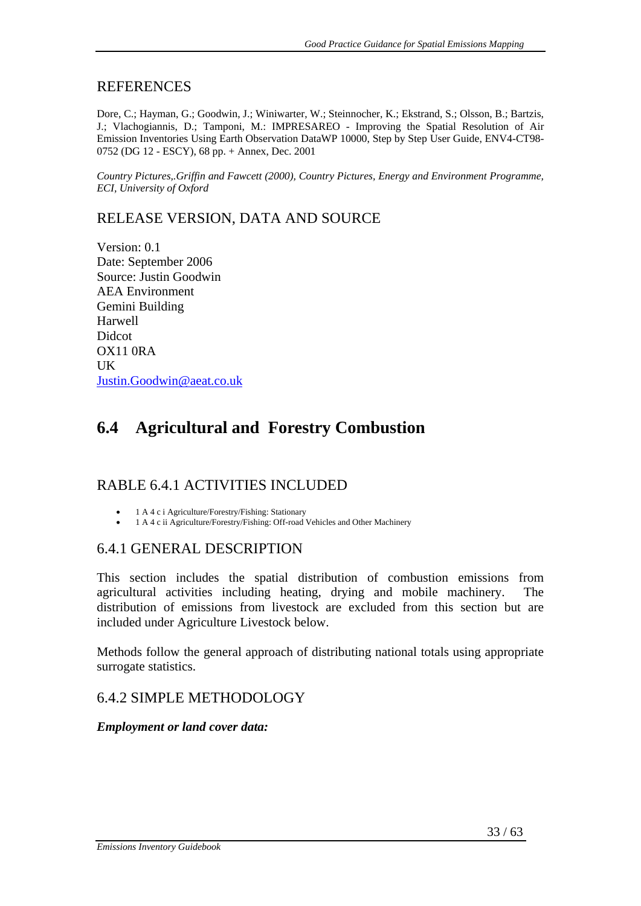## REFERENCES

Dore, C.; Hayman, G.; Goodwin, J.; Winiwarter, W.; Steinnocher, K.; Ekstrand, S.; Olsson, B.; Bartzis, J.; Vlachogiannis, D.; Tamponi, M.: IMPRESAREO - Improving the Spatial Resolution of Air Emission Inventories Using Earth Observation DataWP 10000, Step by Step User Guide, ENV4-CT98-0752 (DG 12 - ESCY), 68 pp. + Annex, Dec. 2001

*Country Pictures,.Griffin and Fawcett (2000), Country Pictures, Energy and Environment Programme, ECI, University of Oxford*

## RELEASE VERSION, DATA AND SOURCE

Version: 0.1
Date: September 2006
Source: Justin Goodwin
AEA Environment
Gemini Building
Harwell
Didcot
OX11 0RA
UK
Justin.Goodwin@aeat.co.uk

# 6.4 Agricultural and Forestry Combustion

## RABLE 6.4.1 ACTIVITIES INCLUDED

- 1 A 4 c i Agriculture/Forestry/Fishing: Stationary
- 1 A 4 c ii Agriculture/Forestry/Fishing: Off-road Vehicles and Other Machinery

## 6.4.1 GENERAL DESCRIPTION

This section includes the spatial distribution of combustion emissions from agricultural activities including heating, drying and mobile machinery. The distribution of emissions from livestock are excluded from this section but are included under Agriculture Livestock below.

Methods follow the general approach of distributing national totals using appropriate surrogate statistics.

## 6.4.2 SIMPLE METHODOLOGY

***Employment or land cover data:***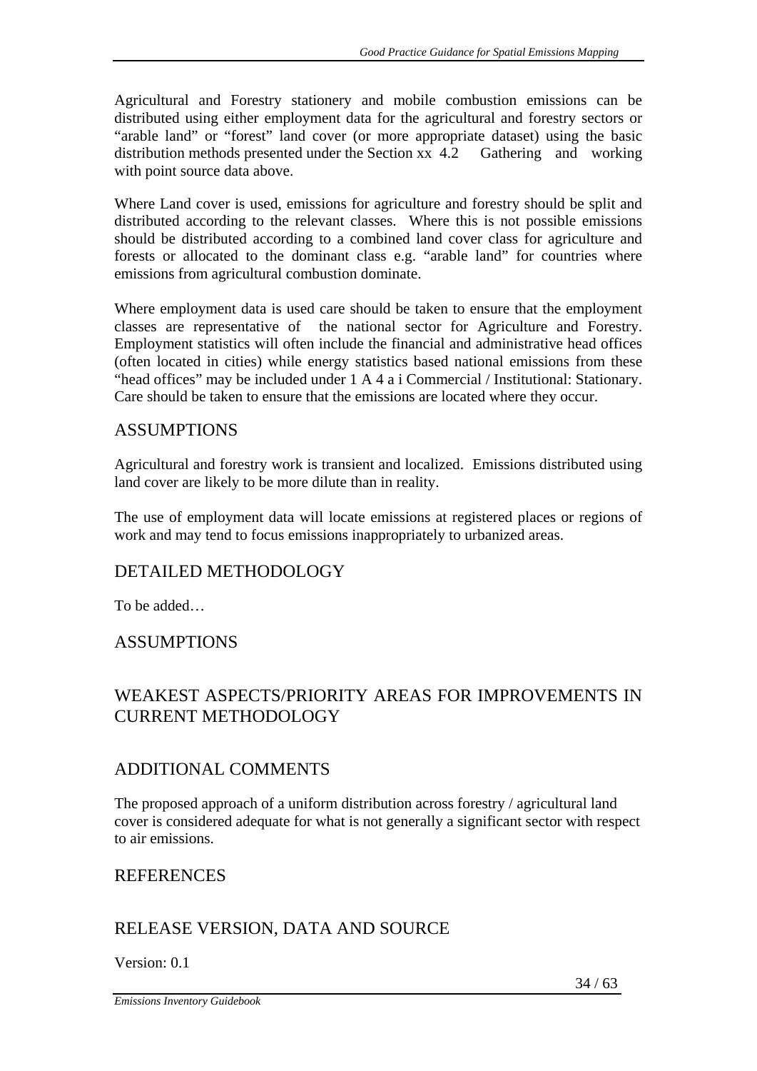Agricultural and Forestry stationery and mobile combustion emissions can be distributed using either employment data for the agricultural and forestry sectors or "arable land" or "forest" land cover (or more appropriate dataset) using the basic distribution methods presented under the Section xx 4.2 Gathering and working with point source data above.

Where Land cover is used, emissions for agriculture and forestry should be split and distributed according to the relevant classes. Where this is not possible emissions should be distributed according to a combined land cover class for agriculture and forests or allocated to the dominant class e.g. "arable land" for countries where emissions from agricultural combustion dominate.

Where employment data is used care should be taken to ensure that the employment classes are representative of the national sector for Agriculture and Forestry. Employment statistics will often include the financial and administrative head offices (often located in cities) while energy statistics based national emissions from these "head offices" may be included under 1 A 4 a i Commercial / Institutional: Stationary. Care should be taken to ensure that the emissions are located where they occur.

## ASSUMPTIONS

Agricultural and forestry work is transient and localized. Emissions distributed using land cover are likely to be more dilute than in reality.

The use of employment data will locate emissions at registered places or regions of work and may tend to focus emissions inappropriately to urbanized areas.

## DETAILED METHODOLOGY

To be added…

## ASSUMPTIONS

## WEAKEST ASPECTS/PRIORITY AREAS FOR IMPROVEMENTS IN CURRENT METHODOLOGY

## ADDITIONAL COMMENTS

The proposed approach of a uniform distribution across forestry / agricultural land cover is considered adequate for what is not generally a significant sector with respect to air emissions.

## REFERENCES

## RELEASE VERSION, DATA AND SOURCE

Version: 0.1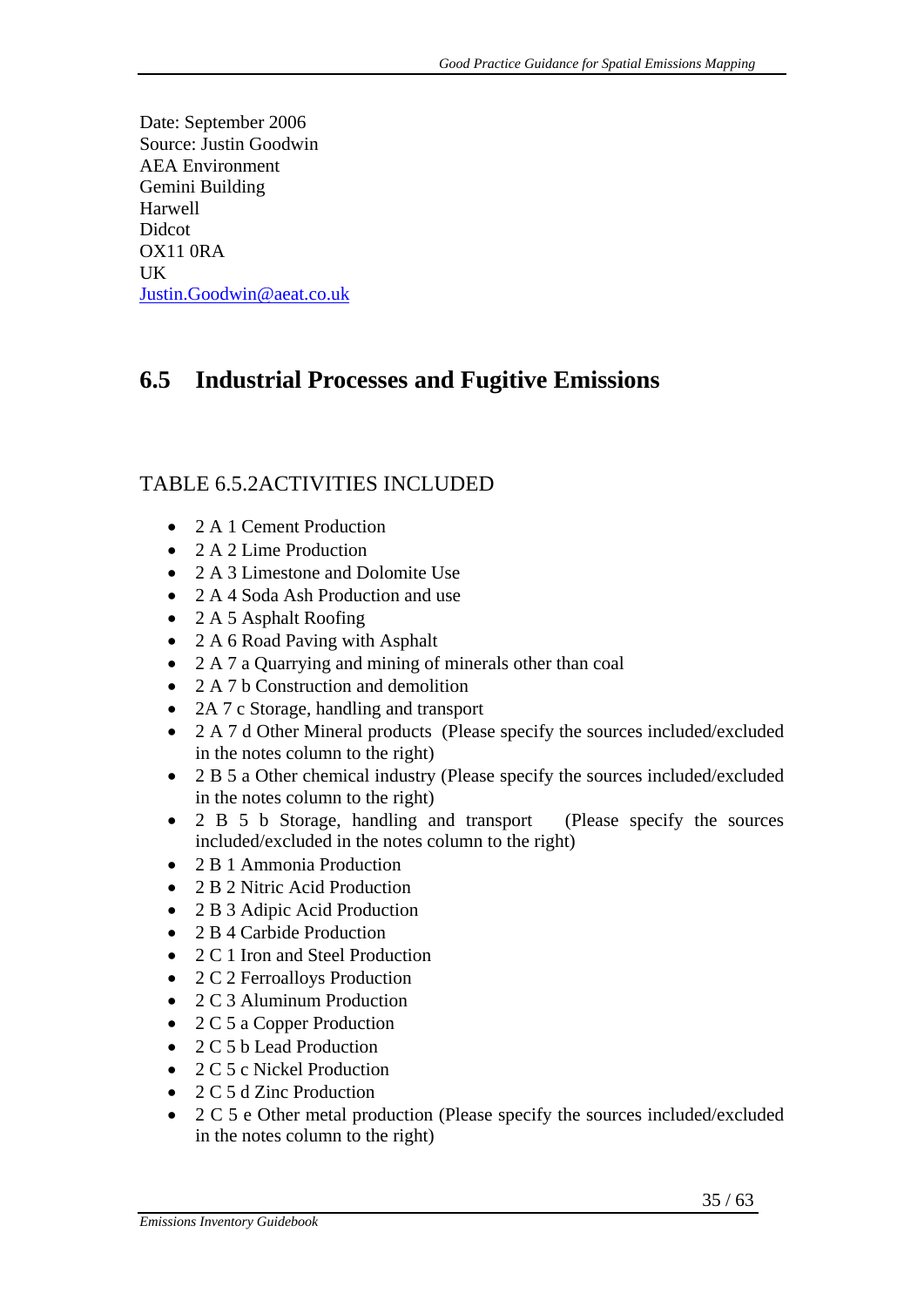Date: September 2006
Source: Justin Goodwin
AEA Environment
Gemini Building
Harwell
Didcot
OX11 0RA
UK
Justin.Goodwin@aeat.co.uk

## 6.5 Industrial Processes and Fugitive Emissions

TABLE 6.5.2ACTIVITIES INCLUDED

- 2 A 1 Cement Production
- 2 A 2 Lime Production
- 2 A 3 Limestone and Dolomite Use
- 2 A 4 Soda Ash Production and use
- 2 A 5 Asphalt Roofing
- 2 A 6 Road Paving with Asphalt
- 2 A 7 a Quarrying and mining of minerals other than coal
- 2 A 7 b Construction and demolition
- 2A 7 c Storage, handling and transport
- 2 A 7 d Other Mineral products (Please specify the sources included/excluded in the notes column to the right)
- 2 B 5 a Other chemical industry (Please specify the sources included/excluded in the notes column to the right)
- 2 B 5 b Storage, handling and transport (Please specify the sources included/excluded in the notes column to the right)
- 2 B 1 Ammonia Production
- 2 B 2 Nitric Acid Production
- 2 B 3 Adipic Acid Production
- 2 B 4 Carbide Production
- 2 C 1 Iron and Steel Production
- 2 C 2 Ferroalloys Production
- 2 C 3 Aluminum Production
- 2 C 5 a Copper Production
- 2 C 5 b Lead Production
- 2 C 5 c Nickel Production
- 2 C 5 d Zinc Production
- 2 C 5 e Other metal production (Please specify the sources included/excluded in the notes column to the right)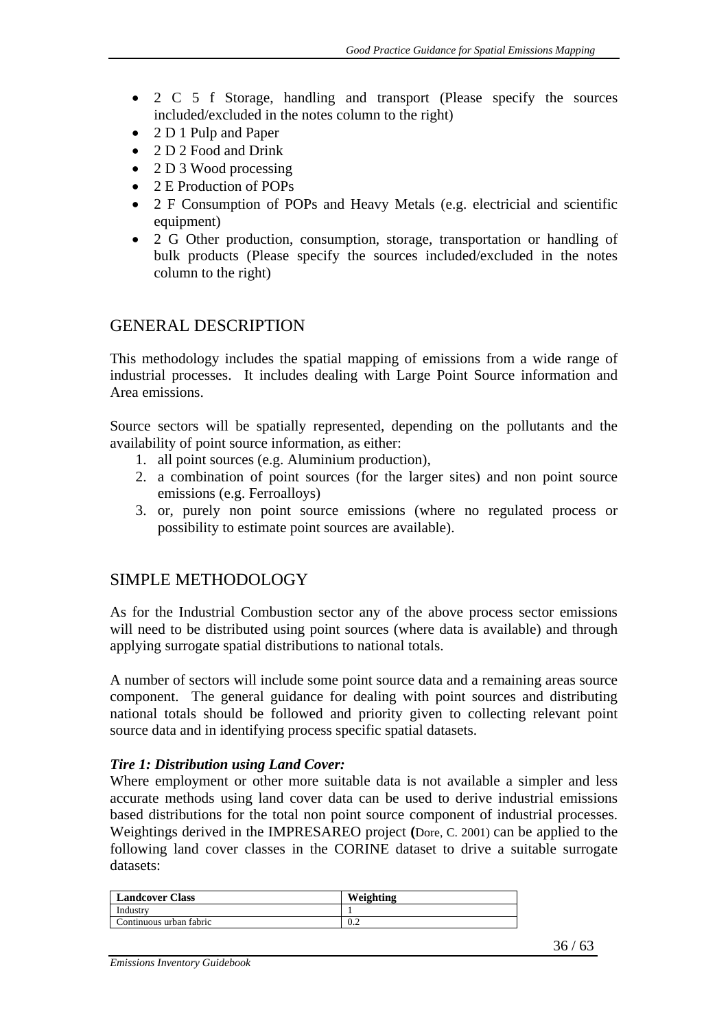- 2 C 5 f Storage, handling and transport (Please specify the sources included/excluded in the notes column to the right)
- 2 D 1 Pulp and Paper
- 2 D 2 Food and Drink
- 2 D 3 Wood processing
- 2 E Production of POPs
- 2 F Consumption of POPs and Heavy Metals (e.g. electricial and scientific equipment)
- 2 G Other production, consumption, storage, transportation or handling of bulk products (Please specify the sources included/excluded in the notes column to the right)

## GENERAL DESCRIPTION

This methodology includes the spatial mapping of emissions from a wide range of industrial processes. It includes dealing with Large Point Source information and Area emissions.

Source sectors will be spatially represented, depending on the pollutants and the availability of point source information, as either:

1. all point sources (e.g. Aluminium production),
2. a combination of point sources (for the larger sites) and non point source emissions (e.g. Ferroalloys)
3. or, purely non point source emissions (where no regulated process or possibility to estimate point sources are available).

## SIMPLE METHODOLOGY

As for the Industrial Combustion sector any of the above process sector emissions will need to be distributed using point sources (where data is available) and through applying surrogate spatial distributions to national totals.

A number of sectors will include some point source data and a remaining areas source component. The general guidance for dealing with point sources and distributing national totals should be followed and priority given to collecting relevant point source data and in identifying process specific spatial datasets.

***Tire 1: Distribution using Land Cover:***

Where employment or other more suitable data is not available a simpler and less accurate methods using land cover data can be used to derive industrial emissions based distributions for the total non point source component of industrial processes. Weightings derived in the IMPRESAREO project **(**Dore, C. 2001) can be applied to the following land cover classes in the CORINE dataset to drive a suitable surrogate datasets:

| Landcover Class | Weighting |
|---|---|
| Industry | 1 |
| Continuous urban fabric | 0.2 |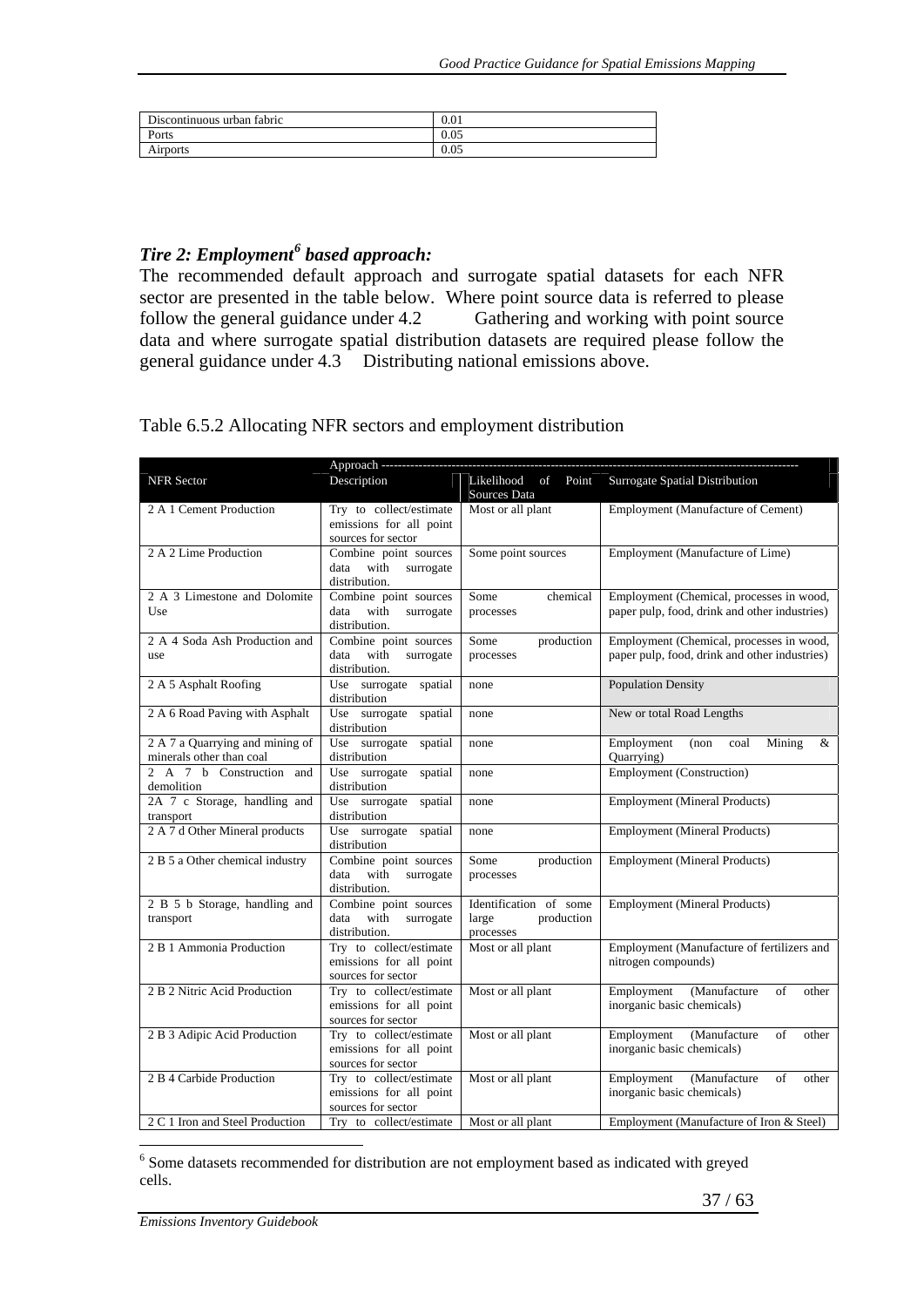| Discontinuous urban fabric | 0.01 |
|---|---|
| Ports | 0.05 |
| Airports | 0.05 |

### *Tire 2: Employment[6] based approach:*

The recommended default approach and surrogate spatial datasets for each NFR sector are presented in the table below. Where point source data is referred to please follow the general guidance under 4.2 Gathering and working with point source data and where surrogate spatial distribution datasets are required please follow the general guidance under 4.3 Distributing national emissions above.

Table 6.5.2 Allocating NFR sectors and employment distribution

| NFR Sector | Approach Description | Likelihood of Point Sources Data | Surrogate Spatial Distribution |
|---|---|---|---|
| 2 A 1 Cement Production | Try to collect/estimate emissions for all point sources for sector | Most or all plant | Employment (Manufacture of Cement) |
| 2 A 2 Lime Production | Combine point sources data with surrogate distribution. | Some point sources | Employment (Manufacture of Lime) |
| 2 A 3 Limestone and Dolomite Use | Combine point sources data with surrogate distribution. | Some chemical processes | Employment (Chemical, processes in wood, paper pulp, food, drink and other industries) |
| 2 A 4 Soda Ash Production and use | Combine point sources data with surrogate distribution. | Some production processes | Employment (Chemical, processes in wood, paper pulp, food, drink and other industries) |
| 2 A 5 Asphalt Roofing | Use surrogate spatial distribution | none | Population Density |
| 2 A 6 Road Paving with Asphalt | Use surrogate spatial distribution | none | New or total Road Lengths |
| 2 A 7 a Quarrying and mining of minerals other than coal | Use surrogate spatial distribution | none | Employment (non coal Mining & Quarrying) |
| 2 A 7 b Construction and demolition | Use surrogate spatial distribution | none | Employment (Construction) |
| 2A 7 c Storage, handling and transport | Use surrogate spatial distribution | none | Employment (Mineral Products) |
| 2 A 7 d Other Mineral products | Use surrogate spatial distribution | none | Employment (Mineral Products) |
| 2 B 5 a Other chemical industry | Combine point sources data with surrogate distribution. | Some production processes | Employment (Mineral Products) |
| 2 B 5 b Storage, handling and transport | Combine point sources data with surrogate distribution. | Identification of some large production processes | Employment (Mineral Products) |
| 2 B 1 Ammonia Production | Try to collect/estimate emissions for all point sources for sector | Most or all plant | Employment (Manufacture of fertilizers and nitrogen compounds) |
| 2 B 2 Nitric Acid Production | Try to collect/estimate emissions for all point sources for sector | Most or all plant | Employment (Manufacture of other inorganic basic chemicals) |
| 2 B 3 Adipic Acid Production | Try to collect/estimate emissions for all point sources for sector | Most or all plant | Employment (Manufacture of other inorganic basic chemicals) |
| 2 B 4 Carbide Production | Try to collect/estimate emissions for all point sources for sector | Most or all plant | Employment (Manufacture of other inorganic basic chemicals) |
| 2 C 1 Iron and Steel Production | Try to collect/estimate | Most or all plant | Employment (Manufacture of Iron & Steel) |

[6] Some datasets recommended for distribution are not employment based as indicated with greyed cells.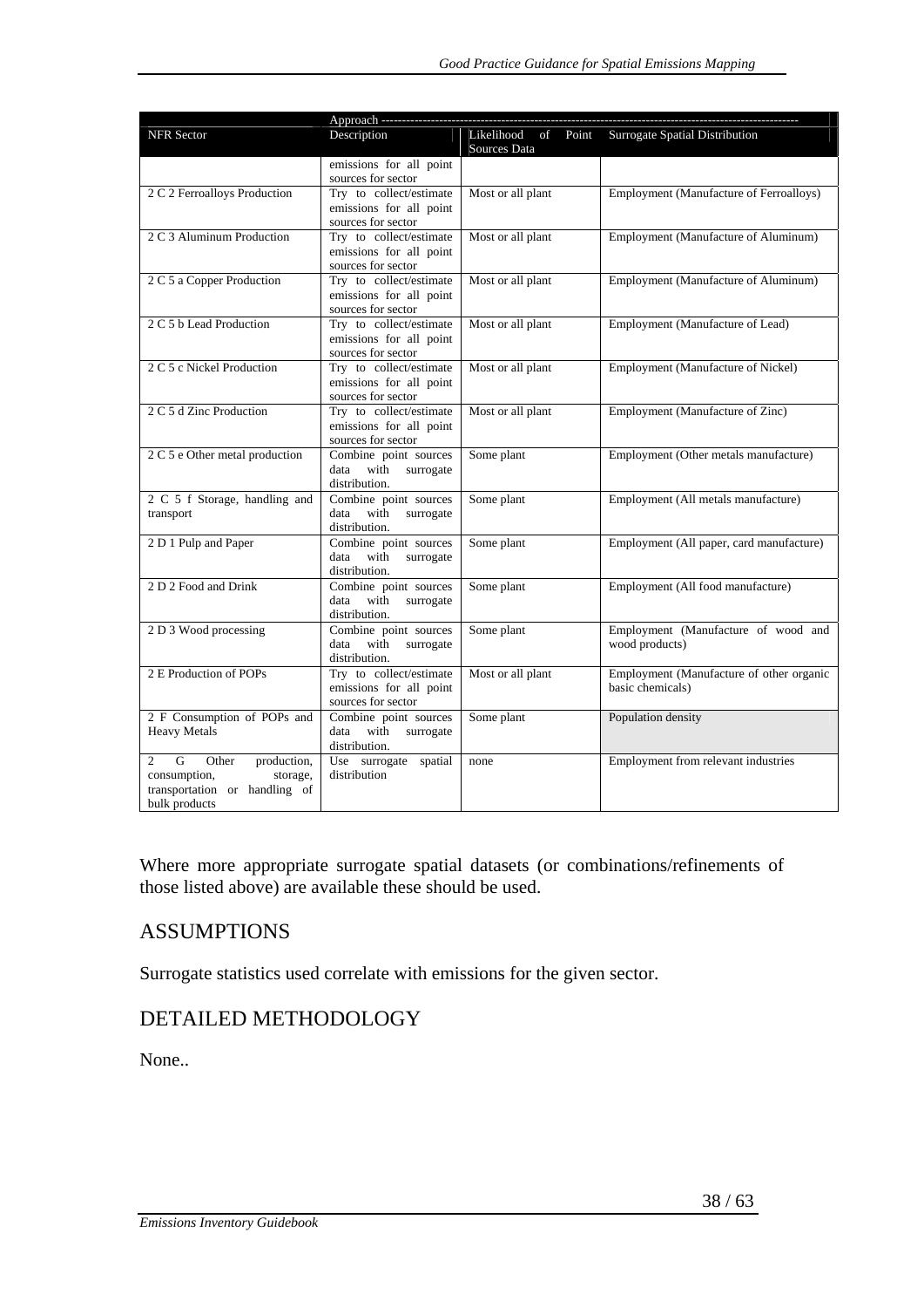| NFR Sector | Approach ---------- Description | Likelihood of Point Sources Data | Surrogate Spatial Distribution |
|---|---|---|---|
| | emissions for all point sources for sector | | |
| 2 C 2 Ferroalloys Production | Try to collect/estimate emissions for all point sources for sector | Most or all plant | Employment (Manufacture of Ferroalloys) |
| 2 C 3 Aluminum Production | Try to collect/estimate emissions for all point sources for sector | Most or all plant | Employment (Manufacture of Aluminum) |
| 2 C 5 a Copper Production | Try to collect/estimate emissions for all point sources for sector | Most or all plant | Employment (Manufacture of Aluminum) |
| 2 C 5 b Lead Production | Try to collect/estimate emissions for all point sources for sector | Most or all plant | Employment (Manufacture of Lead) |
| 2 C 5 c Nickel Production | Try to collect/estimate emissions for all point sources for sector | Most or all plant | Employment (Manufacture of Nickel) |
| 2 C 5 d Zinc Production | Try to collect/estimate emissions for all point sources for sector | Most or all plant | Employment (Manufacture of Zinc) |
| 2 C 5 e Other metal production | Combine point sources data with surrogate distribution. | Some plant | Employment (Other metals manufacture) |
| 2 C 5 f Storage, handling and transport | Combine point sources data with surrogate distribution. | Some plant | Employment (All metals manufacture) |
| 2 D 1 Pulp and Paper | Combine point sources data with surrogate distribution. | Some plant | Employment (All paper, card manufacture) |
| 2 D 2 Food and Drink | Combine point sources data with surrogate distribution. | Some plant | Employment (All food manufacture) |
| 2 D 3 Wood processing | Combine point sources data with surrogate distribution. | Some plant | Employment (Manufacture of wood and wood products) |
| 2 E Production of POPs | Try to collect/estimate emissions for all point sources for sector | Most or all plant | Employment (Manufacture of other organic basic chemicals) |
| 2 F Consumption of POPs and Heavy Metals | Combine point sources data with surrogate distribution. | Some plant | Population density |
| 2 G Other production, consumption, storage, transportation or handling of bulk products | Use surrogate spatial distribution | none | Employment from relevant industries |

Where more appropriate surrogate spatial datasets (or combinations/refinements of those listed above) are available these should be used.

## ASSUMPTIONS

Surrogate statistics used correlate with emissions for the given sector.

## DETAILED METHODOLOGY

None..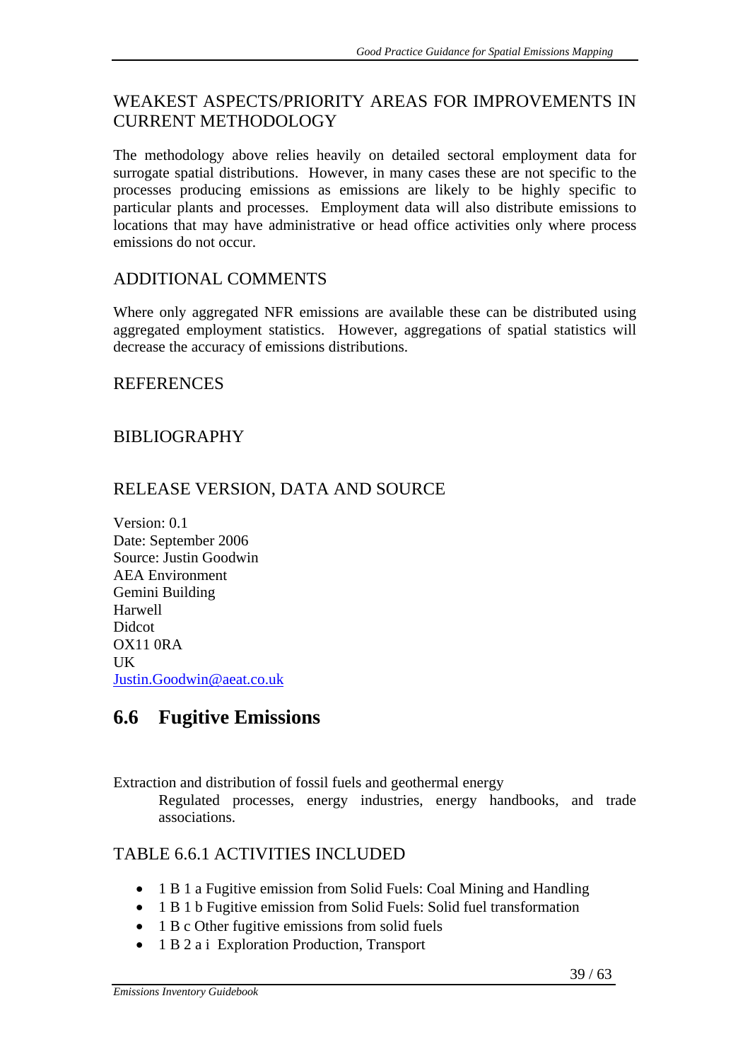## WEAKEST ASPECTS/PRIORITY AREAS FOR IMPROVEMENTS IN CURRENT METHODOLOGY

The methodology above relies heavily on detailed sectoral employment data for surrogate spatial distributions. However, in many cases these are not specific to the processes producing emissions as emissions are likely to be highly specific to particular plants and processes. Employment data will also distribute emissions to locations that may have administrative or head office activities only where process emissions do not occur.

## ADDITIONAL COMMENTS

Where only aggregated NFR emissions are available these can be distributed using aggregated employment statistics. However, aggregations of spatial statistics will decrease the accuracy of emissions distributions.

## REFERENCES

## BIBLIOGRAPHY

## RELEASE VERSION, DATA AND SOURCE

Version: 0.1
Date: September 2006
Source: Justin Goodwin
AEA Environment
Gemini Building
Harwell
Didcot
OX11 0RA
UK
Justin.Goodwin@aeat.co.uk

# 6.6 Fugitive Emissions

Extraction and distribution of fossil fuels and geothermal energy

> Regulated processes, energy industries, energy handbooks, and trade associations.

## TABLE 6.6.1 ACTIVITIES INCLUDED

- 1 B 1 a Fugitive emission from Solid Fuels: Coal Mining and Handling
- 1 B 1 b Fugitive emission from Solid Fuels: Solid fuel transformation
- 1 B c Other fugitive emissions from solid fuels
- 1 B 2 a i Exploration Production, Transport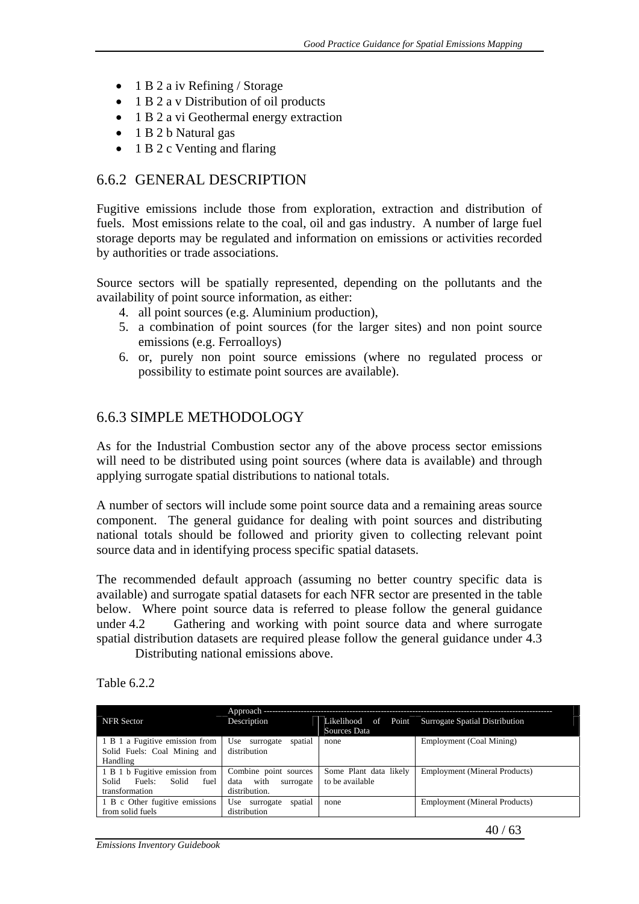- 1 B 2 a iv Refining / Storage
- 1 B 2 a v Distribution of oil products
- 1 B 2 a vi Geothermal energy extraction
- 1 B 2 b Natural gas
- 1 B 2 c Venting and flaring

## 6.6.2 GENERAL DESCRIPTION

Fugitive emissions include those from exploration, extraction and distribution of fuels. Most emissions relate to the coal, oil and gas industry. A number of large fuel storage deports may be regulated and information on emissions or activities recorded by authorities or trade associations.

Source sectors will be spatially represented, depending on the pollutants and the availability of point source information, as either:

4. all point sources (e.g. Aluminium production),
5. a combination of point sources (for the larger sites) and non point source emissions (e.g. Ferroalloys)
6. or, purely non point source emissions (where no regulated process or possibility to estimate point sources are available).

## 6.6.3 SIMPLE METHODOLOGY

As for the Industrial Combustion sector any of the above process sector emissions will need to be distributed using point sources (where data is available) and through applying surrogate spatial distributions to national totals.

A number of sectors will include some point source data and a remaining areas source component. The general guidance for dealing with point sources and distributing national totals should be followed and priority given to collecting relevant point source data and in identifying process specific spatial datasets.

The recommended default approach (assuming no better country specific data is available) and surrogate spatial datasets for each NFR sector are presented in the table below. Where point source data is referred to please follow the general guidance under 4.2 Gathering and working with point source data and where surrogate spatial distribution datasets are required please follow the general guidance under 4.3 Distributing national emissions above.

Table 6.2.2

| NFR Sector | Approach Description | Likelihood of Point Sources Data | Surrogate Spatial Distribution |
|---|---|---|---|
| 1 B 1 a Fugitive emission from Solid Fuels: Coal Mining and Handling | Use surrogate spatial distribution | none | Employment (Coal Mining) |
| 1 B 1 b Fugitive emission from Solid Fuels: Solid fuel transformation | Combine point sources data with surrogate distribution. | Some Plant data likely to be available | Employment (Mineral Products) |
| 1 B c Other fugitive emissions from solid fuels | Use surrogate spatial distribution | none | Employment (Mineral Products) |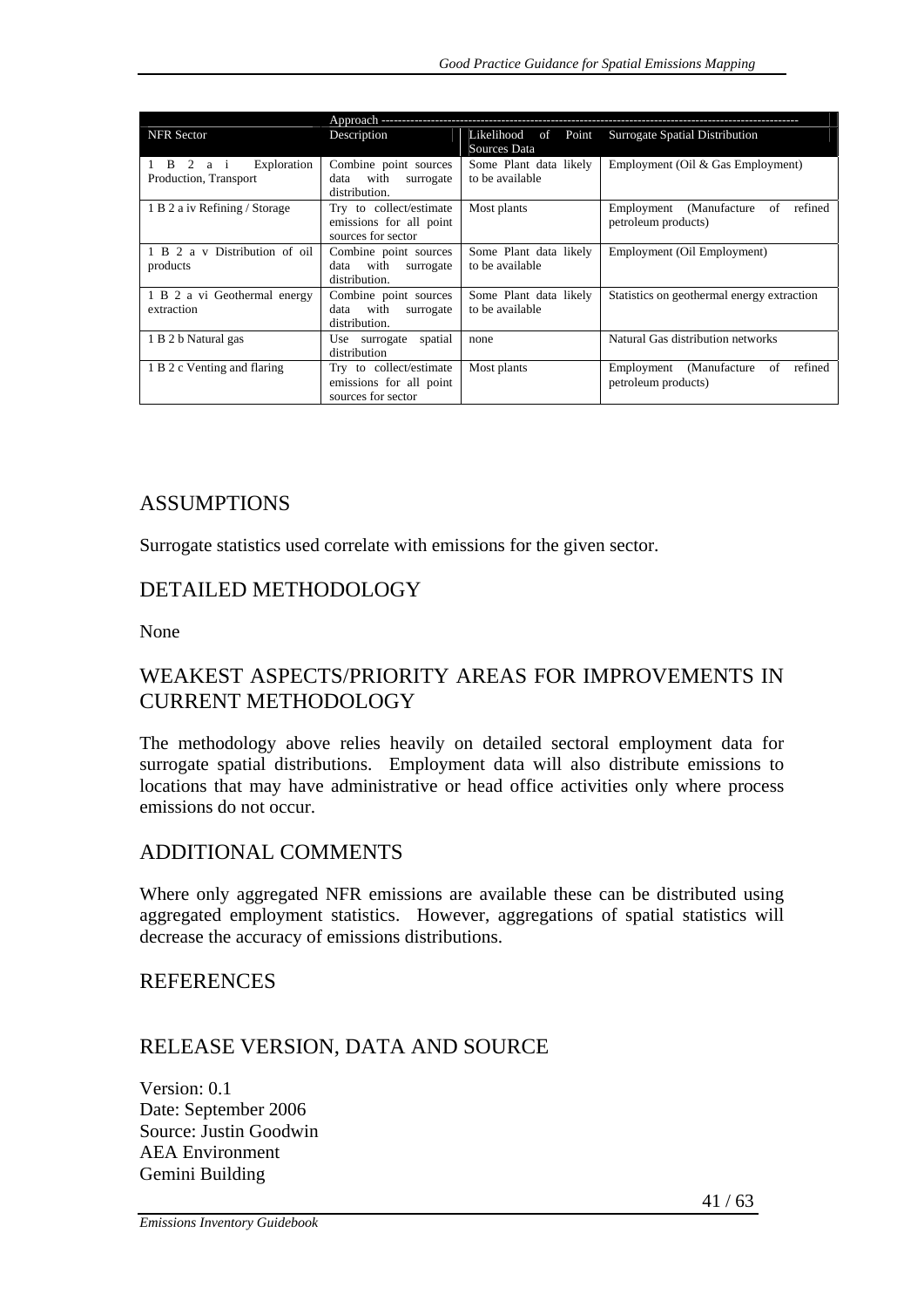| NFR Sector | Approach -------------------------------------------------------------------------------------------------- Description | Likelihood of Point Sources Data | Surrogate Spatial Distribution |
|---|---|---|---|
| 1 B 2 a i Exploration Production, Transport | Combine point sources data with surrogate distribution. | Some Plant data likely to be available | Employment (Oil & Gas Employment) |
| 1 B 2 a iv Refining / Storage | Try to collect/estimate emissions for all point sources for sector | Most plants | Employment (Manufacture of refined petroleum products) |
| 1 B 2 a v Distribution of oil products | Combine point sources data with surrogate distribution. | Some Plant data likely to be available | Employment (Oil Employment) |
| 1 B 2 a vi Geothermal energy extraction | Combine point sources data with surrogate distribution. | Some Plant data likely to be available | Statistics on geothermal energy extraction |
| 1 B 2 b Natural gas | Use surrogate spatial distribution | none | Natural Gas distribution networks |
| 1 B 2 c Venting and flaring | Try to collect/estimate emissions for all point sources for sector | Most plants | Employment (Manufacture of refined petroleum products) |

## ASSUMPTIONS

Surrogate statistics used correlate with emissions for the given sector.

## DETAILED METHODOLOGY

None

## WEAKEST ASPECTS/PRIORITY AREAS FOR IMPROVEMENTS IN CURRENT METHODOLOGY

The methodology above relies heavily on detailed sectoral employment data for surrogate spatial distributions. Employment data will also distribute emissions to locations that may have administrative or head office activities only where process emissions do not occur.

## ADDITIONAL COMMENTS

Where only aggregated NFR emissions are available these can be distributed using aggregated employment statistics. However, aggregations of spatial statistics will decrease the accuracy of emissions distributions.

## REFERENCES

## RELEASE VERSION, DATA AND SOURCE

Version: 0.1
Date: September 2006
Source: Justin Goodwin
AEA Environment
Gemini Building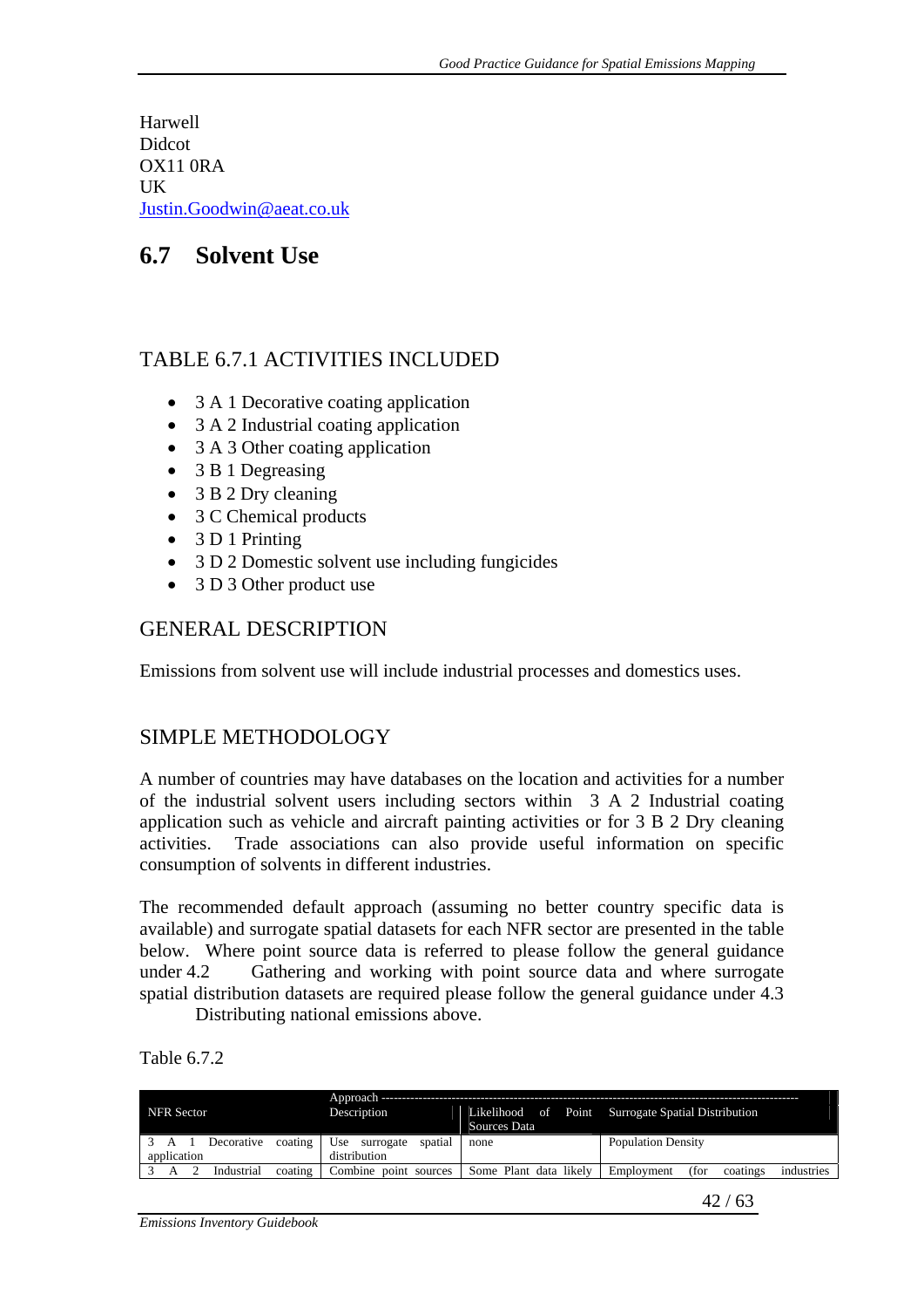Harwell
Didcot
OX11 0RA
UK
Justin.Goodwin@aeat.co.uk

## 6.7 Solvent Use

### TABLE 6.7.1 ACTIVITIES INCLUDED

- 3 A 1 Decorative coating application
- 3 A 2 Industrial coating application
- 3 A 3 Other coating application
- 3 B 1 Degreasing
- 3 B 2 Dry cleaning
- 3 C Chemical products
- 3 D 1 Printing
- 3 D 2 Domestic solvent use including fungicides
- 3 D 3 Other product use

### GENERAL DESCRIPTION

Emissions from solvent use will include industrial processes and domestics uses.

### SIMPLE METHODOLOGY

A number of countries may have databases on the location and activities for a number of the industrial solvent users including sectors within 3 A 2 Industrial coating application such as vehicle and aircraft painting activities or for 3 B 2 Dry cleaning activities. Trade associations can also provide useful information on specific consumption of solvents in different industries.

The recommended default approach (assuming no better country specific data is available) and surrogate spatial datasets for each NFR sector are presented in the table below. Where point source data is referred to please follow the general guidance under 4.2 Gathering and working with point source data and where surrogate spatial distribution datasets are required please follow the general guidance under 4.3 Distributing national emissions above.

Table 6.7.2

| NFR Sector | Approach Description | Likelihood of Point Sources Data | Surrogate Spatial Distribution |
|---|---|---|---|
| 3 A 1 Decorative coating application | Use surrogate spatial distribution | none | Population Density |
| 3 A 2 Industrial coating | Combine point sources | Some Plant data likely | Employment (for coatings industries |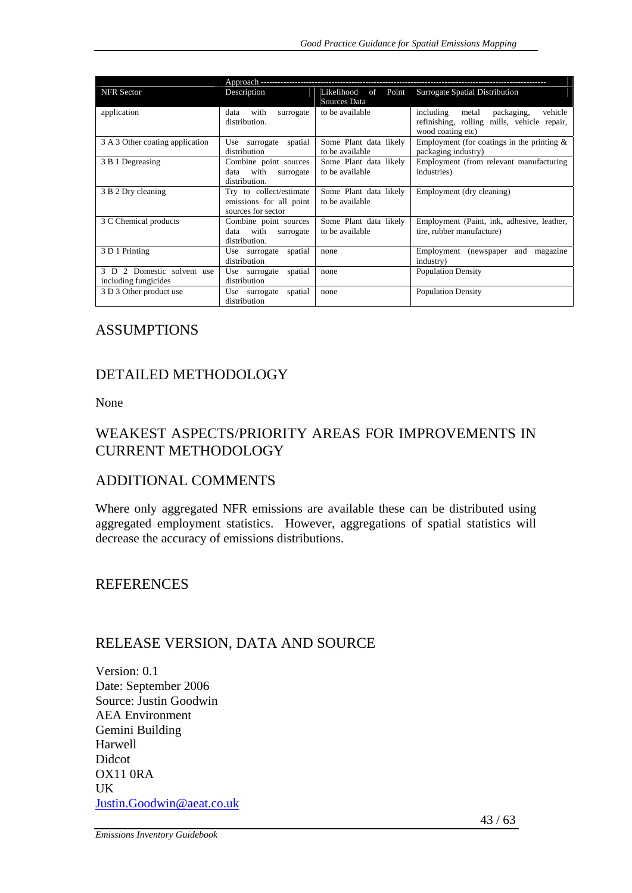| NFR Sector | Approach -------- Description | Likelihood of Point Sources Data | Surrogate Spatial Distribution |
|---|---|---|---|
| application | data with surrogate distribution. | to be available | including metal packaging, vehicle refinishing, rolling mills, vehicle repair, wood coating etc) |
| 3 A 3 Other coating application | Use surrogate spatial distribution | Some Plant data likely to be available | Employment (for coatings in the printing & packaging industry) |
| 3 B 1 Degreasing | Combine point sources data with surrogate distribution. | Some Plant data likely to be available | Employment (from relevant manufacturing industries) |
| 3 B 2 Dry cleaning | Try to collect/estimate emissions for all point sources for sector | Some Plant data likely to be available | Employment (dry cleaning) |
| 3 C Chemical products | Combine point sources data with surrogate distribution. | Some Plant data likely to be available | Employment (Paint, ink, adhesive, leather, tire, rubber manufacture) |
| 3 D 1 Printing | Use surrogate spatial distribution | none | Employment (newspaper and magazine industry) |
| 3 D 2 Domestic solvent use including fungicides | Use surrogate spatial distribution | none | Population Density |
| 3 D 3 Other product use | Use surrogate spatial distribution | none | Population Density |

## ASSUMPTIONS

## DETAILED METHODOLOGY

None

## WEAKEST ASPECTS/PRIORITY AREAS FOR IMPROVEMENTS IN CURRENT METHODOLOGY

## ADDITIONAL COMMENTS

Where only aggregated NFR emissions are available these can be distributed using aggregated employment statistics. However, aggregations of spatial statistics will decrease the accuracy of emissions distributions.

## REFERENCES

## RELEASE VERSION, DATA AND SOURCE

Version: 0.1
Date: September 2006
Source: Justin Goodwin
AEA Environment
Gemini Building
Harwell
Didcot
OX11 0RA
UK
Justin.Goodwin@aeat.co.uk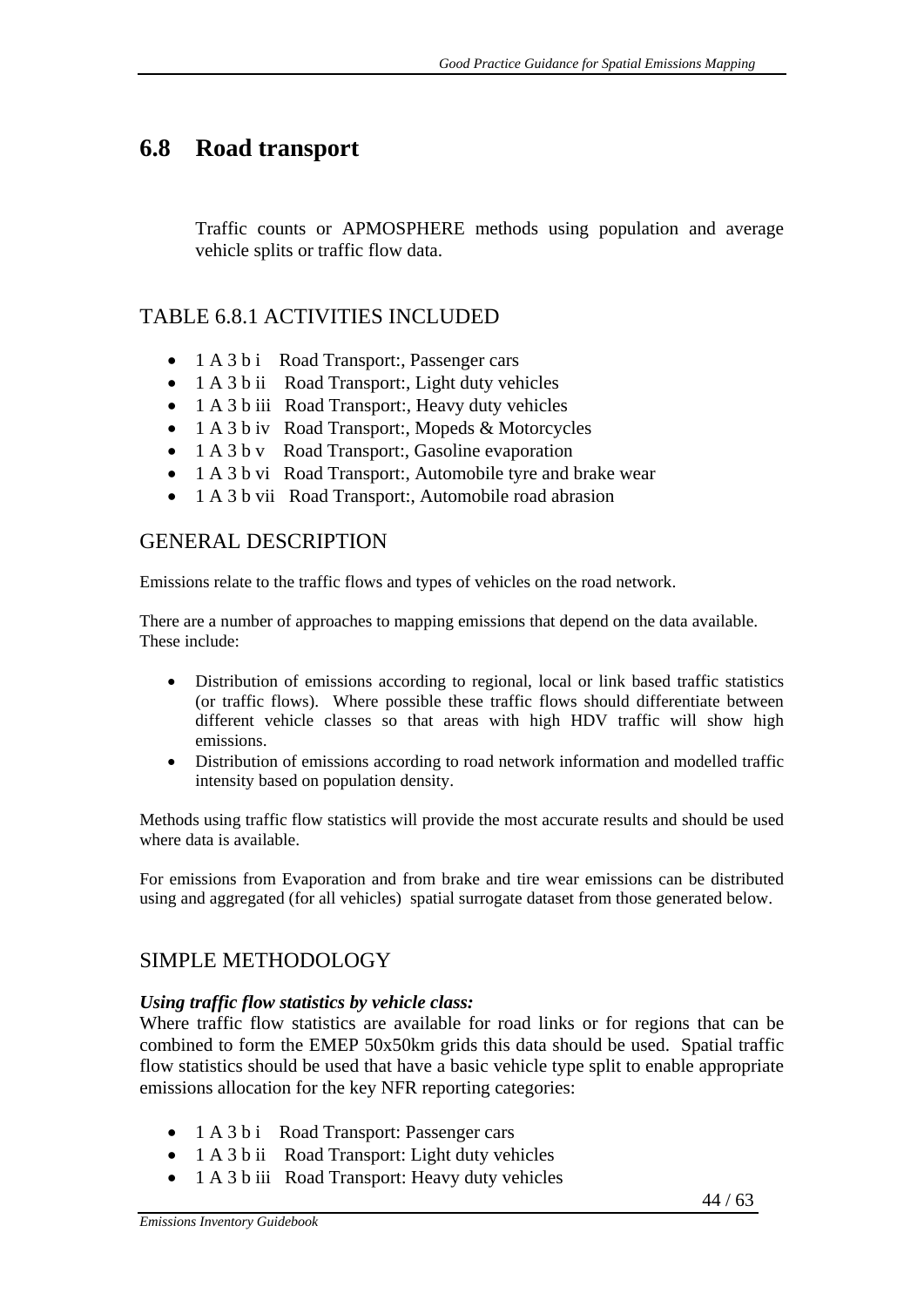## 6.8 Road transport

Traffic counts or APMOSPHERE methods using population and average vehicle splits or traffic flow data.

### TABLE 6.8.1 ACTIVITIES INCLUDED

- 1 A 3 b i Road Transport:, Passenger cars
- 1 A 3 b ii Road Transport:, Light duty vehicles
- 1 A 3 b iii Road Transport:, Heavy duty vehicles
- 1 A 3 b iv Road Transport:, Mopeds & Motorcycles
- 1 A 3 b v Road Transport:, Gasoline evaporation
- 1 A 3 b vi Road Transport:, Automobile tyre and brake wear
- 1 A 3 b vii Road Transport:, Automobile road abrasion

### GENERAL DESCRIPTION

Emissions relate to the traffic flows and types of vehicles on the road network.

There are a number of approaches to mapping emissions that depend on the data available. These include:

- Distribution of emissions according to regional, local or link based traffic statistics (or traffic flows). Where possible these traffic flows should differentiate between different vehicle classes so that areas with high HDV traffic will show high emissions.
- Distribution of emissions according to road network information and modelled traffic intensity based on population density.

Methods using traffic flow statistics will provide the most accurate results and should be used where data is available.

For emissions from Evaporation and from brake and tire wear emissions can be distributed using and aggregated (for all vehicles) spatial surrogate dataset from those generated below.

### SIMPLE METHODOLOGY

***Using traffic flow statistics by vehicle class:***
Where traffic flow statistics are available for road links or for regions that can be combined to form the EMEP 50x50km grids this data should be used. Spatial traffic flow statistics should be used that have a basic vehicle type split to enable appropriate emissions allocation for the key NFR reporting categories:

- 1 A 3 b i Road Transport: Passenger cars
- 1 A 3 b ii Road Transport: Light duty vehicles
- 1 A 3 b iii Road Transport: Heavy duty vehicles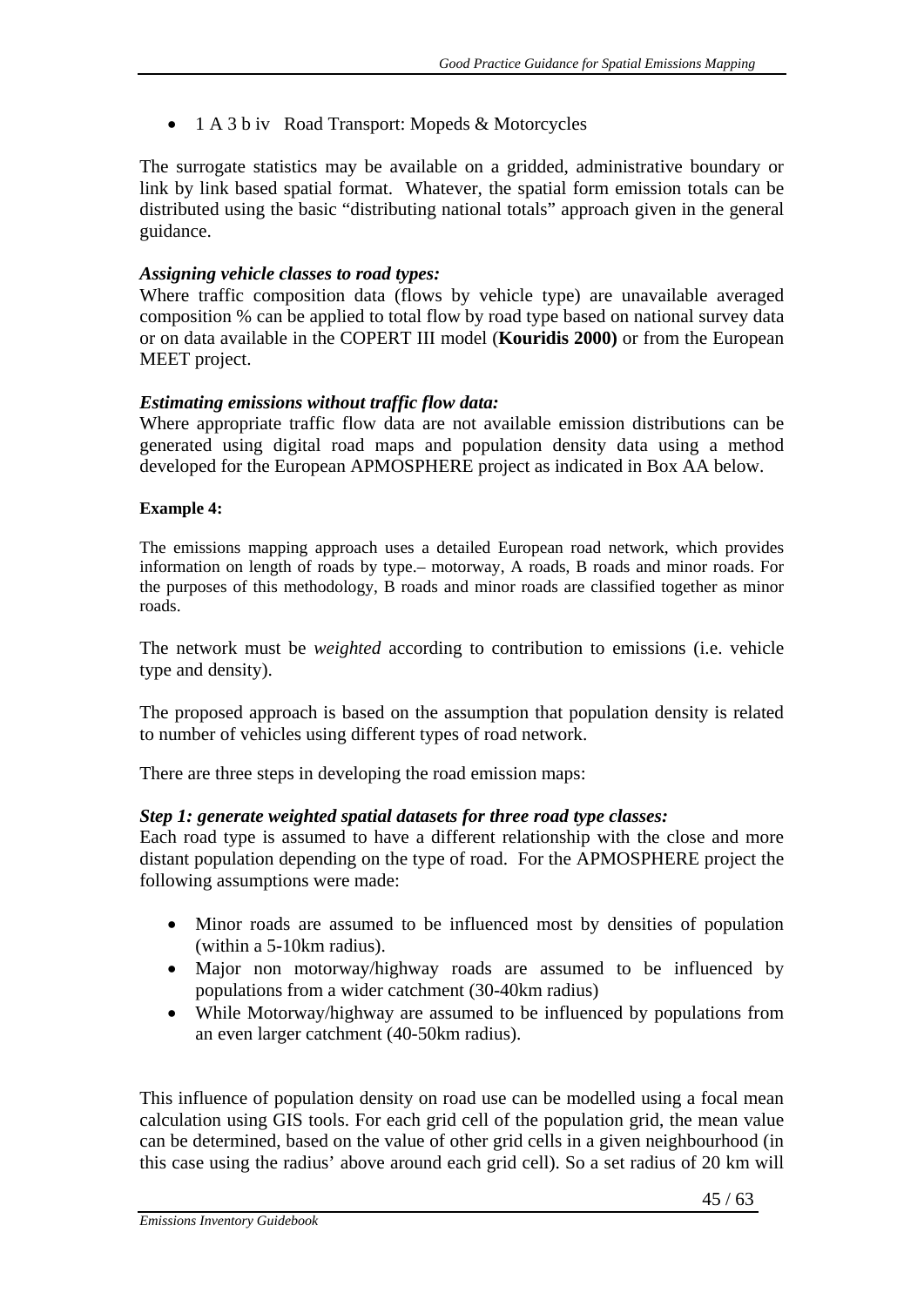- 1 A 3 b iv Road Transport: Mopeds & Motorcycles

The surrogate statistics may be available on a gridded, administrative boundary or link by link based spatial format. Whatever, the spatial form emission totals can be distributed using the basic "distributing national totals" approach given in the general guidance.

***Assigning vehicle classes to road types:***
Where traffic composition data (flows by vehicle type) are unavailable averaged composition % can be applied to total flow by road type based on national survey data or on data available in the COPERT III model (**Kouridis 2000)** or from the European MEET project.

***Estimating emissions without traffic flow data:***
Where appropriate traffic flow data are not available emission distributions can be generated using digital road maps and population density data using a method developed for the European APMOSPHERE project as indicated in Box AA below.

**Example 4:**

The emissions mapping approach uses a detailed European road network, which provides information on length of roads by type.– motorway, A roads, B roads and minor roads. For the purposes of this methodology, B roads and minor roads are classified together as minor roads.

The network must be *weighted* according to contribution to emissions (i.e. vehicle type and density).

The proposed approach is based on the assumption that population density is related to number of vehicles using different types of road network.

There are three steps in developing the road emission maps:

***Step 1: generate weighted spatial datasets for three road type classes:***
Each road type is assumed to have a different relationship with the close and more distant population depending on the type of road. For the APMOSPHERE project the following assumptions were made:

- Minor roads are assumed to be influenced most by densities of population (within a 5-10km radius).
- Major non motorway/highway roads are assumed to be influenced by populations from a wider catchment (30-40km radius)
- While Motorway/highway are assumed to be influenced by populations from an even larger catchment (40-50km radius).

This influence of population density on road use can be modelled using a focal mean calculation using GIS tools. For each grid cell of the population grid, the mean value can be determined, based on the value of other grid cells in a given neighbourhood (in this case using the radius' above around each grid cell). So a set radius of 20 km will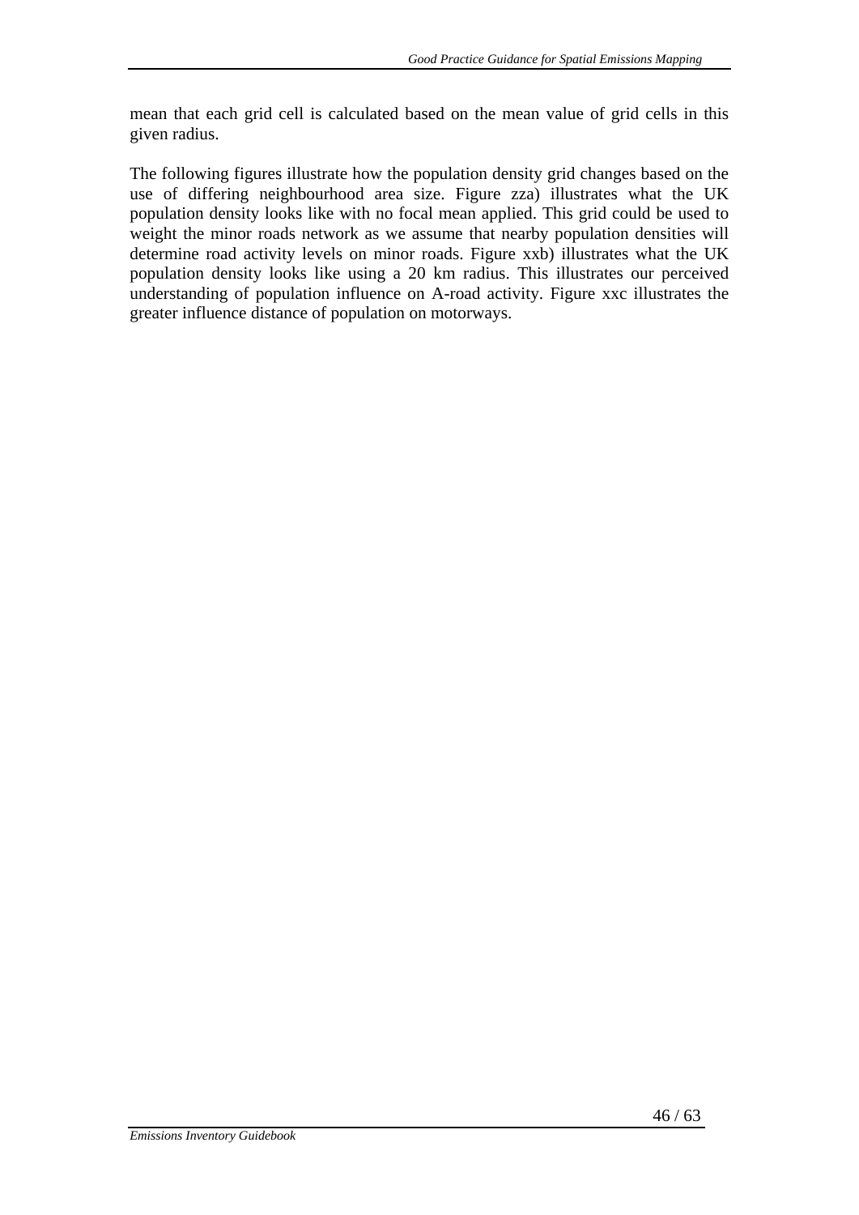mean that each grid cell is calculated based on the mean value of grid cells in this given radius.

The following figures illustrate how the population density grid changes based on the use of differing neighbourhood area size. Figure zza) illustrates what the UK population density looks like with no focal mean applied. This grid could be used to weight the minor roads network as we assume that nearby population densities will determine road activity levels on minor roads. Figure xxb) illustrates what the UK population density looks like using a 20 km radius. This illustrates our perceived understanding of population influence on A-road activity. Figure xxc illustrates the greater influence distance of population on motorways.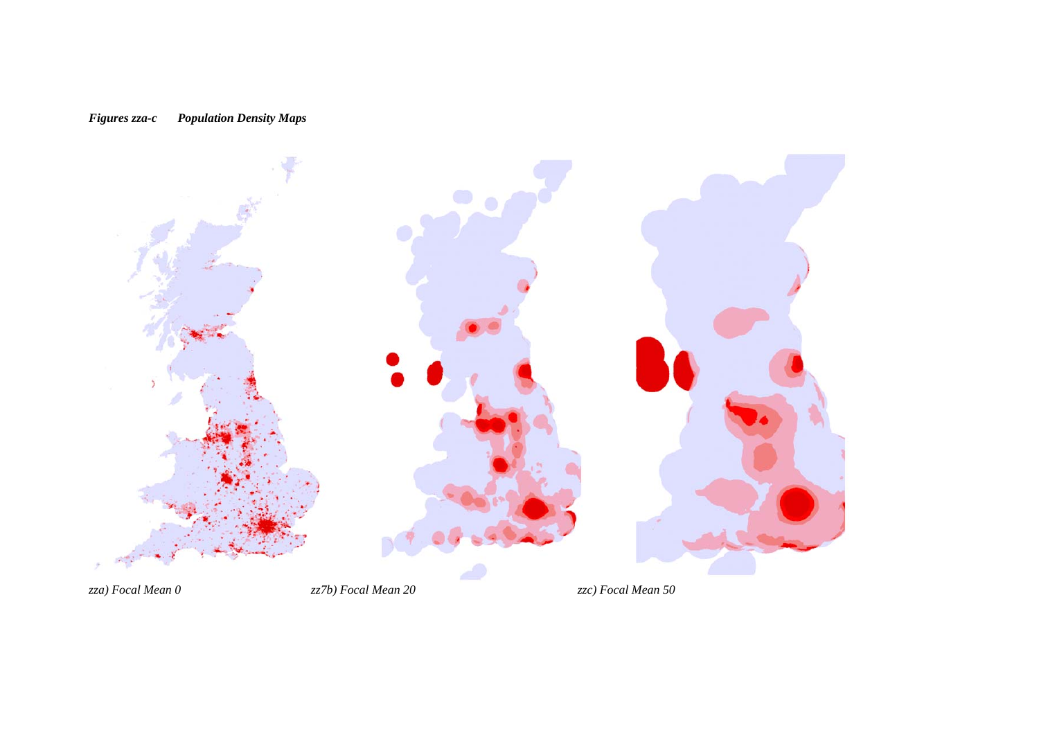***Figures zza-c Population Density Maps***

*zza) Focal Mean 0*

*zz7b) Focal Mean 20*

*zzc) Focal Mean 50*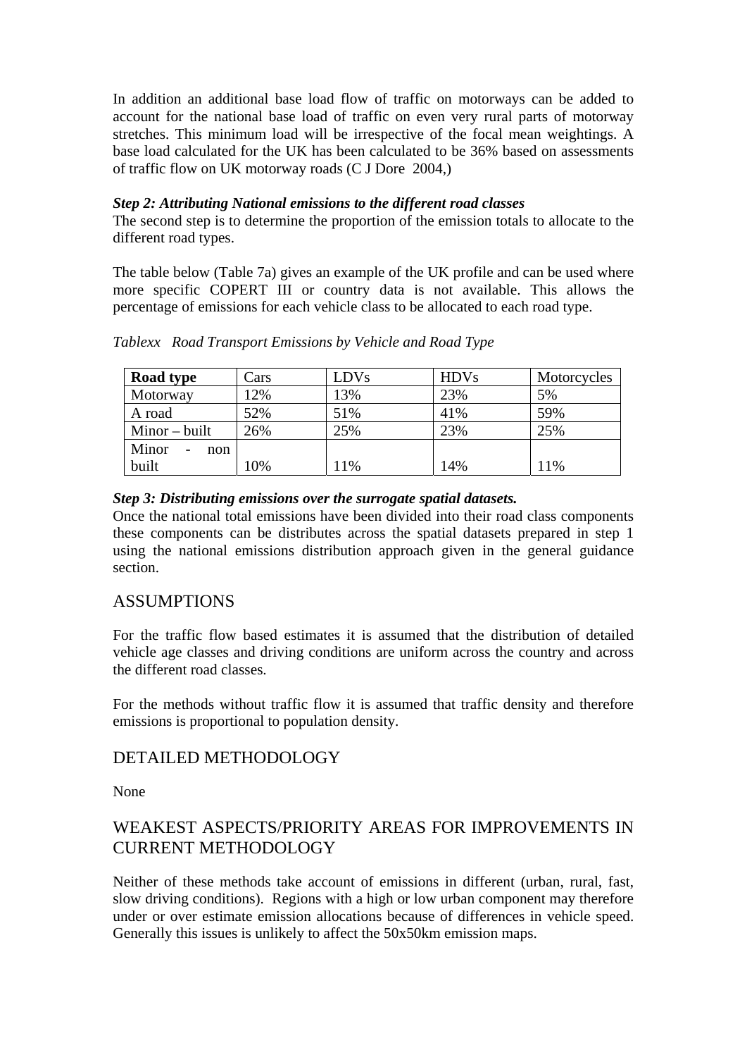In addition an additional base load flow of traffic on motorways can be added to account for the national base load of traffic on even very rural parts of motorway stretches. This minimum load will be irrespective of the focal mean weightings. A base load calculated for the UK has been calculated to be 36% based on assessments of traffic flow on UK motorway roads (C J Dore 2004,)

***Step 2: Attributing National emissions to the different road classes***

The second step is to determine the proportion of the emission totals to allocate to the different road types.

The table below (Table 7a) gives an example of the UK profile and can be used where more specific COPERT III or country data is not available. This allows the percentage of emissions for each vehicle class to be allocated to each road type.

*Tablexx Road Transport Emissions by Vehicle and Road Type*

| **Road type** | Cars | LDVs | HDVs | Motorcycles |
|---|---|---|---|---|
| Motorway | 12% | 13% | 23% | 5% |
| A road | 52% | 51% | 41% | 59% |
| Minor – built | 26% | 25% | 23% | 25% |
| Minor - non built | 10% | 11% | 14% | 11% |

***Step 3: Distributing emissions over the surrogate spatial datasets.***

Once the national total emissions have been divided into their road class components these components can be distributes across the spatial datasets prepared in step 1 using the national emissions distribution approach given in the general guidance section.

## ASSUMPTIONS

For the traffic flow based estimates it is assumed that the distribution of detailed vehicle age classes and driving conditions are uniform across the country and across the different road classes.

For the methods without traffic flow it is assumed that traffic density and therefore emissions is proportional to population density.

## DETAILED METHODOLOGY

None

## WEAKEST ASPECTS/PRIORITY AREAS FOR IMPROVEMENTS IN CURRENT METHODOLOGY

Neither of these methods take account of emissions in different (urban, rural, fast, slow driving conditions). Regions with a high or low urban component may therefore under or over estimate emission allocations because of differences in vehicle speed. Generally this issues is unlikely to affect the 50x50km emission maps.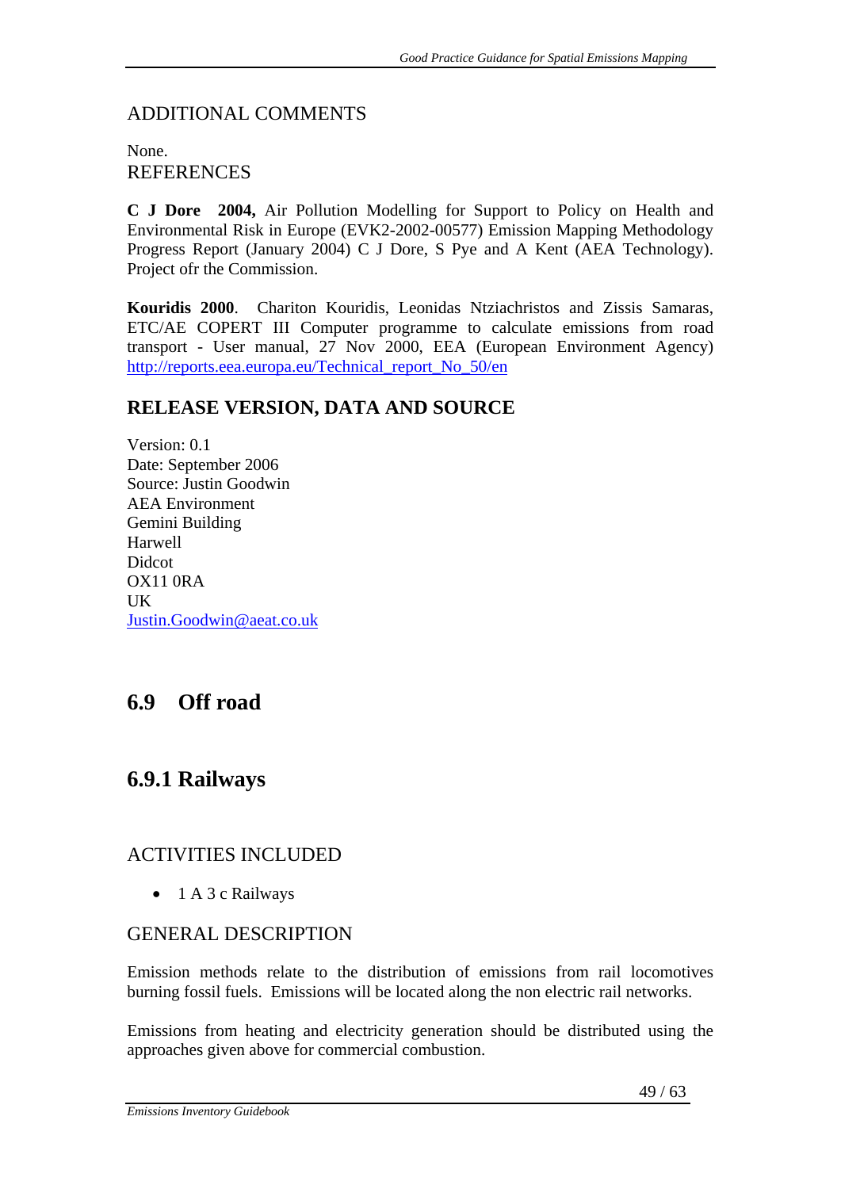### ADDITIONAL COMMENTS

None.

### REFERENCES

**C J Dore 2004,** Air Pollution Modelling for Support to Policy on Health and Environmental Risk in Europe (EVK2-2002-00577) Emission Mapping Methodology Progress Report (January 2004) C J Dore, S Pye and A Kent (AEA Technology). Project ofr the Commission.

**Kouridis 2000**. Chariton Kouridis, Leonidas Ntziachristos and Zissis Samaras, ETC/AE COPERT III Computer programme to calculate emissions from road transport - User manual, 27 Nov 2000, EEA (European Environment Agency) http://reports.eea.europa.eu/Technical_report_No_50/en

### RELEASE VERSION, DATA AND SOURCE

Version: 0.1
Date: September 2006
Source: Justin Goodwin
AEA Environment
Gemini Building
Harwell
Didcot
OX11 0RA
UK
Justin.Goodwin@aeat.co.uk

## 6.9 Off road

### 6.9.1 Railways

#### ACTIVITIES INCLUDED

- 1 A 3 c Railways

#### GENERAL DESCRIPTION

Emission methods relate to the distribution of emissions from rail locomotives burning fossil fuels. Emissions will be located along the non electric rail networks.

Emissions from heating and electricity generation should be distributed using the approaches given above for commercial combustion.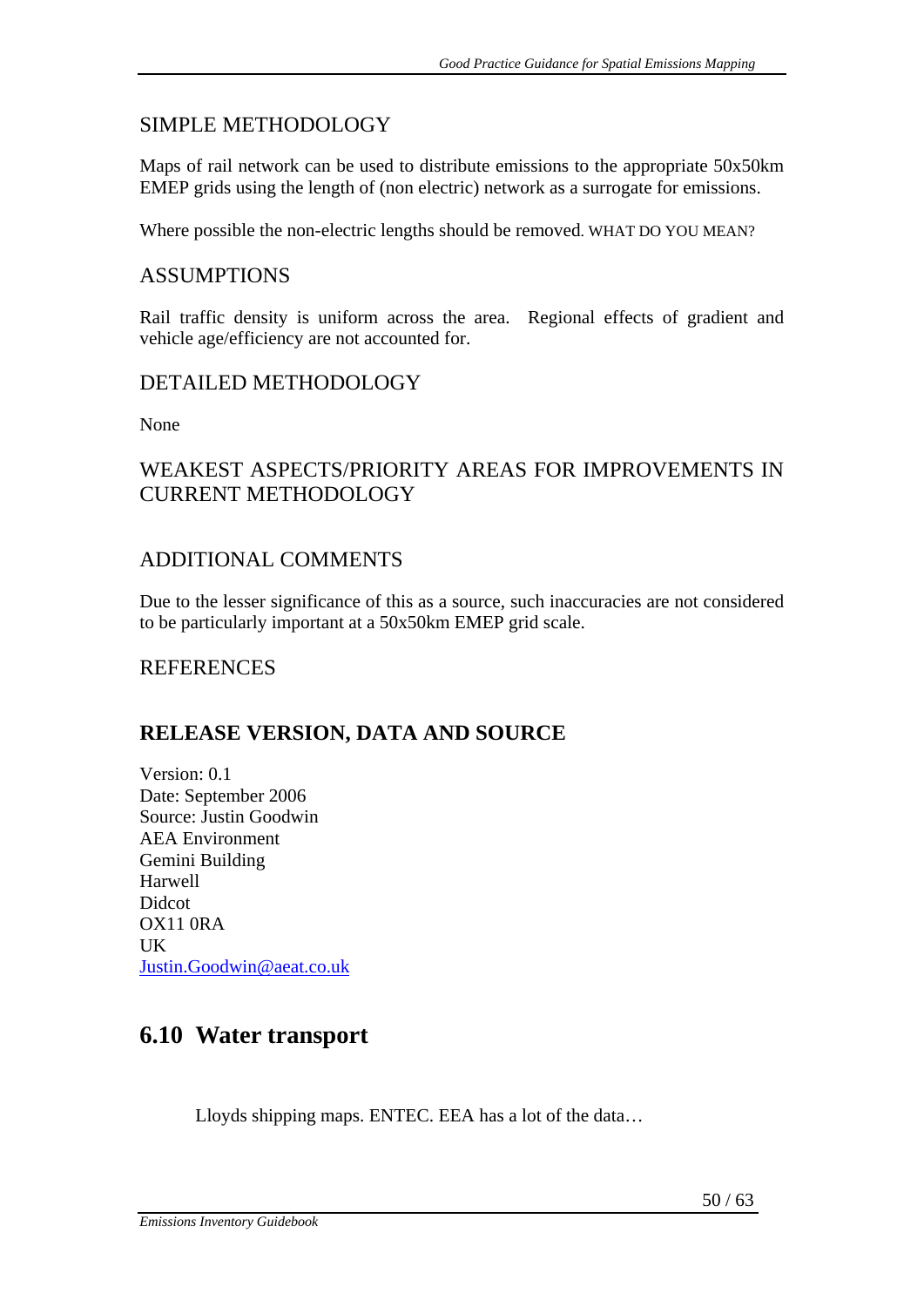### SIMPLE METHODOLOGY

Maps of rail network can be used to distribute emissions to the appropriate 50x50km EMEP grids using the length of (non electric) network as a surrogate for emissions.

Where possible the non-electric lengths should be removed. WHAT DO YOU MEAN?

### ASSUMPTIONS

Rail traffic density is uniform across the area. Regional effects of gradient and vehicle age/efficiency are not accounted for.

### DETAILED METHODOLOGY

None

### WEAKEST ASPECTS/PRIORITY AREAS FOR IMPROVEMENTS IN CURRENT METHODOLOGY

### ADDITIONAL COMMENTS

Due to the lesser significance of this as a source, such inaccuracies are not considered to be particularly important at a 50x50km EMEP grid scale.

### REFERENCES

### RELEASE VERSION, DATA AND SOURCE

Version: 0.1
Date: September 2006
Source: Justin Goodwin
AEA Environment
Gemini Building
Harwell
Didcot
OX11 0RA
UK
Justin.Goodwin@aeat.co.uk

## 6.10 Water transport

Lloyds shipping maps. ENTEC. EEA has a lot of the data…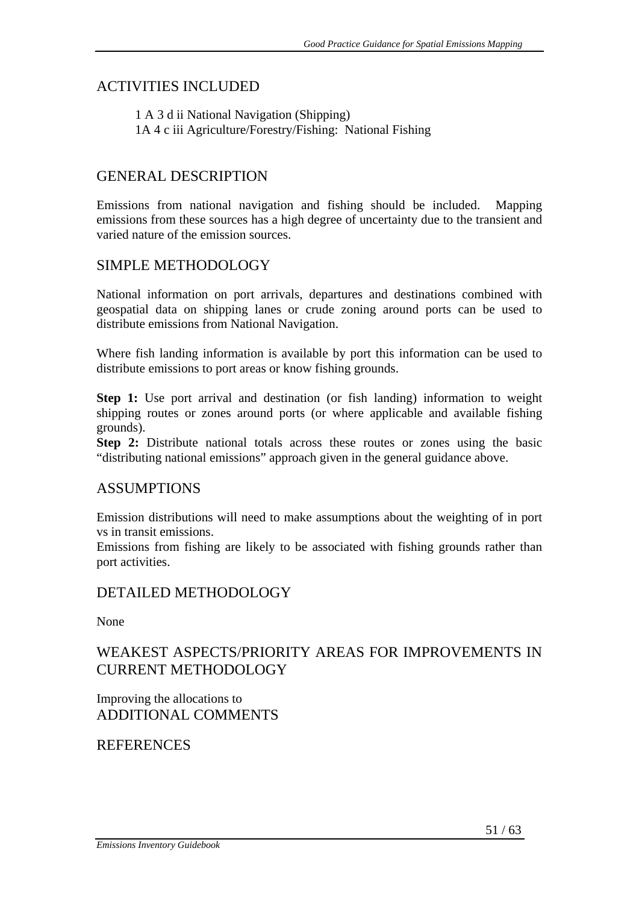## ACTIVITIES INCLUDED

1 A 3 d ii National Navigation (Shipping)
1A 4 c iii Agriculture/Forestry/Fishing: National Fishing

## GENERAL DESCRIPTION

Emissions from national navigation and fishing should be included. Mapping emissions from these sources has a high degree of uncertainty due to the transient and varied nature of the emission sources.

## SIMPLE METHODOLOGY

National information on port arrivals, departures and destinations combined with geospatial data on shipping lanes or crude zoning around ports can be used to distribute emissions from National Navigation.

Where fish landing information is available by port this information can be used to distribute emissions to port areas or know fishing grounds.

**Step 1:** Use port arrival and destination (or fish landing) information to weight shipping routes or zones around ports (or where applicable and available fishing grounds).
**Step 2:** Distribute national totals across these routes or zones using the basic "distributing national emissions" approach given in the general guidance above.

## ASSUMPTIONS

Emission distributions will need to make assumptions about the weighting of in port vs in transit emissions.
Emissions from fishing are likely to be associated with fishing grounds rather than port activities.

## DETAILED METHODOLOGY

None

## WEAKEST ASPECTS/PRIORITY AREAS FOR IMPROVEMENTS IN CURRENT METHODOLOGY

Improving the allocations to

## ADDITIONAL COMMENTS

## REFERENCES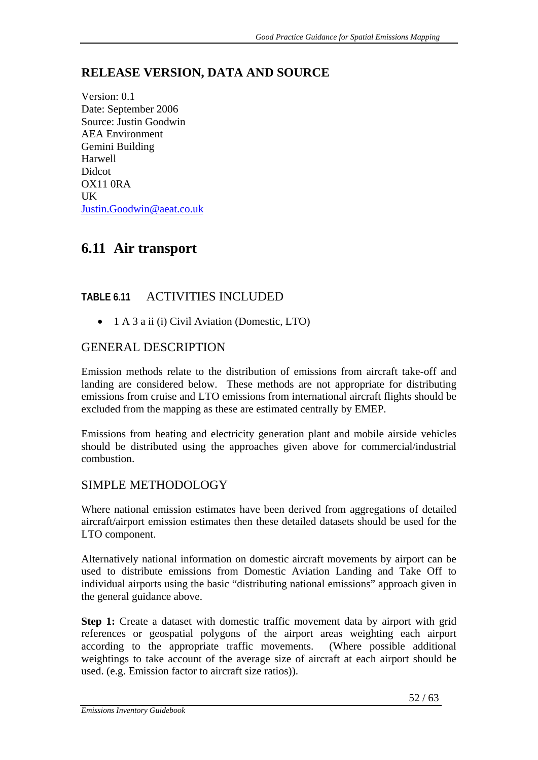## RELEASE VERSION, DATA AND SOURCE

Version: 0.1
Date: September 2006
Source: Justin Goodwin
AEA Environment
Gemini Building
Harwell
Didcot
OX11 0RA
UK
Justin.Goodwin@aeat.co.uk

# 6.11 Air transport

### TABLE 6.11 ACTIVITIES INCLUDED

- 1 A 3 a ii (i) Civil Aviation (Domestic, LTO)

### GENERAL DESCRIPTION

Emission methods relate to the distribution of emissions from aircraft take-off and landing are considered below. These methods are not appropriate for distributing emissions from cruise and LTO emissions from international aircraft flights should be excluded from the mapping as these are estimated centrally by EMEP.

Emissions from heating and electricity generation plant and mobile airside vehicles should be distributed using the approaches given above for commercial/industrial combustion.

### SIMPLE METHODOLOGY

Where national emission estimates have been derived from aggregations of detailed aircraft/airport emission estimates then these detailed datasets should be used for the LTO component.

Alternatively national information on domestic aircraft movements by airport can be used to distribute emissions from Domestic Aviation Landing and Take Off to individual airports using the basic "distributing national emissions" approach given in the general guidance above.

**Step 1:** Create a dataset with domestic traffic movement data by airport with grid references or geospatial polygons of the airport areas weighting each airport according to the appropriate traffic movements. (Where possible additional weightings to take account of the average size of aircraft at each airport should be used. (e.g. Emission factor to aircraft size ratios)).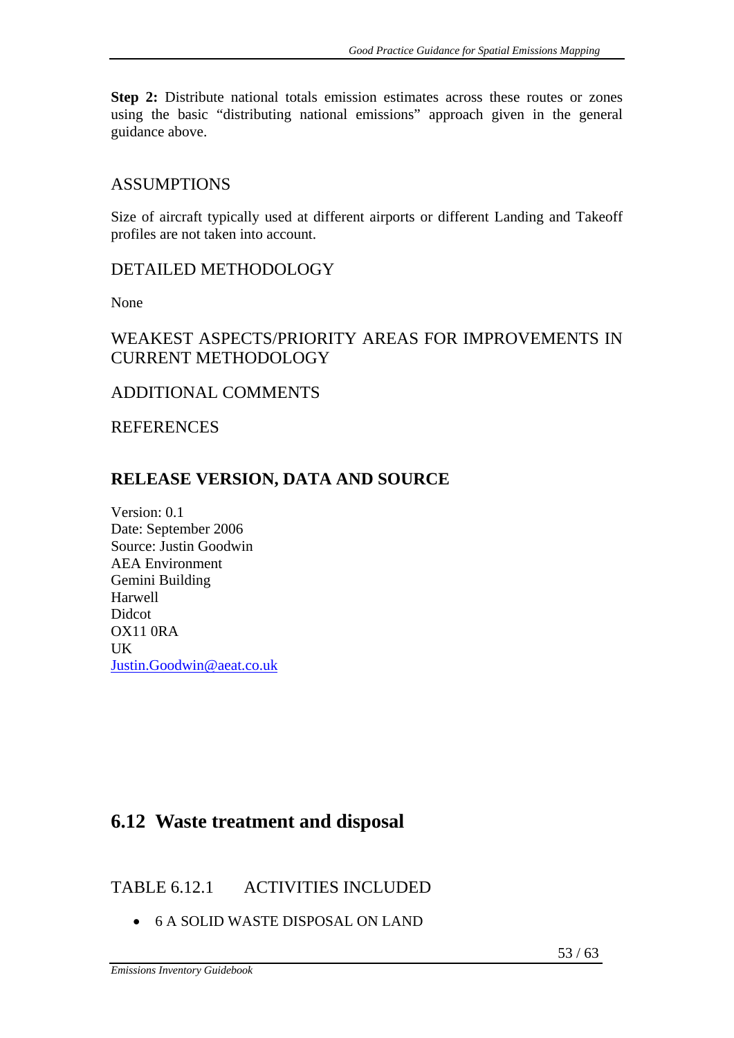**Step 2:** Distribute national totals emission estimates across these routes or zones using the basic "distributing national emissions" approach given in the general guidance above.

### ASSUMPTIONS

Size of aircraft typically used at different airports or different Landing and Takeoff profiles are not taken into account.

### DETAILED METHODOLOGY

None

### WEAKEST ASPECTS/PRIORITY AREAS FOR IMPROVEMENTS IN CURRENT METHODOLOGY

### ADDITIONAL COMMENTS

### REFERENCES

### RELEASE VERSION, DATA AND SOURCE

Version: 0.1
Date: September 2006
Source: Justin Goodwin
AEA Environment
Gemini Building
Harwell
Didcot
OX11 0RA
UK
Justin.Goodwin@aeat.co.uk

## 6.12 Waste treatment and disposal

### TABLE 6.12.1 ACTIVITIES INCLUDED

- 6 A SOLID WASTE DISPOSAL ON LAND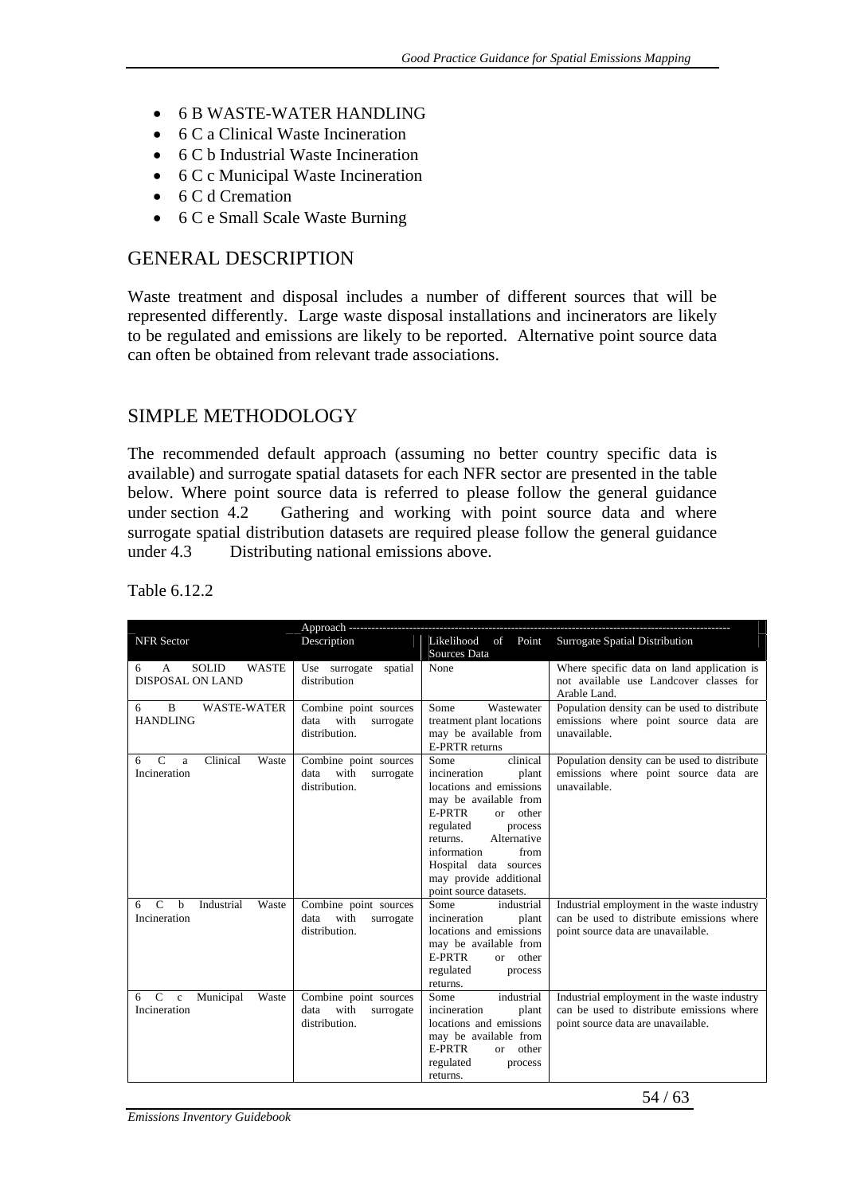- 6 B WASTE-WATER HANDLING
- 6 C a Clinical Waste Incineration
- 6 C b Industrial Waste Incineration
- 6 C c Municipal Waste Incineration
- 6 C d Cremation
- 6 C e Small Scale Waste Burning

## GENERAL DESCRIPTION

Waste treatment and disposal includes a number of different sources that will be represented differently. Large waste disposal installations and incinerators are likely to be regulated and emissions are likely to be reported. Alternative point source data can often be obtained from relevant trade associations.

## SIMPLE METHODOLOGY

The recommended default approach (assuming no better country specific data is available) and surrogate spatial datasets for each NFR sector are presented in the table below. Where point source data is referred to please follow the general guidance under section 4.2 Gathering and working with point source data and where surrogate spatial distribution datasets are required please follow the general guidance under 4.3 Distributing national emissions above.

Table 6.12.2

| | Approach | | |
|---|---|---|---|
| NFR Sector | Description | Likelihood of Point Sources Data | Surrogate Spatial Distribution |
| 6 A SOLID WASTE DISPOSAL ON LAND | Use surrogate spatial distribution | None | Where specific data on land application is not available use Landcover classes for Arable Land. |
| 6 B WASTE-WATER HANDLING | Combine point sources data with surrogate distribution. | Some Wastewater treatment plant locations may be available from E-PRTR returns | Population density can be used to distribute emissions where point source data are unavailable. |
| 6 C a Clinical Waste Incineration | Combine point sources data with surrogate distribution. | Some clinical incineration plant locations and emissions may be available from E-PRTR or other regulated process returns. Alternative information from Hospital data sources may provide additional point source datasets. | Population density can be used to distribute emissions where point source data are unavailable. |
| 6 C b Industrial Waste Incineration | Combine point sources data with surrogate distribution. | Some industrial incineration plant locations and emissions may be available from E-PRTR or other regulated process returns. | Industrial employment in the waste industry can be used to distribute emissions where point source data are unavailable. |
| 6 C c Municipal Waste Incineration | Combine point sources data with surrogate distribution. | Some industrial incineration plant locations and emissions may be available from E-PRTR or other regulated process returns. | Industrial employment in the waste industry can be used to distribute emissions where point source data are unavailable. |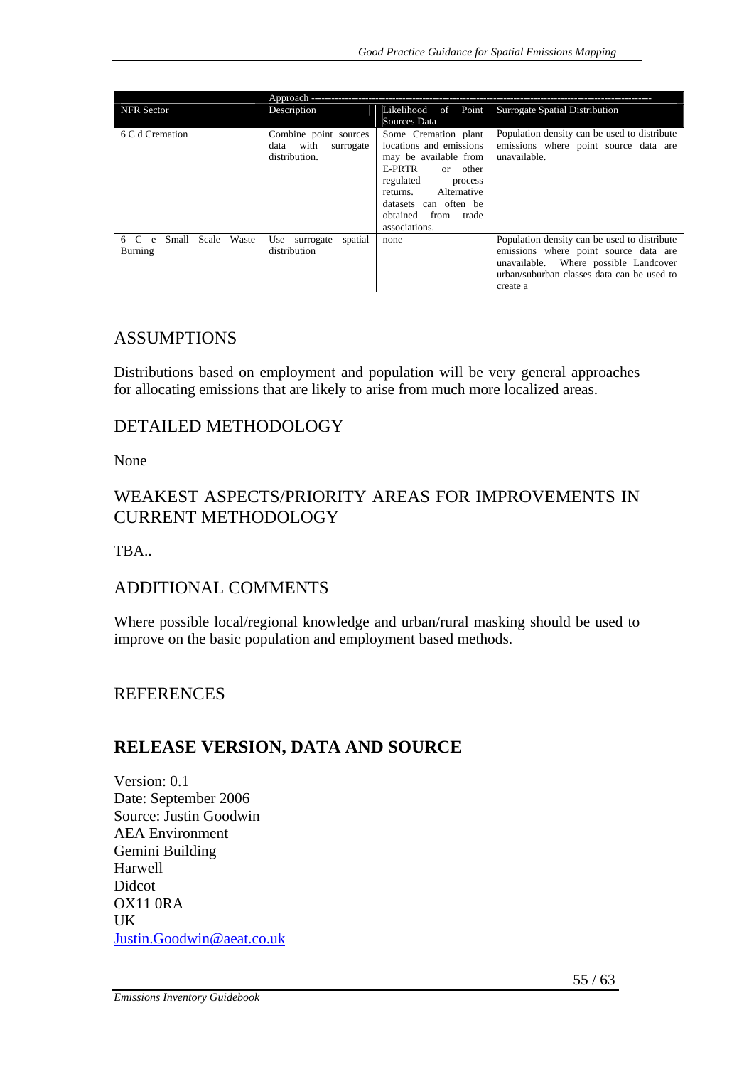| NFR Sector | Approach Description | Likelihood of Point Sources Data | Surrogate Spatial Distribution |
|---|---|---|---|
| 6 C d Cremation | Combine point sources data with surrogate distribution. | Some Cremation plant locations and emissions may be available from E-PRTR or other regulated process returns. Alternative datasets can often be obtained from trade associations. | Population density can be used to distribute emissions where point source data are unavailable. |
| 6 C e Small Scale Waste Burning | Use surrogate spatial distribution | none | Population density can be used to distribute emissions where point source data are unavailable. Where possible Landcover urban/suburban classes data can be used to create a |

## ASSUMPTIONS

Distributions based on employment and population will be very general approaches for allocating emissions that are likely to arise from much more localized areas.

## DETAILED METHODOLOGY

None

## WEAKEST ASPECTS/PRIORITY AREAS FOR IMPROVEMENTS IN CURRENT METHODOLOGY

TBA..

## ADDITIONAL COMMENTS

Where possible local/regional knowledge and urban/rural masking should be used to improve on the basic population and employment based methods.

## REFERENCES

## RELEASE VERSION, DATA AND SOURCE

Version: 0.1
Date: September 2006
Source: Justin Goodwin
AEA Environment
Gemini Building
Harwell
Didcot
OX11 0RA
UK
Justin.Goodwin@aeat.co.uk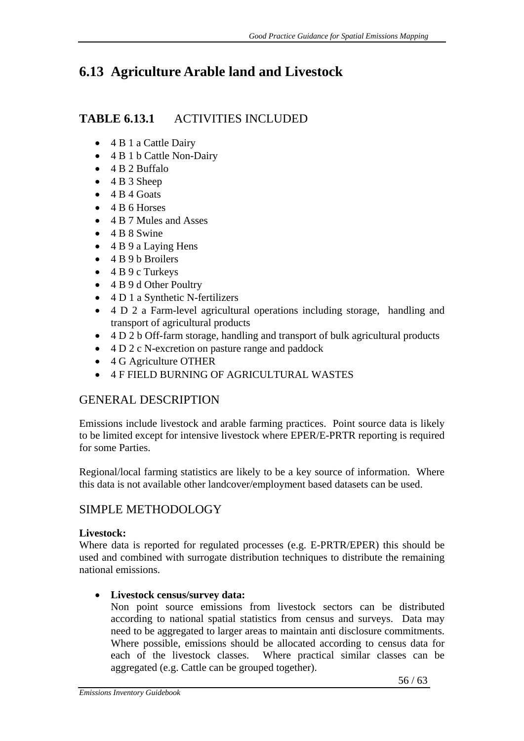# 6.13 Agriculture Arable land and Livestock

## TABLE 6.13.1 ACTIVITIES INCLUDED

- 4 B 1 a Cattle Dairy
- 4 B 1 b Cattle Non-Dairy
- 4 B 2 Buffalo
- 4 B 3 Sheep
- 4 B 4 Goats
- 4 B 6 Horses
- 4 B 7 Mules and Asses
- 4 B 8 Swine
- 4 B 9 a Laying Hens
- 4 B 9 b Broilers
- 4 B 9 c Turkeys
- 4 B 9 d Other Poultry
- 4 D 1 a Synthetic N-fertilizers
- 4 D 2 a Farm-level agricultural operations including storage, handling and transport of agricultural products
- 4 D 2 b Off-farm storage, handling and transport of bulk agricultural products
- 4 D 2 c N-excretion on pasture range and paddock
- 4 G Agriculture OTHER
- 4 F FIELD BURNING OF AGRICULTURAL WASTES

## GENERAL DESCRIPTION

Emissions include livestock and arable farming practices. Point source data is likely to be limited except for intensive livestock where EPER/E-PRTR reporting is required for some Parties.

Regional/local farming statistics are likely to be a key source of information. Where this data is not available other landcover/employment based datasets can be used.

## SIMPLE METHODOLOGY

**Livestock:**
Where data is reported for regulated processes (e.g. E-PRTR/EPER) this should be used and combined with surrogate distribution techniques to distribute the remaining national emissions.

- **Livestock census/survey data:**
  Non point source emissions from livestock sectors can be distributed according to national spatial statistics from census and surveys. Data may need to be aggregated to larger areas to maintain anti disclosure commitments. Where possible, emissions should be allocated according to census data for each of the livestock classes. Where practical similar classes can be aggregated (e.g. Cattle can be grouped together).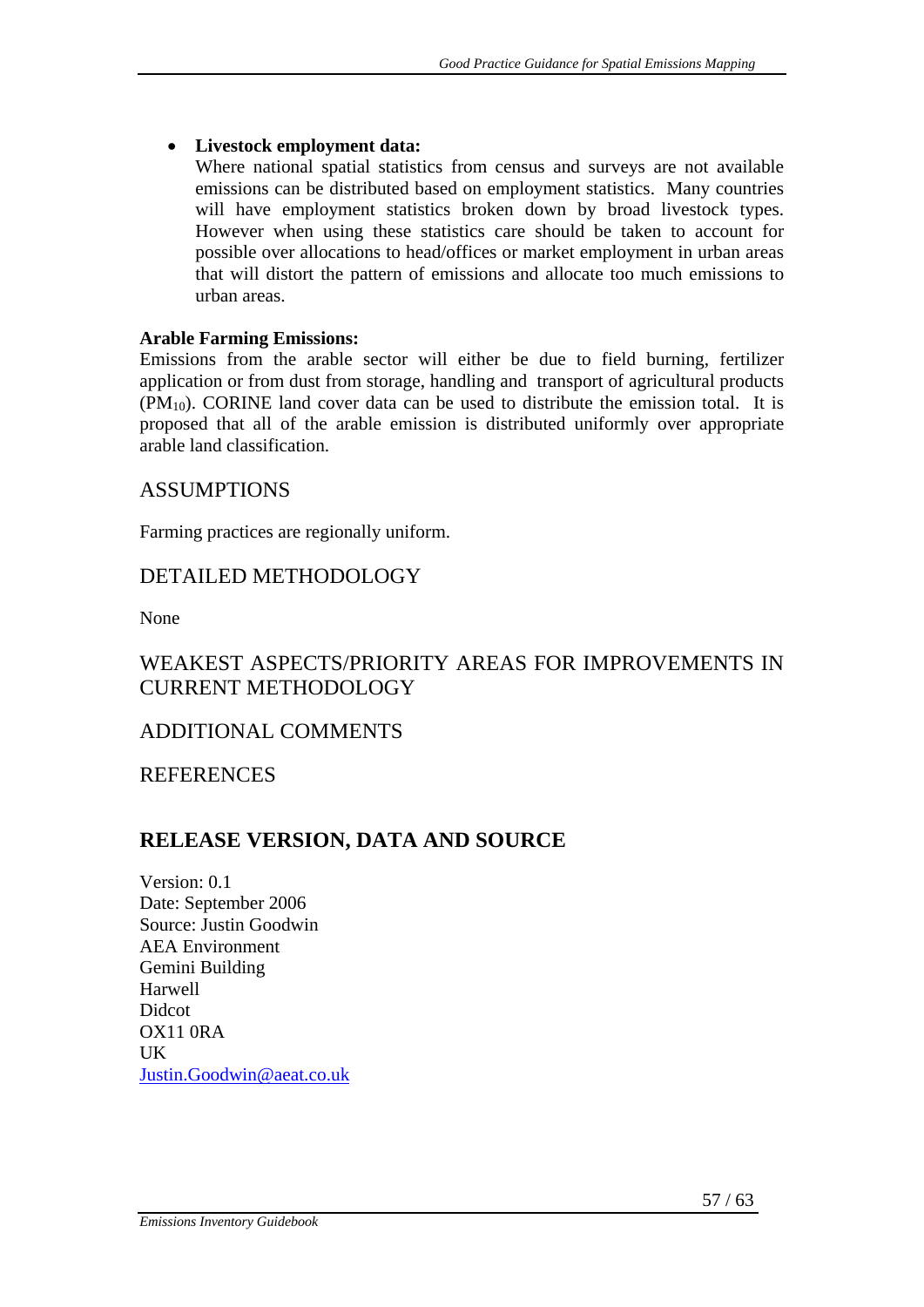- **Livestock employment data:**
  Where national spatial statistics from census and surveys are not available emissions can be distributed based on employment statistics. Many countries will have employment statistics broken down by broad livestock types. However when using these statistics care should be taken to account for possible over allocations to head/offices or market employment in urban areas that will distort the pattern of emissions and allocate too much emissions to urban areas.

**Arable Farming Emissions:**
Emissions from the arable sector will either be due to field burning, fertilizer application or from dust from storage, handling and transport of agricultural products ($PM_{10}$). CORINE land cover data can be used to distribute the emission total. It is proposed that all of the arable emission is distributed uniformly over appropriate arable land classification.

## ASSUMPTIONS

Farming practices are regionally uniform.

## DETAILED METHODOLOGY

None

## WEAKEST ASPECTS/PRIORITY AREAS FOR IMPROVEMENTS IN CURRENT METHODOLOGY

## ADDITIONAL COMMENTS

## REFERENCES

## RELEASE VERSION, DATA AND SOURCE

Version: 0.1
Date: September 2006
Source: Justin Goodwin
AEA Environment
Gemini Building
Harwell
Didcot
OX11 0RA
UK
Justin.Goodwin@aeat.co.uk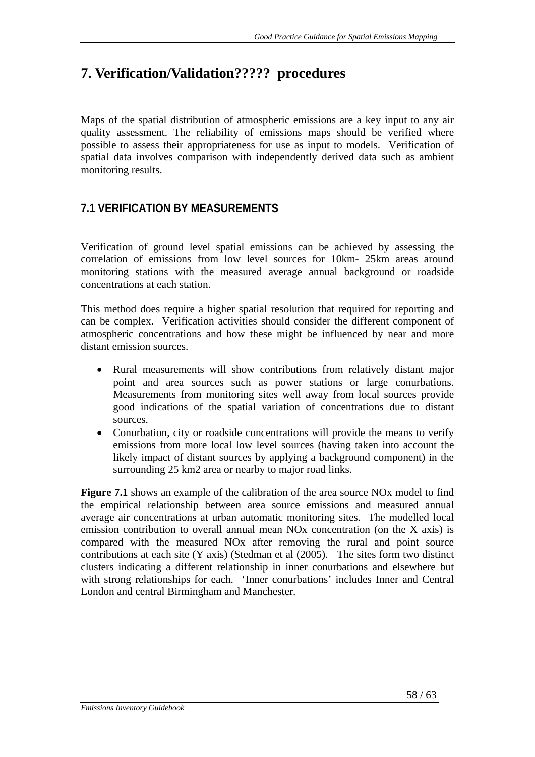# 7. Verification/Validation????? procedures

Maps of the spatial distribution of atmospheric emissions are a key input to any air quality assessment. The reliability of emissions maps should be verified where possible to assess their appropriateness for use as input to models. Verification of spatial data involves comparison with independently derived data such as ambient monitoring results.

## 7.1 VERIFICATION BY MEASUREMENTS

Verification of ground level spatial emissions can be achieved by assessing the correlation of emissions from low level sources for 10km- 25km areas around monitoring stations with the measured average annual background or roadside concentrations at each station.

This method does require a higher spatial resolution that required for reporting and can be complex. Verification activities should consider the different component of atmospheric concentrations and how these might be influenced by near and more distant emission sources.

- Rural measurements will show contributions from relatively distant major point and area sources such as power stations or large conurbations. Measurements from monitoring sites well away from local sources provide good indications of the spatial variation of concentrations due to distant sources.
- Conurbation, city or roadside concentrations will provide the means to verify emissions from more local low level sources (having taken into account the likely impact of distant sources by applying a background component) in the surrounding 25 km2 area or nearby to major road links.

**Figure 7.1** shows an example of the calibration of the area source NOx model to find the empirical relationship between area source emissions and measured annual average air concentrations at urban automatic monitoring sites. The modelled local emission contribution to overall annual mean NOx concentration (on the X axis) is compared with the measured NOx after removing the rural and point source contributions at each site (Y axis) (Stedman et al (2005). The sites form two distinct clusters indicating a different relationship in inner conurbations and elsewhere but with strong relationships for each. 'Inner conurbations' includes Inner and Central London and central Birmingham and Manchester.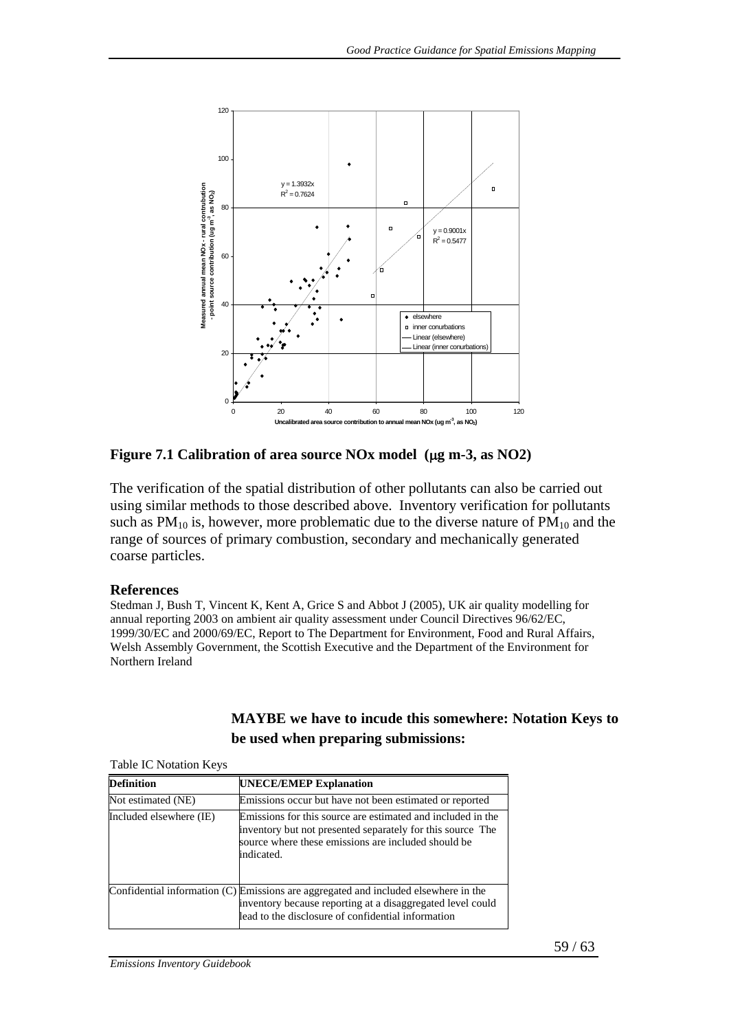**Figure 7.1 Calibration of area source NOx model (μg m-3, as NO2)**

The verification of the spatial distribution of other pollutants can also be carried out using similar methods to those described above. Inventory verification for pollutants such as $PM_{10}$ is, however, more problematic due to the diverse nature of $PM_{10}$ and the range of sources of primary combustion, secondary and mechanically generated coarse particles.

### References

Stedman J, Bush T, Vincent K, Kent A, Grice S and Abbot J (2005), UK air quality modelling for annual reporting 2003 on ambient air quality assessment under Council Directives 96/62/EC, 1999/30/EC and 2000/69/EC, Report to The Department for Environment, Food and Rural Affairs, Welsh Assembly Government, the Scottish Executive and the Department of the Environment for Northern Ireland

**MAYBE we have to incude this somewhere: Notation Keys to be used when preparing submissions:**

Table IC Notation Keys

| Definition | UNECE/EMEP Explanation |
|---|---|
| Not estimated (NE) | Emissions occur but have not been estimated or reported |
| Included elsewhere (IE) | Emissions for this source are estimated and included in the inventory but not presented separately for this source The source where these emissions are included should be indicated. |
| Confidential information (C) | Emissions are aggregated and included elsewhere in the inventory because reporting at a disaggregated level could lead to the disclosure of confidential information |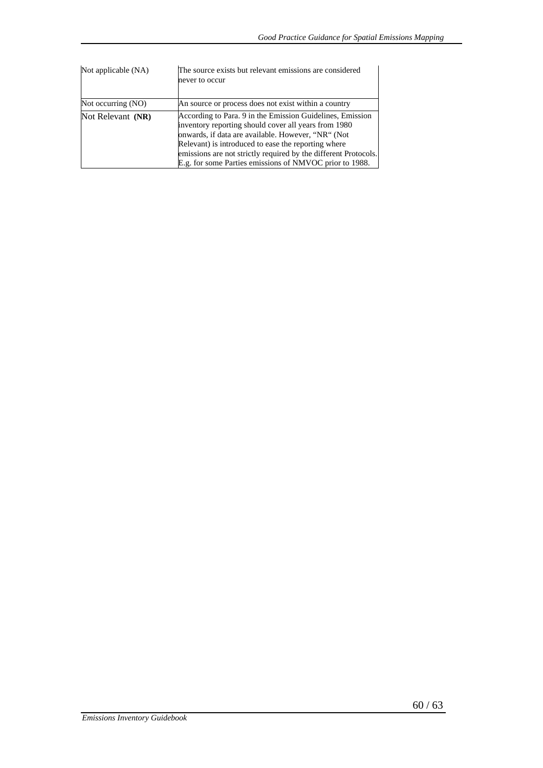| | |
|---|---|
| Not applicable (NA) | The source exists but relevant emissions are considered never to occur |
| Not occurring (NO) | An source or process does not exist within a country |
| Not Relevant **(NR)** | According to Para. 9 in the Emission Guidelines, Emission inventory reporting should cover all years from 1980 onwards, if data are available. However, "NR" (Not Relevant) is introduced to ease the reporting where emissions are not strictly required by the different Protocols. E.g. for some Parties emissions of NMVOC prior to 1988. |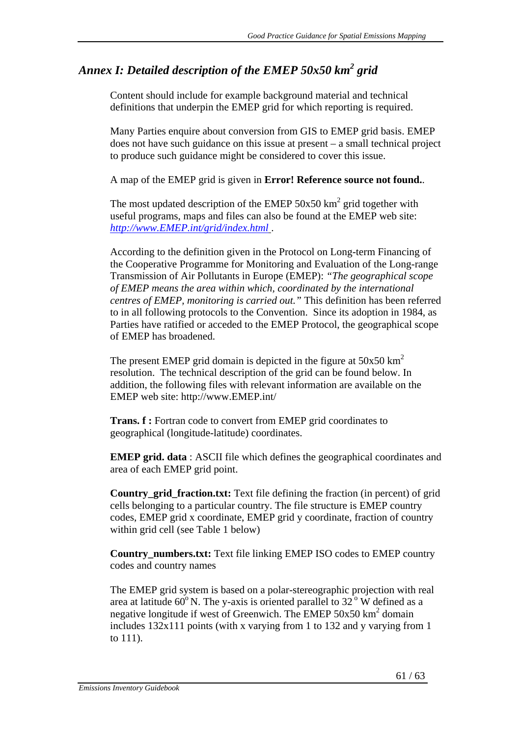## *Annex I: Detailed description of the EMEP 50x50 km² grid*

Content should include for example background material and technical definitions that underpin the EMEP grid for which reporting is required.

Many Parties enquire about conversion from GIS to EMEP grid basis. EMEP does not have such guidance on this issue at present – a small technical project to produce such guidance might be considered to cover this issue.

A map of the EMEP grid is given in **Error! Reference source not found.**.

The most updated description of the EMEP 50x50 km² grid together with useful programs, maps and files can also be found at the EMEP web site: *http://www.EMEP.int/grid/index.html* .

According to the definition given in the Protocol on Long-term Financing of the Cooperative Programme for Monitoring and Evaluation of the Long-range Transmission of Air Pollutants in Europe (EMEP): *"The geographical scope of EMEP means the area within which, coordinated by the international centres of EMEP, monitoring is carried out."* This definition has been referred to in all following protocols to the Convention. Since its adoption in 1984, as Parties have ratified or acceded to the EMEP Protocol, the geographical scope of EMEP has broadened.

The present EMEP grid domain is depicted in the figure at 50x50 km² resolution. The technical description of the grid can be found below. In addition, the following files with relevant information are available on the EMEP web site: http://www.EMEP.int/

**Trans. f :** Fortran code to convert from EMEP grid coordinates to geographical (longitude-latitude) coordinates.

**EMEP grid. data** : ASCII file which defines the geographical coordinates and area of each EMEP grid point.

**Country_grid_fraction.txt:** Text file defining the fraction (in percent) of grid cells belonging to a particular country. The file structure is EMEP country codes, EMEP grid x coordinate, EMEP grid y coordinate, fraction of country within grid cell (see Table 1 below)

**Country_numbers.txt:** Text file linking EMEP ISO codes to EMEP country codes and country names

The EMEP grid system is based on a polar-stereographic projection with real area at latitude 60° N. The y-axis is oriented parallel to 32 ° W defined as a negative longitude if west of Greenwich. The EMEP 50x50 km² domain includes 132x111 points (with x varying from 1 to 132 and y varying from 1 to 111).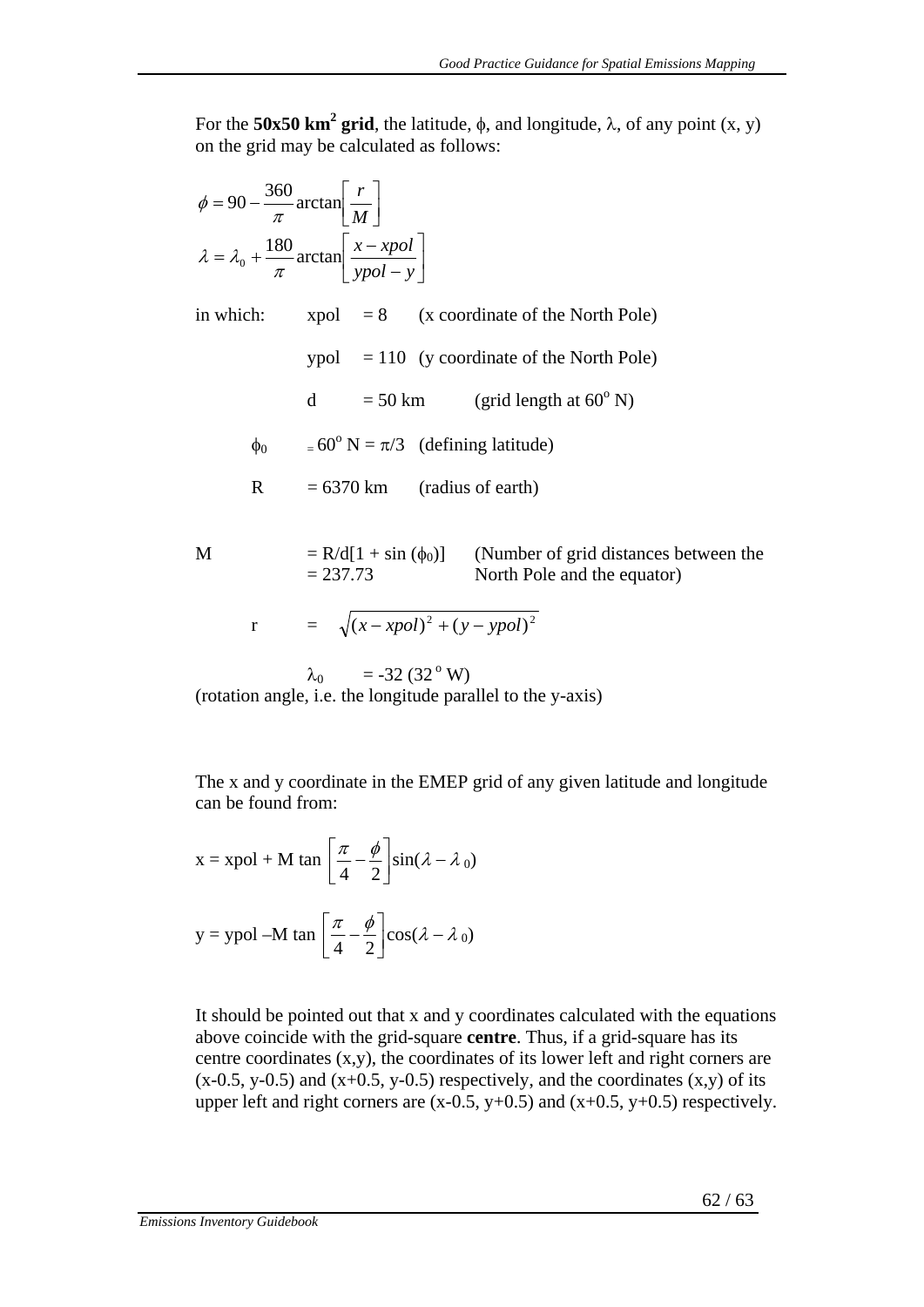For the **50x50 km² grid**, the latitude, $\phi$, and longitude, $\lambda$, of any point (x, y) on the grid may be calculated as follows:

$$\phi = 90 - \frac{360}{\pi}\arctan\left[\frac{r}{M}\right]$$

$$\lambda = \lambda_0 + \frac{180}{\pi}\arctan\left[\frac{x - xpol}{ypol - y}\right]$$

in which:

- xpol = 8 (x coordinate of the North Pole)
- ypol = 110 (y coordinate of the North Pole)
- d = 50 km (grid length at 60° N)
- $\phi_0$ = 60° N = $\pi/3$ (defining latitude)
- R = 6370 km (radius of earth)
- M = R/d[1 + sin ($\phi_0$)] = 237.73 (Number of grid distances between the North Pole and the equator)
- r = $\sqrt{(x - xpol)^2 + (y - ypol)^2}$
- $\lambda_0$ = -32 (32° W) (rotation angle, i.e. the longitude parallel to the y-axis)

The x and y coordinate in the EMEP grid of any given latitude and longitude can be found from:

$$x = xpol + M \tan\left[\frac{\pi}{4} - \frac{\phi}{2}\right]\sin(\lambda - \lambda_0)$$

$$y = ypol - M \tan\left[\frac{\pi}{4} - \frac{\phi}{2}\right]\cos(\lambda - \lambda_0)$$

It should be pointed out that x and y coordinates calculated with the equations above coincide with the grid-square **centre**. Thus, if a grid-square has its centre coordinates (x,y), the coordinates of its lower left and right corners are (x-0.5, y-0.5) and (x+0.5, y-0.5) respectively, and the coordinates (x,y) of its upper left and right corners are (x-0.5, y+0.5) and (x+0.5, y+0.5) respectively.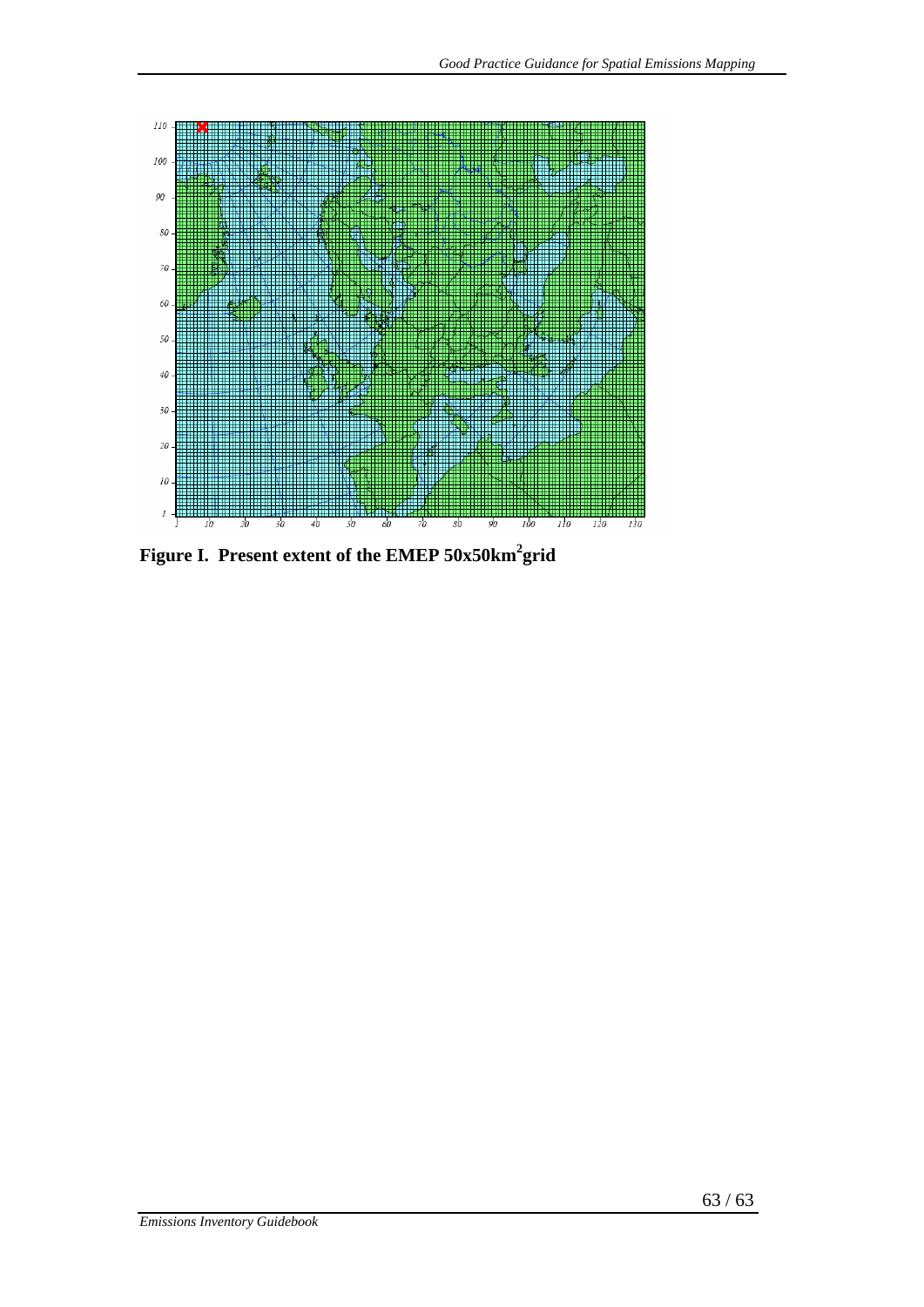110
100
90
80
70
60
50
40
30
20
10
1

1 10 20 30 40 50 60 70 80 90 100 110 120 130

**Figure I. Present extent of the EMEP 50x50km$^2$grid**